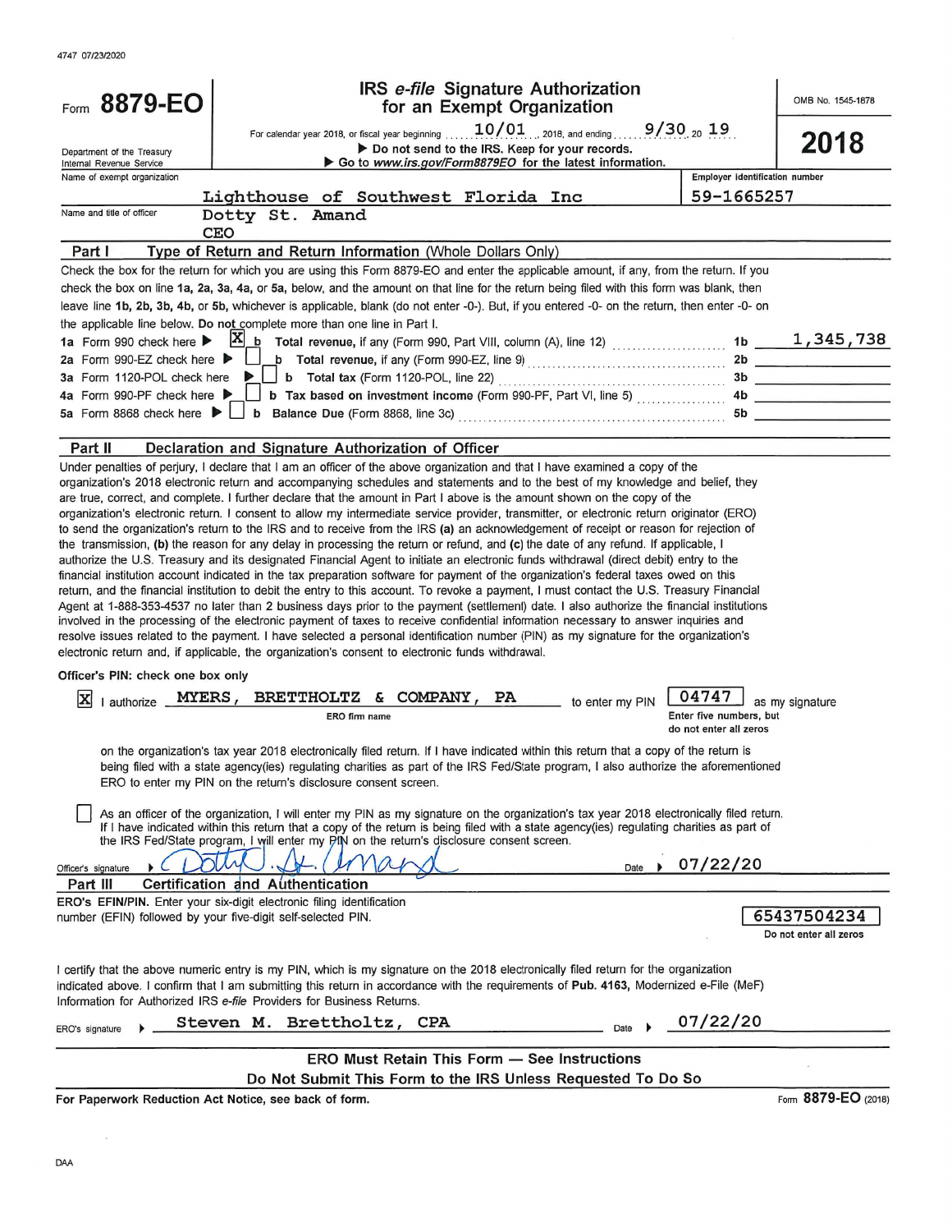4747 07/23/2020

# Form 8879-EO

## IRS *e-file* Signature Authorization for an Exempt Organization

OMB No. 1545-1878

**2018**

For calendar year 2018, or fiscal year beginning 10/01, 2018, and ending 9/30, 20 19

Department of the Treasury
Internal Revenue Service

▶ Do not send to the IRS. Keep for your records.
▶ Go to *www.irs.gov/Form8879EO* for the latest information.

Name of exempt organization: Lighthouse of Southwest Florida Inc

Employer identification number: 59-1665257

Name and title of officer: Dotty St. Amand
CEO

## Part I — Type of Return and Return Information (Whole Dollars Only)

Check the box for the return for which you are using this Form 8879-EO and enter the applicable amount, if any, from the return. If you check the box on line **1a, 2a, 3a, 4a,** or **5a,** below, and the amount on that line for the return being filed with this form was blank, then leave line **1b, 2b, 3b, 4b,** or **5b,** whichever is applicable, blank (do not enter -0-). But, if you entered -0- on the return, then enter -0- on the applicable line below. **Do not** complete more than one line in Part I.

| | | | | |
|---|---|---|---|---|
| **1a** Form 990 check here ▶ [X] | **b** Total revenue, if any (Form 990, Part VIII, column (A), line 12) | **1b** | 1,345,738 |
| **2a** Form 990-EZ check here ▶ [ ] | **b** Total revenue, if any (Form 990-EZ, line 9) | **2b** | |
| **3a** Form 1120-POL check here ▶ [ ] | **b** Total tax (Form 1120-POL, line 22) | **3b** | |
| **4a** Form 990-PF check here ▶ [ ] | **b** Tax based on investment income (Form 990-PF, Part VI, line 5) | **4b** | |
| **5a** Form 8868 check here ▶ [ ] | **b** Balance Due (Form 8868, line 3c) | **5b** | |

## Part II — Declaration and Signature Authorization of Officer

Under penalties of perjury, I declare that I am an officer of the above organization and that I have examined a copy of the organization's 2018 electronic return and accompanying schedules and statements and to the best of my knowledge and belief, they are true, correct, and complete. I further declare that the amount in Part I above is the amount shown on the copy of the organization's electronic return. I consent to allow my intermediate service provider, transmitter, or electronic return originator (ERO) to send the organization's return to the IRS and to receive from the IRS **(a)** an acknowledgement of receipt or reason for rejection of the transmission, **(b)** the reason for any delay in processing the return or refund, and **(c)** the date of any refund. If applicable, I authorize the U.S. Treasury and its designated Financial Agent to initiate an electronic funds withdrawal (direct debit) entry to the financial institution account indicated in the tax preparation software for payment of the organization's federal taxes owed on this return, and the financial institution to debit the entry to this account. To revoke a payment, I must contact the U.S. Treasury Financial Agent at 1-888-353-4537 no later than 2 business days prior to the payment (settlement) date. I also authorize the financial institutions involved in the processing of the electronic payment of taxes to receive confidential information necessary to answer inquiries and resolve issues related to the payment. I have selected a personal identification number (PIN) as my signature for the organization's electronic return and, if applicable, the organization's consent to electronic funds withdrawal.

**Officer's PIN: check one box only**

[X] I authorize MYERS, BRETTHOLTZ & COMPANY, PA (ERO firm name) to enter my PIN 04747 as my signature (Enter five numbers, but do not enter all zeros)

on the organization's tax year 2018 electronically filed return. If I have indicated within this return that a copy of the return is being filed with a state agency(ies) regulating charities as part of the IRS Fed/State program, I also authorize the aforementioned ERO to enter my PIN on the return's disclosure consent screen.

[ ] As an officer of the organization, I will enter my PIN as my signature on the organization's tax year 2018 electronically filed return. If I have indicated within this return that a copy of the return is being filed with a state agency(ies) regulating charities as part of the IRS Fed/State program, I will enter my PIN on the return's disclosure consent screen.

Officer's signature ▶ Dotty St. Amand    Date ▶ 07/22/20

## Part III — Certification and Authentication

**ERO's EFIN/PIN.** Enter your six-digit electronic filing identification number (EFIN) followed by your five-digit self-selected PIN.

65437504234
Do not enter all zeros

I certify that the above numeric entry is my PIN, which is my signature on the 2018 electronically filed return for the organization indicated above. I confirm that I am submitting this return in accordance with the requirements of **Pub. 4163,** Modernized e-File (MeF) Information for Authorized IRS *e-file* Providers for Business Returns.

ERO's signature ▶ Steven M. Brettholtz, CPA    Date ▶ 07/22/20

**ERO Must Retain This Form — See Instructions**
**Do Not Submit This Form to the IRS Unless Requested To Do So**

**For Paperwork Reduction Act Notice, see back of form.**    Form **8879-EO** (2018)

DAA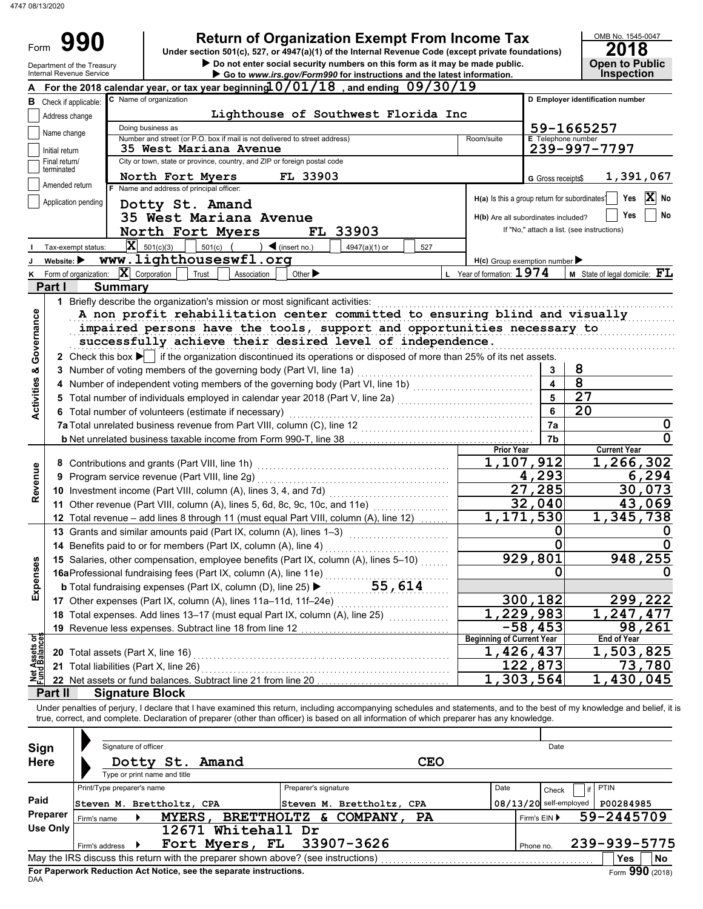4747 08/13/2020

# Form 990 — Return of Organization Exempt From Income Tax

Under section 501(c), 527, or 4947(a)(1) of the Internal Revenue Code (except private foundations)

▶ Do not enter social security numbers on this form as it may be made public.

▶ Go to *www.irs.gov/Form990* for instructions and the latest information.

Department of the Treasury
Internal Revenue Service

OMB No. 1545-0047

**2018**

**Open to Public Inspection**

**A** For the 2018 calendar year, or tax year beginning 10/01/18, and ending 09/30/19

**B** Check if applicable:
- Address change
- Name change
- Initial return
- Final return/terminated
- Amended return
- Application pending

**C** Name of organization: Lighthouse of Southwest Florida Inc

Doing business as:

Number and street (or P.O. box if mail is not delivered to street address): 35 West Mariana Avenue — Room/suite:

City or town, state or province, country, and ZIP or foreign postal code: North Fort Myers FL 33903

**D** Employer identification number: 59-1665257

**E** Telephone number: 239-997-7797

**G** Gross receipts $ 1,391,067

**F** Name and address of principal officer:
Dotty St. Amand
35 West Mariana Avenue
North Fort Myers FL 33903

**H(a)** Is this a group return for subordinates? Yes [ ] No [X]

**H(b)** Are all subordinates included? Yes [ ] No [ ]
If "No," attach a list. (see instructions)

**I** Tax-exempt status: [X] 501(c)(3) [ ] 501(c) ( ) ◀ (insert no.) [ ] 4947(a)(1) or [ ] 527

**J** Website: ▶ www.lighthouseswfl.org

**H(c)** Group exemption number ▶

**K** Form of organization: [X] Corporation [ ] Trust [ ] Association [ ] Other ▶

**L** Year of formation: 1974

**M** State of legal domicile: FL

## Part I — Summary

**Activities & Governance**

1 Briefly describe the organization's mission or most significant activities:
A non profit rehabilitation center committed to ensuring blind and visually impaired persons have the tools, support and opportunities necessary to successfully achieve their desired level of independence.

2 Check this box ▶ [ ] if the organization discontinued its operations or disposed of more than 25% of its net assets.

| | | Line | Value |
|---|---|---|---|
| 3 | Number of voting members of the governing body (Part VI, line 1a) | 3 | 8 |
| 4 | Number of independent voting members of the governing body (Part VI, line 1b) | 4 | 8 |
| 5 | Total number of individuals employed in calendar year 2018 (Part V, line 2a) | 5 | 27 |
| 6 | Total number of volunteers (estimate if necessary) | 6 | 20 |
| 7a | Total unrelated business revenue from Part VIII, column (C), line 12 | 7a | 0 |
| b | Net unrelated business taxable income from Form 990-T, line 38 | 7b | 0 |

| | | Prior Year | Current Year |
|---|---|---|---|
| **Revenue** | | | |
| 8 | Contributions and grants (Part VIII, line 1h) | 1,107,912 | 1,266,302 |
| 9 | Program service revenue (Part VIII, line 2g) | 4,293 | 6,294 |
| 10 | Investment income (Part VIII, column (A), lines 3, 4, and 7d) | 27,285 | 30,073 |
| 11 | Other revenue (Part VIII, column (A), lines 5, 6d, 8c, 9c, 10c, and 11e) | 32,040 | 43,069 |
| 12 | Total revenue – add lines 8 through 11 (must equal Part VIII, column (A), line 12) | 1,171,530 | 1,345,738 |
| **Expenses** | | | |
| 13 | Grants and similar amounts paid (Part IX, column (A), lines 1–3) | 0 | 0 |
| 14 | Benefits paid to or for members (Part IX, column (A), line 4) | 0 | 0 |
| 15 | Salaries, other compensation, employee benefits (Part IX, column (A), lines 5–10) | 929,801 | 948,255 |
| 16a | Professional fundraising fees (Part IX, column (A), line 11e) | 0 | 0 |
| b | Total fundraising expenses (Part IX, column (D), line 25) ▶ 55,614 | | |
| 17 | Other expenses (Part IX, column (A), lines 11a–11d, 11f–24e) | 300,182 | 299,222 |
| 18 | Total expenses. Add lines 13–17 (must equal Part IX, column (A), line 25) | 1,229,983 | 1,247,477 |
| 19 | Revenue less expenses. Subtract line 18 from line 12 | -58,453 | 98,261 |

| **Net Assets or Fund Balances** | | Beginning of Current Year | End of Year |
|---|---|---|---|
| 20 | Total assets (Part X, line 16) | 1,426,437 | 1,503,825 |
| 21 | Total liabilities (Part X, line 26) | 122,873 | 73,780 |
| 22 | Net assets or fund balances. Subtract line 21 from line 20 | 1,303,564 | 1,430,045 |

## Part II — Signature Block

Under penalties of perjury, I declare that I have examined this return, including accompanying schedules and statements, and to the best of my knowledge and belief, it is true, correct, and complete. Declaration of preparer (other than officer) is based on all information of which preparer has any knowledge.

**Sign Here**

Signature of officer — Date

Dotty St. Amand — CEO
Type or print name and title

**Paid Preparer Use Only**

| Print/Type preparer's name | Preparer's signature | Date | Check [ ] if self-employed | PTIN |
|---|---|---|---|---|
| Steven M. Brettholtz, CPA | Steven M. Brettholtz, CPA | 08/13/20 | | P00284985 |

Firm's name ▶ MYERS, BRETTHOLTZ & COMPANY, PA — Firm's EIN ▶ 59-2445709

Firm's address ▶ 12671 Whitehall Dr, Fort Myers, FL 33907-3626 — Phone no. 239-939-5775

May the IRS discuss this return with the preparer shown above? (see instructions) [ ] Yes [ ] No

**For Paperwork Reduction Act Notice, see the separate instructions.**

DAA — Form **990** (2018)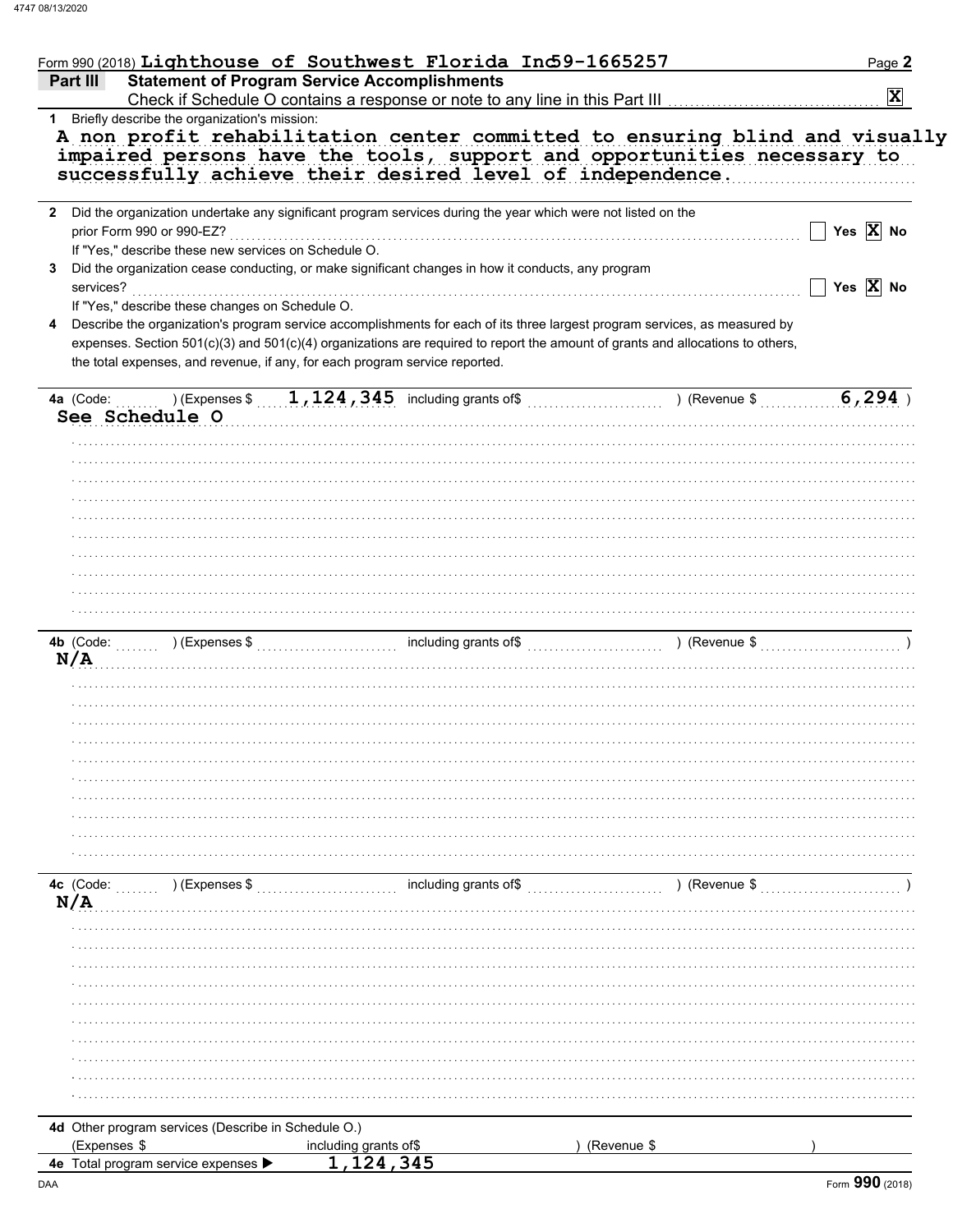Form 990 (2018) Lighthouse of Southwest Florida Inc 59-1665257

## Part III Statement of Program Service Accomplishments

Check if Schedule O contains a response or note to any line in this Part III [X]

**1** Briefly describe the organization's mission:

A non profit rehabilitation center committed to ensuring blind and visually impaired persons have the tools, support and opportunities necessary to successfully achieve their desired level of independence.

**2** Did the organization undertake any significant program services during the year which were not listed on the prior Form 990 or 990-EZ? [ ] Yes [X] No

If "Yes," describe these new services on Schedule O.

**3** Did the organization cease conducting, or make significant changes in how it conducts, any program services? [ ] Yes [X] No

If "Yes," describe these changes on Schedule O.

**4** Describe the organization's program service accomplishments for each of its three largest program services, as measured by expenses. Section 501(c)(3) and 501(c)(4) organizations are required to report the amount of grants and allocations to others, the total expenses, and revenue, if any, for each program service reported.

**4a** (Code: ) (Expenses $ 1,124,345 including grants of$ ) (Revenue $ 6,294 )

See Schedule O

**4b** (Code: ) (Expenses $ including grants of$ ) (Revenue $ )

N/A

**4c** (Code: ) (Expenses $ including grants of$ ) (Revenue $ )

N/A

**4d** Other program services (Describe in Schedule O.)

(Expenses $ including grants of$ ) (Revenue $ )

**4e** Total program service expenses ▶ 1,124,345

Form **990** (2018)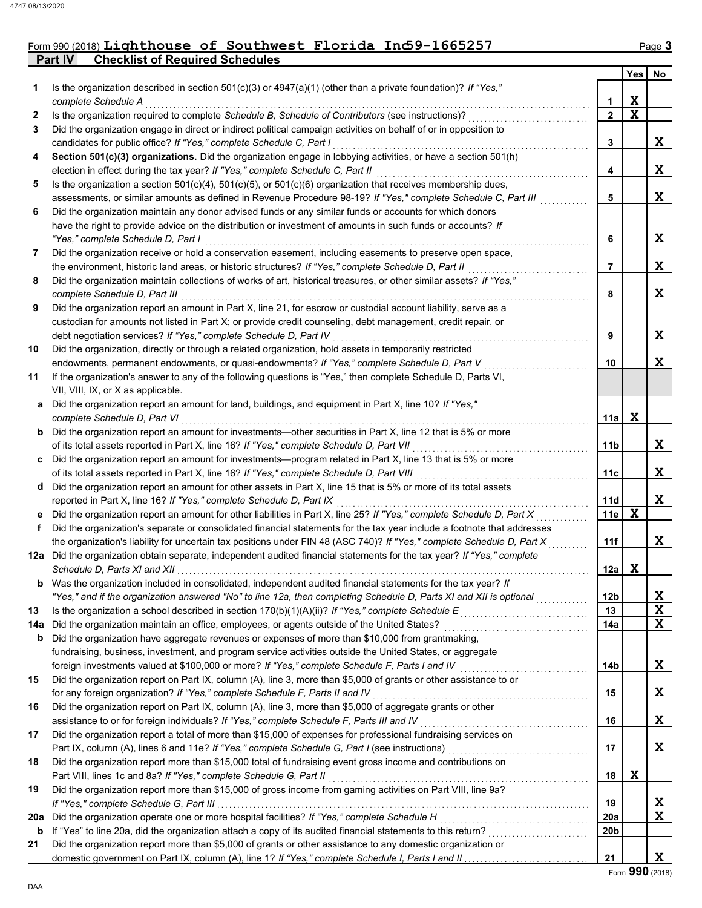Form 990 (2018) Lighthouse of Southwest Florida Inc 59-1665257 Page 3

## Part IV Checklist of Required Schedules

| | | | Yes | No |
|---|---|---|---|---|
| 1 | Is the organization described in section 501(c)(3) or 4947(a)(1) (other than a private foundation)? *If "Yes," complete Schedule A* | 1 | X | |
| 2 | Is the organization required to complete *Schedule B, Schedule of Contributors* (see instructions)? | 2 | X | |
| 3 | Did the organization engage in direct or indirect political campaign activities on behalf of or in opposition to candidates for public office? *If "Yes," complete Schedule C, Part I* | 3 | | X |
| 4 | **Section 501(c)(3) organizations.** Did the organization engage in lobbying activities, or have a section 501(h) election in effect during the tax year? *If "Yes," complete Schedule C, Part II* | 4 | | X |
| 5 | Is the organization a section 501(c)(4), 501(c)(5), or 501(c)(6) organization that receives membership dues, assessments, or similar amounts as defined in Revenue Procedure 98-19? *If "Yes," complete Schedule C, Part III* | 5 | | X |
| 6 | Did the organization maintain any donor advised funds or any similar funds or accounts for which donors have the right to provide advice on the distribution or investment of amounts in such funds or accounts? *If "Yes," complete Schedule D, Part I* | 6 | | X |
| 7 | Did the organization receive or hold a conservation easement, including easements to preserve open space, the environment, historic land areas, or historic structures? *If "Yes," complete Schedule D, Part II* | 7 | | X |
| 8 | Did the organization maintain collections of works of art, historical treasures, or other similar assets? *If "Yes," complete Schedule D, Part III* | 8 | | X |
| 9 | Did the organization report an amount in Part X, line 21, for escrow or custodial account liability, serve as a custodian for amounts not listed in Part X; or provide credit counseling, debt management, credit repair, or debt negotiation services? *If "Yes," complete Schedule D, Part IV* | 9 | | X |
| 10 | Did the organization, directly or through a related organization, hold assets in temporarily restricted endowments, permanent endowments, or quasi-endowments? *If "Yes," complete Schedule D, Part V* | 10 | | X |
| 11 | If the organization's answer to any of the following questions is "Yes," then complete Schedule D, Parts VI, VII, VIII, IX, or X as applicable. | | | |
| a | Did the organization report an amount for land, buildings, and equipment in Part X, line 10? *If "Yes," complete Schedule D, Part VI* | 11a | X | |
| b | Did the organization report an amount for investments—other securities in Part X, line 12 that is 5% or more of its total assets reported in Part X, line 16? *If "Yes," complete Schedule D, Part VII* | 11b | | X |
| c | Did the organization report an amount for investments—program related in Part X, line 13 that is 5% or more of its total assets reported in Part X, line 16? *If "Yes," complete Schedule D, Part VIII* | 11c | | X |
| d | Did the organization report an amount for other assets in Part X, line 15 that is 5% or more of its total assets reported in Part X, line 16? *If "Yes," complete Schedule D, Part IX* | 11d | | X |
| e | Did the organization report an amount for other liabilities in Part X, line 25? *If "Yes," complete Schedule D, Part X* | 11e | X | |
| f | Did the organization's separate or consolidated financial statements for the tax year include a footnote that addresses the organization's liability for uncertain tax positions under FIN 48 (ASC 740)? *If "Yes," complete Schedule D, Part X* | 11f | | X |
| 12a | Did the organization obtain separate, independent audited financial statements for the tax year? *If "Yes," complete Schedule D, Parts XI and XII* | 12a | X | |
| b | Was the organization included in consolidated, independent audited financial statements for the tax year? *If "Yes," and if the organization answered "No" to line 12a, then completing Schedule D, Parts XI and XII is optional* | 12b | | X |
| 13 | Is the organization a school described in section 170(b)(1)(A)(ii)? *If "Yes," complete Schedule E* | 13 | | X |
| 14a | Did the organization maintain an office, employees, or agents outside of the United States? | 14a | | X |
| b | Did the organization have aggregate revenues or expenses of more than $10,000 from grantmaking, fundraising, business, investment, and program service activities outside the United States, or aggregate foreign investments valued at $100,000 or more? *If "Yes," complete Schedule F, Parts I and IV* | 14b | | X |
| 15 | Did the organization report on Part IX, column (A), line 3, more than $5,000 of grants or other assistance to or for any foreign organization? *If "Yes," complete Schedule F, Parts II and IV* | 15 | | X |
| 16 | Did the organization report on Part IX, column (A), line 3, more than $5,000 of aggregate grants or other assistance to or for foreign individuals? *If "Yes," complete Schedule F, Parts III and IV* | 16 | | X |
| 17 | Did the organization report a total of more than $15,000 of expenses for professional fundraising services on Part IX, column (A), lines 6 and 11e? *If "Yes," complete Schedule G, Part I* (see instructions) | 17 | | X |
| 18 | Did the organization report more than $15,000 total of fundraising event gross income and contributions on Part VIII, lines 1c and 8a? *If "Yes," complete Schedule G, Part II* | 18 | X | |
| 19 | Did the organization report more than $15,000 of gross income from gaming activities on Part VIII, line 9a? *If "Yes," complete Schedule G, Part III* | 19 | | X |
| 20a | Did the organization operate one or more hospital facilities? *If "Yes," complete Schedule H* | 20a | | X |
| b | If "Yes" to line 20a, did the organization attach a copy of its audited financial statements to this return? | 20b | | |
| 21 | Did the organization report more than $5,000 of grants or other assistance to any domestic organization or domestic government on Part IX, column (A), line 1? *If "Yes," complete Schedule I, Parts I and II* | 21 | | X |

Form **990** (2018)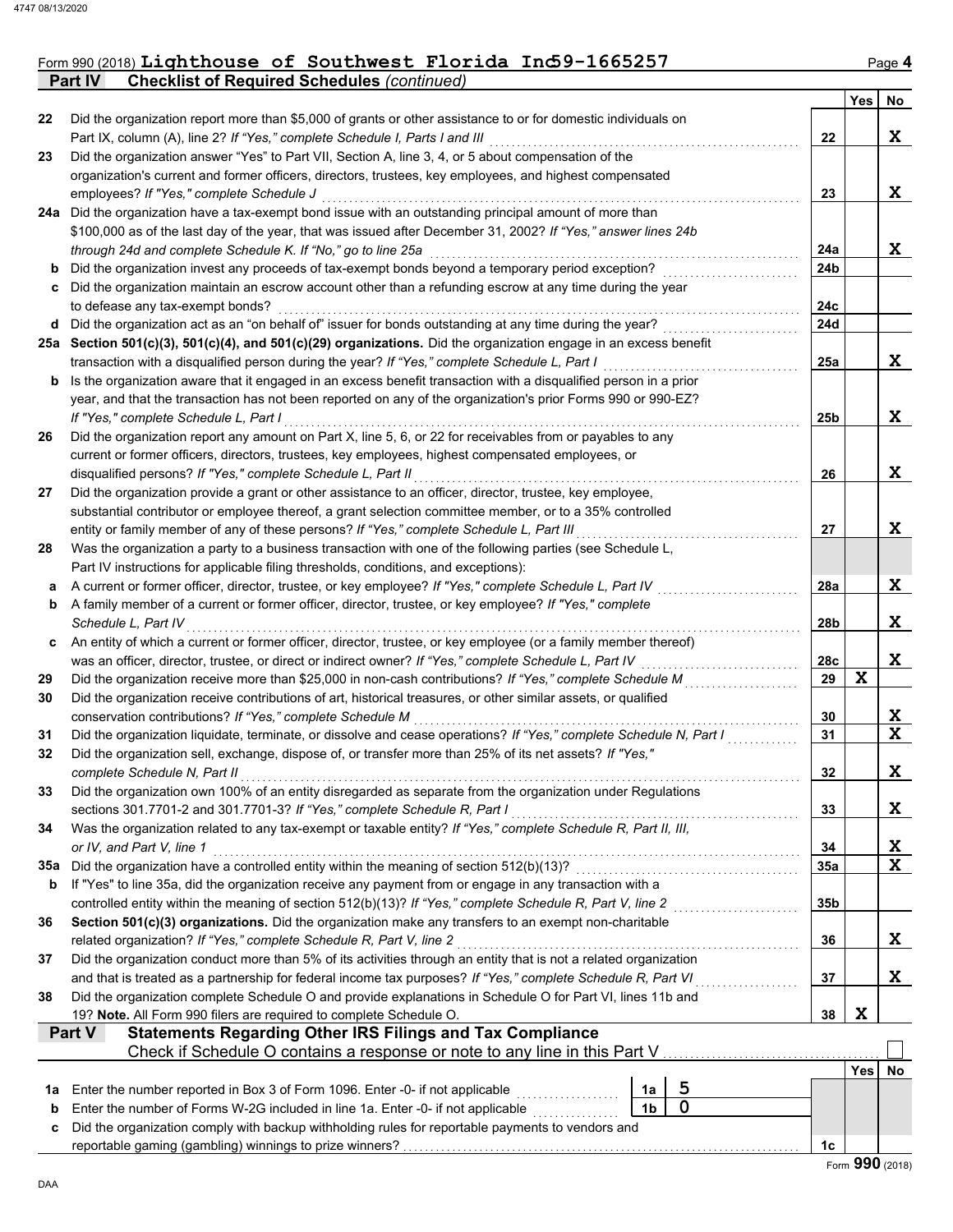Form 990 (2018) **Lighthouse of Southwest Florida Inc 59-1665257** Page 4

## Part IV Checklist of Required Schedules *(continued)*

| | | | Yes | No |
|---|---|---|---|---|
| 22 | Did the organization report more than $5,000 of grants or other assistance to or for domestic individuals on Part IX, column (A), line 2? *If "Yes," complete Schedule I, Parts I and III* | 22 | | X |
| 23 | Did the organization answer "Yes" to Part VII, Section A, line 3, 4, or 5 about compensation of the organization's current and former officers, directors, trustees, key employees, and highest compensated employees? *If "Yes," complete Schedule J* | 23 | | X |
| 24a | Did the organization have a tax-exempt bond issue with an outstanding principal amount of more than $100,000 as of the last day of the year, that was issued after December 31, 2002? *If "Yes," answer lines 24b through 24d and complete Schedule K. If "No," go to line 25a* | 24a | | X |
| b | Did the organization invest any proceeds of tax-exempt bonds beyond a temporary period exception? | 24b | | |
| c | Did the organization maintain an escrow account other than a refunding escrow at any time during the year to defease any tax-exempt bonds? | 24c | | |
| d | Did the organization act as an "on behalf of" issuer for bonds outstanding at any time during the year? | 24d | | |
| 25a | **Section 501(c)(3), 501(c)(4), and 501(c)(29) organizations.** Did the organization engage in an excess benefit transaction with a disqualified person during the year? *If "Yes," complete Schedule L, Part I* | 25a | | X |
| b | Is the organization aware that it engaged in an excess benefit transaction with a disqualified person in a prior year, and that the transaction has not been reported on any of the organization's prior Forms 990 or 990-EZ? *If "Yes," complete Schedule L, Part I* | 25b | | X |
| 26 | Did the organization report any amount on Part X, line 5, 6, or 22 for receivables from or payables to any current or former officers, directors, trustees, key employees, highest compensated employees, or disqualified persons? *If "Yes," complete Schedule L, Part II* | 26 | | X |
| 27 | Did the organization provide a grant or other assistance to an officer, director, trustee, key employee, substantial contributor or employee thereof, a grant selection committee member, or to a 35% controlled entity or family member of any of these persons? *If "Yes," complete Schedule L, Part III* | 27 | | X |
| 28 | Was the organization a party to a business transaction with one of the following parties (see Schedule L, Part IV instructions for applicable filing thresholds, conditions, and exceptions): | | | |
| a | A current or former officer, director, trustee, or key employee? *If "Yes," complete Schedule L, Part IV* | 28a | | X |
| b | A family member of a current or former officer, director, trustee, or key employee? *If "Yes," complete Schedule L, Part IV* | 28b | | X |
| c | An entity of which a current or former officer, director, trustee, or key employee (or a family member thereof) was an officer, director, trustee, or direct or indirect owner? *If "Yes," complete Schedule L, Part IV* | 28c | | X |
| 29 | Did the organization receive more than $25,000 in non-cash contributions? *If "Yes," complete Schedule M* | 29 | X | |
| 30 | Did the organization receive contributions of art, historical treasures, or other similar assets, or qualified conservation contributions? *If "Yes," complete Schedule M* | 30 | | X |
| 31 | Did the organization liquidate, terminate, or dissolve and cease operations? *If "Yes," complete Schedule N, Part I* | 31 | | X |
| 32 | Did the organization sell, exchange, dispose of, or transfer more than 25% of its net assets? *If "Yes," complete Schedule N, Part II* | 32 | | X |
| 33 | Did the organization own 100% of an entity disregarded as separate from the organization under Regulations sections 301.7701-2 and 301.7701-3? *If "Yes," complete Schedule R, Part I* | 33 | | X |
| 34 | Was the organization related to any tax-exempt or taxable entity? *If "Yes," complete Schedule R, Part II, III, or IV, and Part V, line 1* | 34 | | X |
| 35a | Did the organization have a controlled entity within the meaning of section 512(b)(13)? | 35a | | X |
| b | If "Yes" to line 35a, did the organization receive any payment from or engage in any transaction with a controlled entity within the meaning of section 512(b)(13)? *If "Yes," complete Schedule R, Part V, line 2* | 35b | | |
| 36 | **Section 501(c)(3) organizations.** Did the organization make any transfers to an exempt non-charitable related organization? *If "Yes," complete Schedule R, Part V, line 2* | 36 | | X |
| 37 | Did the organization conduct more than 5% of its activities through an entity that is not a related organization and that is treated as a partnership for federal income tax purposes? *If "Yes," complete Schedule R, Part VI* | 37 | | X |
| 38 | Did the organization complete Schedule O and provide explanations in Schedule O for Part VI, lines 11b and 19? **Note.** All Form 990 filers are required to complete Schedule O. | 38 | X | |

## Part V Statements Regarding Other IRS Filings and Tax Compliance

Check if Schedule O contains a response or note to any line in this Part V ☐

| | | | | | Yes | No |
|---|---|---|---|---|---|---|
| 1a | Enter the number reported in Box 3 of Form 1096. Enter -0- if not applicable | 1a | 5 | | | |
| b | Enter the number of Forms W-2G included in line 1a. Enter -0- if not applicable | 1b | 0 | | | |
| c | Did the organization comply with backup withholding rules for reportable payments to vendors and reportable gaming (gambling) winnings to prize winners? | | | 1c | | |

Form **990** (2018)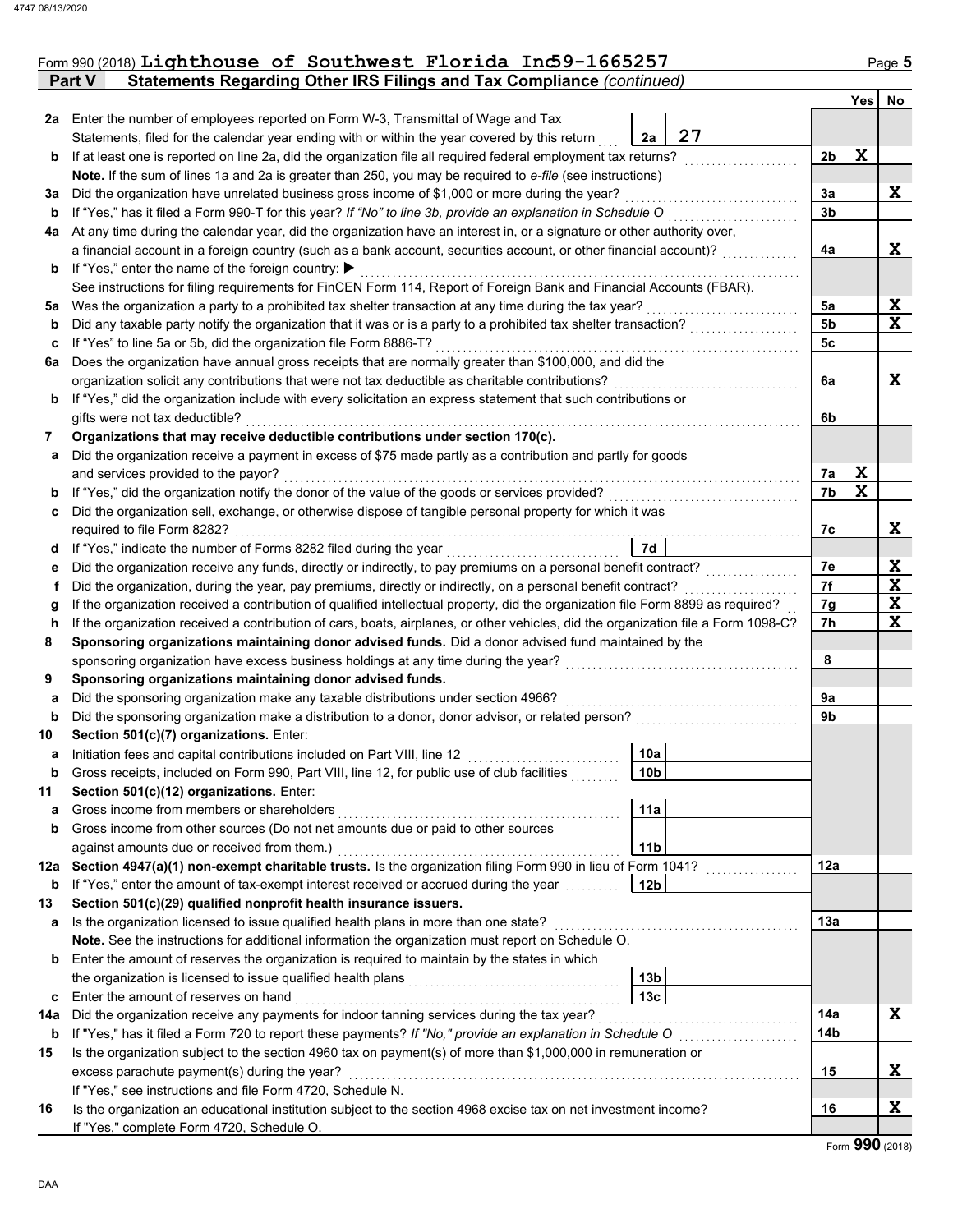Form 990 (2018) **Lighthouse of Southwest Florida Inc 59-1665257** Page **5**

## Part V Statements Regarding Other IRS Filings and Tax Compliance *(continued)*

| | | | Yes | No |
|---|---|---|---|---|
| **2a** | Enter the number of employees reported on Form W-3, Transmittal of Wage and Tax Statements, filed for the calendar year ending with or within the year covered by this return — **2a** 27 | | | |
| **b** | If at least one is reported on line 2a, did the organization file all required federal employment tax returns? | 2b | X | |
| | **Note.** If the sum of lines 1a and 2a is greater than 250, you may be required to *e-file* (see instructions) | | | |
| **3a** | Did the organization have unrelated business gross income of $1,000 or more during the year? | 3a | | X |
| **b** | If "Yes," has it filed a Form 990-T for this year? *If "No" to line 3b, provide an explanation in Schedule O* | 3b | | |
| **4a** | At any time during the calendar year, did the organization have an interest in, or a signature or other authority over, a financial account in a foreign country (such as a bank account, securities account, or other financial account)? | 4a | | X |
| **b** | If "Yes," enter the name of the foreign country: ▶ | | | |
| | See instructions for filing requirements for FinCEN Form 114, Report of Foreign Bank and Financial Accounts (FBAR). | | | |
| **5a** | Was the organization a party to a prohibited tax shelter transaction at any time during the tax year? | 5a | | X |
| **b** | Did any taxable party notify the organization that it was or is a party to a prohibited tax shelter transaction? | 5b | | X |
| **c** | If "Yes" to line 5a or 5b, did the organization file Form 8886-T? | 5c | | |
| **6a** | Does the organization have annual gross receipts that are normally greater than $100,000, and did the organization solicit any contributions that were not tax deductible as charitable contributions? | 6a | | X |
| **b** | If "Yes," did the organization include with every solicitation an express statement that such contributions or gifts were not tax deductible? | 6b | | |
| **7** | **Organizations that may receive deductible contributions under section 170(c).** | | | |
| **a** | Did the organization receive a payment in excess of $75 made partly as a contribution and partly for goods and services provided to the payor? | 7a | X | |
| **b** | If "Yes," did the organization notify the donor of the value of the goods or services provided? | 7b | X | |
| **c** | Did the organization sell, exchange, or otherwise dispose of tangible personal property for which it was required to file Form 8282? | 7c | | X |
| **d** | If "Yes," indicate the number of Forms 8282 filed during the year — **7d** | | | |
| **e** | Did the organization receive any funds, directly or indirectly, to pay premiums on a personal benefit contract? | 7e | | X |
| **f** | Did the organization, during the year, pay premiums, directly or indirectly, on a personal benefit contract? | 7f | | X |
| **g** | If the organization received a contribution of qualified intellectual property, did the organization file Form 8899 as required? | 7g | | X |
| **h** | If the organization received a contribution of cars, boats, airplanes, or other vehicles, did the organization file a Form 1098-C? | 7h | | X |
| **8** | **Sponsoring organizations maintaining donor advised funds.** Did a donor advised fund maintained by the sponsoring organization have excess business holdings at any time during the year? | 8 | | |
| **9** | **Sponsoring organizations maintaining donor advised funds.** | | | |
| **a** | Did the sponsoring organization make any taxable distributions under section 4966? | 9a | | |
| **b** | Did the sponsoring organization make a distribution to a donor, donor advisor, or related person? | 9b | | |
| **10** | **Section 501(c)(7) organizations.** Enter: | | | |
| **a** | Initiation fees and capital contributions included on Part VIII, line 12 — **10a** | | | |
| **b** | Gross receipts, included on Form 990, Part VIII, line 12, for public use of club facilities — **10b** | | | |
| **11** | **Section 501(c)(12) organizations.** Enter: | | | |
| **a** | Gross income from members or shareholders — **11a** | | | |
| **b** | Gross income from other sources (Do not net amounts due or paid to other sources against amounts due or received from them.) — **11b** | | | |
| **12a** | **Section 4947(a)(1) non-exempt charitable trusts.** Is the organization filing Form 990 in lieu of Form 1041? | 12a | | |
| **b** | If "Yes," enter the amount of tax-exempt interest received or accrued during the year — **12b** | | | |
| **13** | **Section 501(c)(29) qualified nonprofit health insurance issuers.** | | | |
| **a** | Is the organization licensed to issue qualified health plans in more than one state? | 13a | | |
| | **Note.** See the instructions for additional information the organization must report on Schedule O. | | | |
| **b** | Enter the amount of reserves the organization is required to maintain by the states in which the organization is licensed to issue qualified health plans — **13b** | | | |
| **c** | Enter the amount of reserves on hand — **13c** | | | |
| **14a** | Did the organization receive any payments for indoor tanning services during the tax year? | 14a | | X |
| **b** | If "Yes," has it filed a Form 720 to report these payments? *If "No," provide an explanation in Schedule O* | 14b | | |
| **15** | Is the organization subject to the section 4960 tax on payment(s) of more than $1,000,000 in remuneration or excess parachute payment(s) during the year? | 15 | | X |
| | If "Yes," see instructions and file Form 4720, Schedule N. | | | |
| **16** | Is the organization an educational institution subject to the section 4968 excise tax on net investment income? | 16 | | X |
| | If "Yes," complete Form 4720, Schedule O. | | | |

Form **990** (2018)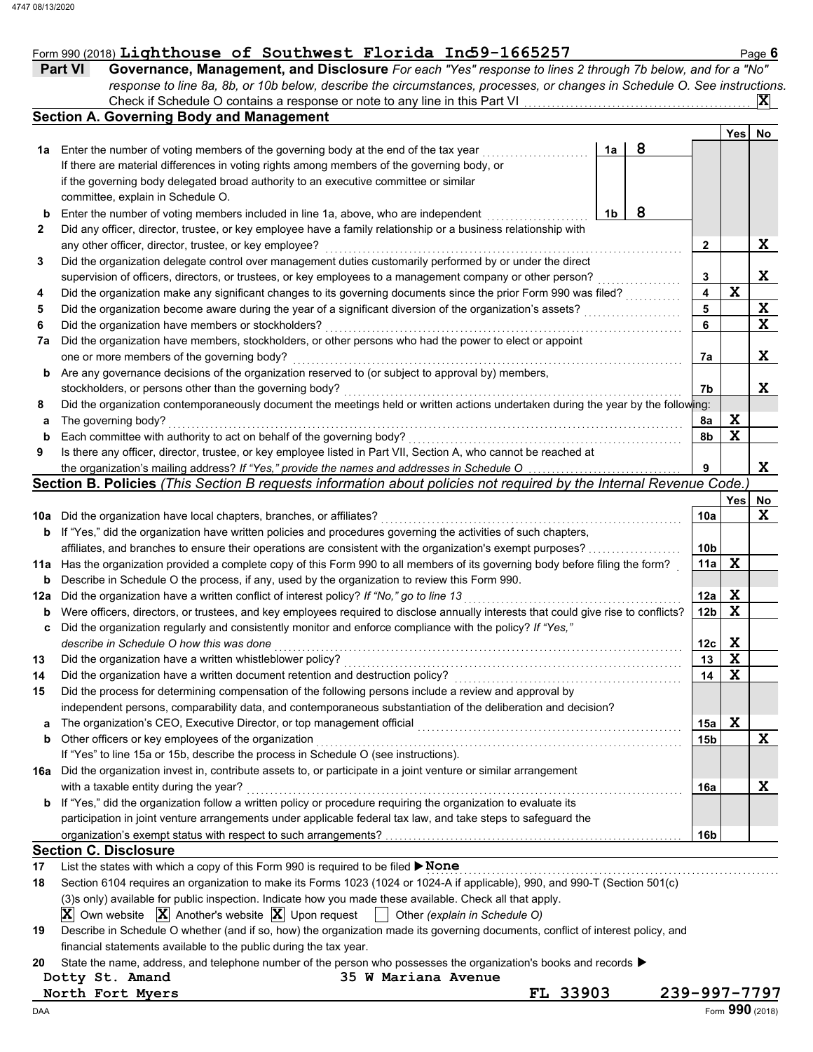Form 990 (2018) **Lighthouse of Southwest Florida Inc** 59-1665257

## Part VI Governance, Management, and Disclosure

*For each "Yes" response to lines 2 through 7b below, and for a "No" response to line 8a, 8b, or 10b below, describe the circumstances, processes, or changes in Schedule O. See instructions.*

Check if Schedule O contains a response or note to any line in this Part VI . . . . . [X]

### Section A. Governing Body and Management

| | | | Yes | No |
|---|---|---|---|---|
| **1a** | Enter the number of voting members of the governing body at the end of the tax year . . . **1a** 8<br>If there are material differences in voting rights among members of the governing body, or if the governing body delegated broad authority to an executive committee or similar committee, explain in Schedule O. | | | |
| **b** | Enter the number of voting members included in line 1a, above, who are independent . . . **1b** 8 | | | |
| **2** | Did any officer, director, trustee, or key employee have a family relationship or a business relationship with any other officer, director, trustee, or key employee? | 2 | | X |
| **3** | Did the organization delegate control over management duties customarily performed by or under the direct supervision of officers, directors, or trustees, or key employees to a management company or other person? | 3 | | X |
| **4** | Did the organization make any significant changes to its governing documents since the prior Form 990 was filed? | 4 | X | |
| **5** | Did the organization become aware during the year of a significant diversion of the organization's assets? | 5 | | X |
| **6** | Did the organization have members or stockholders? | 6 | | X |
| **7a** | Did the organization have members, stockholders, or other persons who had the power to elect or appoint one or more members of the governing body? | 7a | | X |
| **b** | Are any governance decisions of the organization reserved to (or subject to approval by) members, stockholders, or persons other than the governing body? | 7b | | X |
| **8** | Did the organization contemporaneously document the meetings held or written actions undertaken during the year by the following: | | | |
| **a** | The governing body? | 8a | X | |
| **b** | Each committee with authority to act on behalf of the governing body? | 8b | X | |
| **9** | Is there any officer, director, trustee, or key employee listed in Part VII, Section A, who cannot be reached at the organization's mailing address? *If "Yes," provide the names and addresses in Schedule O* | 9 | | X |

### Section B. Policies *(This Section B requests information about policies not required by the Internal Revenue Code.)*

| | | | Yes | No |
|---|---|---|---|---|
| **10a** | Did the organization have local chapters, branches, or affiliates? | 10a | | X |
| **b** | If "Yes," did the organization have written policies and procedures governing the activities of such chapters, affiliates, and branches to ensure their operations are consistent with the organization's exempt purposes? | 10b | | |
| **11a** | Has the organization provided a complete copy of this Form 990 to all members of its governing body before filing the form? | 11a | X | |
| **b** | Describe in Schedule O the process, if any, used by the organization to review this Form 990. | | | |
| **12a** | Did the organization have a written conflict of interest policy? *If "No," go to line 13* | 12a | X | |
| **b** | Were officers, directors, or trustees, and key employees required to disclose annually interests that could give rise to conflicts? | 12b | X | |
| **c** | Did the organization regularly and consistently monitor and enforce compliance with the policy? *If "Yes," describe in Schedule O how this was done* | 12c | X | |
| **13** | Did the organization have a written whistleblower policy? | 13 | X | |
| **14** | Did the organization have a written document retention and destruction policy? | 14 | X | |
| **15** | Did the process for determining compensation of the following persons include a review and approval by independent persons, comparability data, and contemporaneous substantiation of the deliberation and decision? | | | |
| **a** | The organization's CEO, Executive Director, or top management official | 15a | X | |
| **b** | Other officers or key employees of the organization<br>If "Yes" to line 15a or 15b, describe the process in Schedule O (see instructions). | 15b | | X |
| **16a** | Did the organization invest in, contribute assets to, or participate in a joint venture or similar arrangement with a taxable entity during the year? | 16a | | X |
| **b** | If "Yes," did the organization follow a written policy or procedure requiring the organization to evaluate its participation in joint venture arrangements under applicable federal tax law, and take steps to safeguard the organization's exempt status with respect to such arrangements? | 16b | | |

### Section C. Disclosure

**17** List the states with which a copy of this Form 990 is required to be filed ▶ **None**

**18** Section 6104 requires an organization to make its Forms 1023 (1024 or 1024-A if applicable), 990, and 990-T (Section 501(c)(3)s only) available for public inspection. Indicate how you made these available. Check all that apply.

[X] Own website [X] Another's website [X] Upon request [ ] Other *(explain in Schedule O)*

**19** Describe in Schedule O whether (and if so, how) the organization made its governing documents, conflict of interest policy, and financial statements available to the public during the tax year.

**20** State the name, address, and telephone number of the person who possesses the organization's books and records ▶

Dotty St. Amand 35 W Mariana Avenue
North Fort Myers FL 33903 239-997-7797

Form **990** (2018)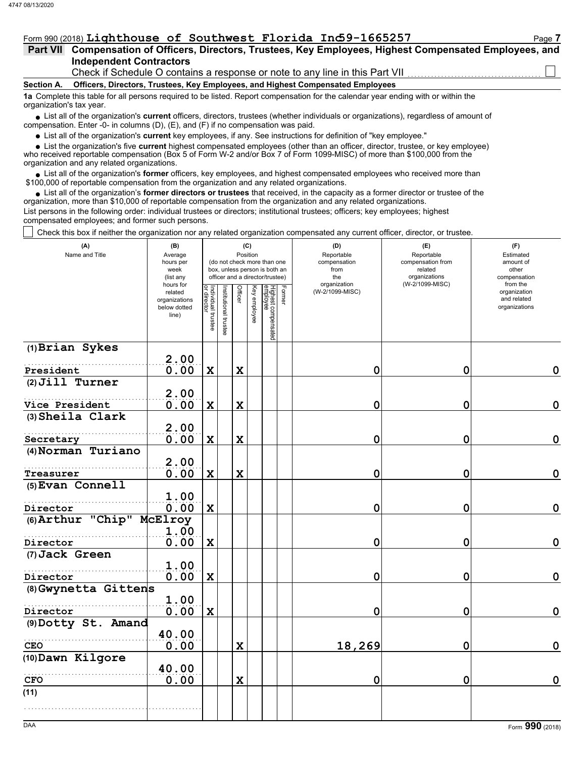Form 990 (2018) **Lighthouse of Southwest Florida Inc** 59-1665257

## Part VII Compensation of Officers, Directors, Trustees, Key Employees, Highest Compensated Employees, and Independent Contractors

Check if Schedule O contains a response or note to any line in this Part VII ☐

### Section A. Officers, Directors, Trustees, Key Employees, and Highest Compensated Employees

**1a** Complete this table for all persons required to be listed. Report compensation for the calendar year ending with or within the organization's tax year.

- List all of the organization's **current** officers, directors, trustees (whether individuals or organizations), regardless of amount of compensation. Enter -0- in columns (D), (E), and (F) if no compensation was paid.
- List all of the organization's **current** key employees, if any. See instructions for definition of "key employee."
- List the organization's five **current** highest compensated employees (other than an officer, director, trustee, or key employee) who received reportable compensation (Box 5 of Form W-2 and/or Box 7 of Form 1099-MISC) of more than $100,000 from the organization and any related organizations.
- List all of the organization's **former** officers, key employees, and highest compensated employees who received more than $100,000 of reportable compensation from the organization and any related organizations.
- List all of the organization's **former directors or trustees** that received, in the capacity as a former director or trustee of the organization, more than $10,000 of reportable compensation from the organization and any related organizations.

List persons in the following order: individual trustees or directors; institutional trustees; officers; key employees; highest compensated employees; and former such persons.

☐ Check this box if neither the organization nor any related organization compensated any current officer, director, or trustee.

| (A) Name and Title | (B) Average hours per week (list any hours for related organizations below dotted line) | (C) Position: Individual trustee or director | Institutional trustee | Officer | Key employee | Highest compensated employee | Former | (D) Reportable compensation from the organization (W-2/1099-MISC) | (E) Reportable compensation from related organizations (W-2/1099-MISC) | (F) Estimated amount of other compensation from the organization and related organizations |
|---|---|---|---|---|---|---|---|---|---|---|
| (1) Brian Sykes<br>President | 2.00<br>0.00 | X | | X | | | | 0 | 0 | 0 |
| (2) Jill Turner<br>Vice President | 2.00<br>0.00 | X | | X | | | | 0 | 0 | 0 |
| (3) Sheila Clark<br>Secretary | 2.00<br>0.00 | X | | X | | | | 0 | 0 | 0 |
| (4) Norman Turiano<br>Treasurer | 2.00<br>0.00 | X | | X | | | | 0 | 0 | 0 |
| (5) Evan Connell<br>Director | 1.00<br>0.00 | X | | | | | | 0 | 0 | 0 |
| (6) Arthur "Chip" McElroy<br>Director | 1.00<br>0.00 | X | | | | | | 0 | 0 | 0 |
| (7) Jack Green<br>Director | 1.00<br>0.00 | X | | | | | | 0 | 0 | 0 |
| (8) Gwynetta Gittens<br>Director | 1.00<br>0.00 | X | | | | | | 0 | 0 | 0 |
| (9) Dotty St. Amand<br>CEO | 40.00<br>0.00 | | | X | | | | 18,269 | 0 | 0 |
| (10) Dawn Kilgore<br>CFO | 40.00<br>0.00 | | | X | | | | 0 | 0 | 0 |
| (11) | | | | | | | | | | |

Form **990** (2018)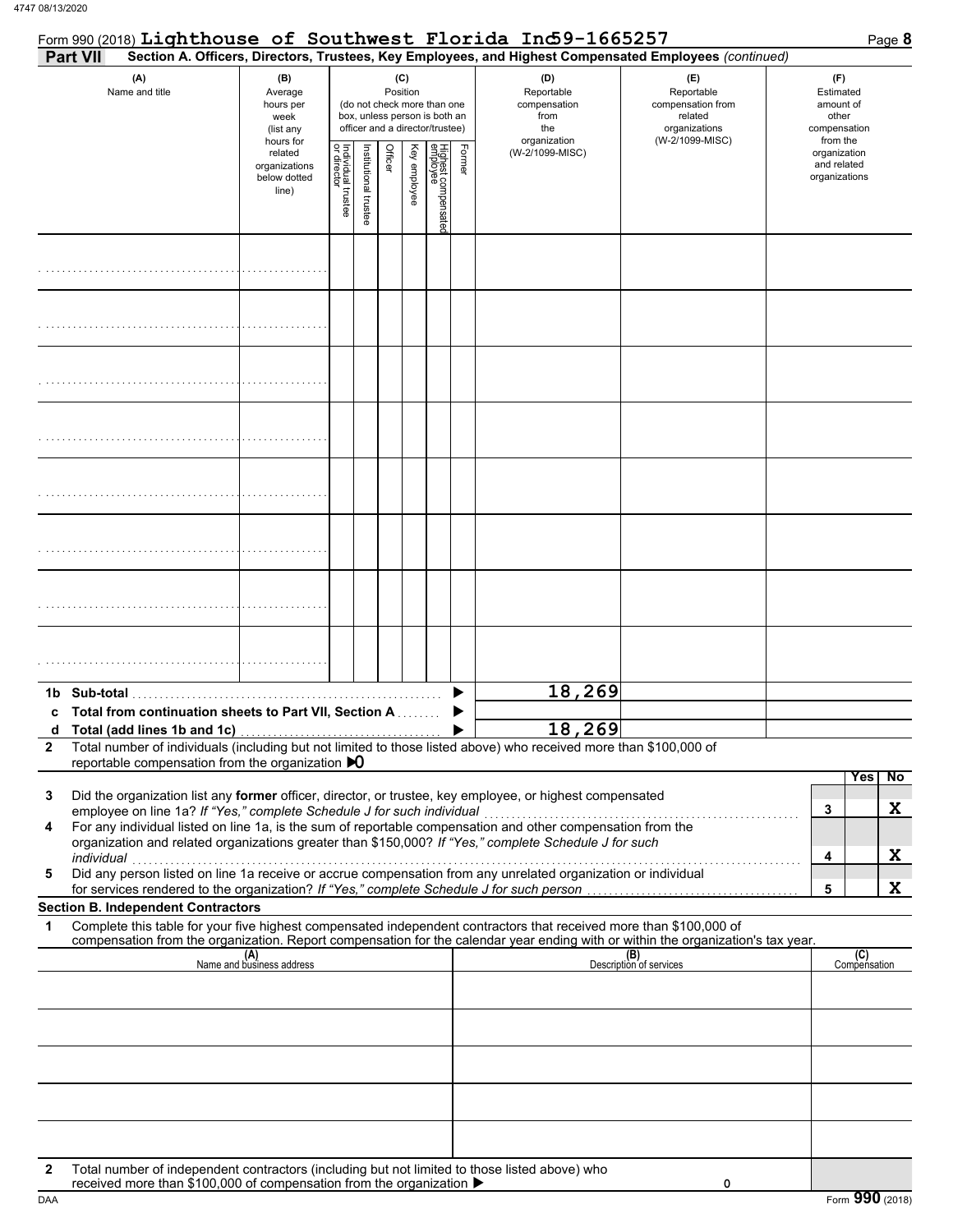Form 990 (2018) **Lighthouse of Southwest Florida Inc** 59-1665257

## Part VII Section A. Officers, Directors, Trustees, Key Employees, and Highest Compensated Employees *(continued)*

| (A) Name and title | (B) Average hours per week (list any hours for related organizations below dotted line) | (C) Position (do not check more than one box, unless person is both an officer and a director/trustee): Individual trustee or director | Institutional trustee | Officer | Key employee | Highest compensated employee | Former | (D) Reportable compensation from the organization (W-2/1099-MISC) | (E) Reportable compensation from related organizations (W-2/1099-MISC) | (F) Estimated amount of other compensation from the organization and related organizations |
|---|---|---|---|---|---|---|---|---|---|---|
| | | | | | | | | | | |
| | | | | | | | | | | |
| | | | | | | | | | | |
| | | | | | | | | | | |
| | | | | | | | | | | |
| | | | | | | | | | | |
| | | | | | | | | | | |
| | | | | | | | | | | |

| | | (D) | (E) | (F) |
|---|---|---|---|---|
| **1b** | **Sub-total** | 18,269 | | |
| **c** | **Total from continuation sheets to Part VII, Section A** | | | |
| **d** | **Total (add lines 1b and 1c)** | 18,269 | | |

**2** Total number of individuals (including but not limited to those listed above) who received more than $100,000 of reportable compensation from the organization ▶ 0

| | | | Yes | No |
|---|---|---|---|---|
| **3** | Did the organization list any **former** officer, director, or trustee, key employee, or highest compensated employee on line 1a? *If "Yes," complete Schedule J for such individual* | 3 | | X |
| **4** | For any individual listed on line 1a, is the sum of reportable compensation and other compensation from the organization and related organizations greater than $150,000? *If "Yes," complete Schedule J for such individual* | 4 | | X |
| **5** | Did any person listed on line 1a receive or accrue compensation from any unrelated organization or individual for services rendered to the organization? *If "Yes," complete Schedule J for such person* | 5 | | X |

### Section B. Independent Contractors

**1** Complete this table for your five highest compensated independent contractors that received more than $100,000 of compensation from the organization. Report compensation for the calendar year ending with or within the organization's tax year.

| (A) Name and business address | (B) Description of services | (C) Compensation |
|---|---|---|
| | | |
| | | |
| | | |
| | | |
| | | |

**2** Total number of independent contractors (including but not limited to those listed above) who received more than $100,000 of compensation from the organization ▶ 0

Form **990** (2018)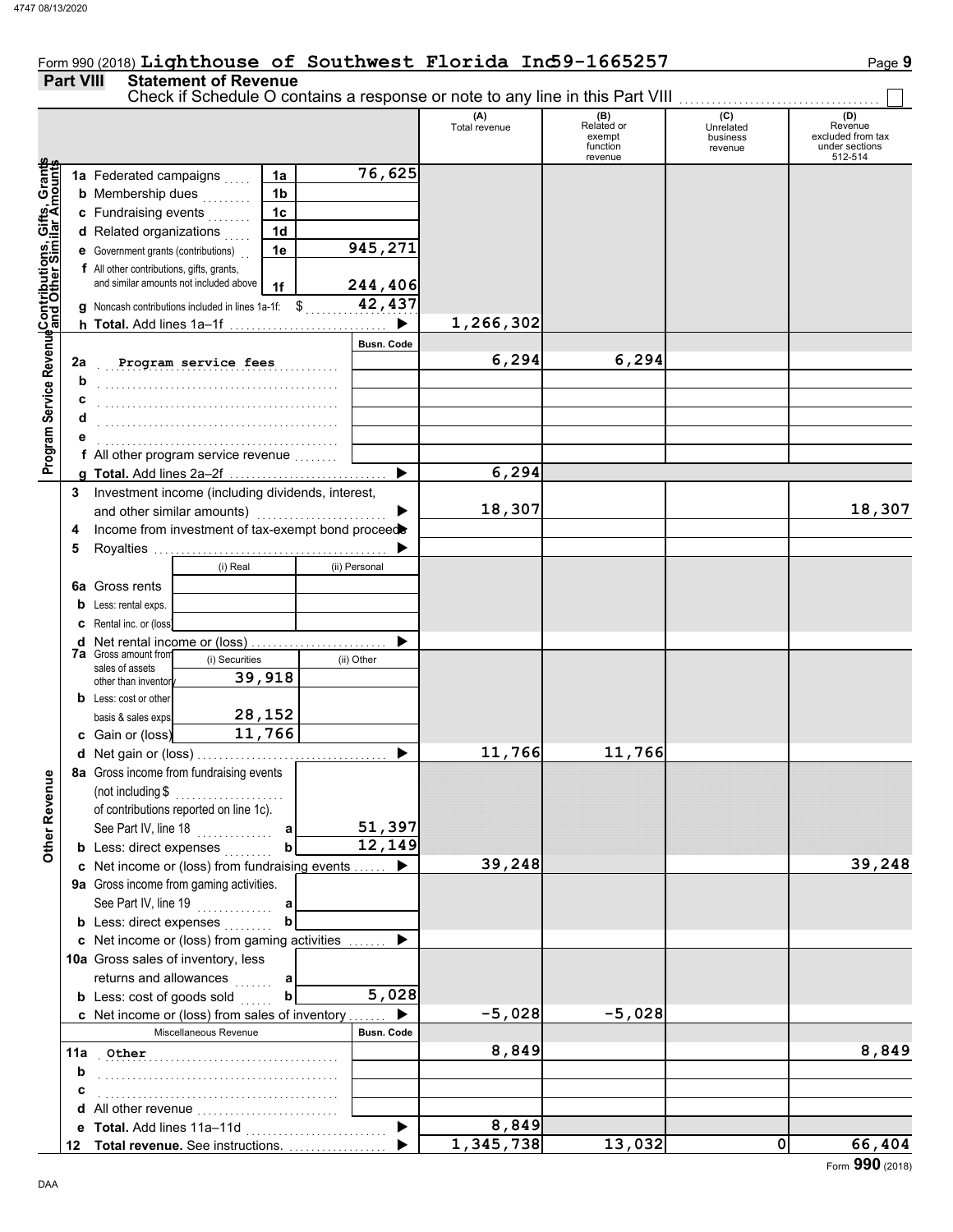Form 990 (2018) **Lighthouse of Southwest Florida Inc 59-1665257**

## Part VIII Statement of Revenue

Check if Schedule O contains a response or note to any line in this Part VIII ☐

| | | | (A) Total revenue | (B) Related or exempt function revenue | (C) Unrelated business revenue | (D) Revenue excluded from tax under sections 512-514 |
|---|---|---|---|---|---|---|
| **Contributions, Gifts, Grants and Other Similar Amounts** | | | | | | |
| 1a | Federated campaigns | 1a 76,625 | | | | |
| b | Membership dues | 1b | | | | |
| c | Fundraising events | 1c | | | | |
| d | Related organizations | 1d | | | | |
| e | Government grants (contributions) | 1e 945,271 | | | | |
| f | All other contributions, gifts, grants, and similar amounts not included above | 1f 244,406 | | | | |
| g | Noncash contributions included in lines 1a-1f: $ 42,437 | | | | | |
| h | **Total.** Add lines 1a–1f | | 1,266,302 | | | |
| **Program Service Revenue** | | Busn. Code | | | | |
| 2a | Program service fees | | 6,294 | 6,294 | | |
| b | | | | | | |
| c | | | | | | |
| d | | | | | | |
| e | | | | | | |
| f | All other program service revenue | | | | | |
| g | **Total.** Add lines 2a–2f | | 6,294 | | | |
| **Other Revenue** | | | | | | |
| 3 | Investment income (including dividends, interest, and other similar amounts) | | 18,307 | | | 18,307 |
| 4 | Income from investment of tax-exempt bond proceeds | | | | | |
| 5 | Royalties | | | | | |
| | | (i) Real / (ii) Personal | | | | |
| 6a | Gross rents | | | | | |
| b | Less: rental exps. | | | | | |
| c | Rental inc. or (loss) | | | | | |
| d | Net rental income or (loss) | | | | | |
| 7a | Gross amount from sales of assets other than inventory | (i) Securities 39,918 / (ii) Other | | | | |
| b | Less: cost or other basis & sales exps. | (i) 28,152 | | | | |
| c | Gain or (loss) | (i) 11,766 | | | | |
| d | Net gain or (loss) | | 11,766 | 11,766 | | |
| 8a | Gross income from fundraising events (not including $ of contributions reported on line 1c). See Part IV, line 18 | a 51,397 | | | | |
| b | Less: direct expenses | b 12,149 | | | | |
| c | Net income or (loss) from fundraising events | | 39,248 | | | 39,248 |
| 9a | Gross income from gaming activities. See Part IV, line 19 | a | | | | |
| b | Less: direct expenses | b | | | | |
| c | Net income or (loss) from gaming activities | | | | | |
| 10a | Gross sales of inventory, less returns and allowances | a | | | | |
| b | Less: cost of goods sold | b 5,028 | | | | |
| c | Net income or (loss) from sales of inventory | | -5,028 | -5,028 | | |
| | Miscellaneous Revenue | Busn. Code | | | | |
| 11a | Other | | 8,849 | | | 8,849 |
| b | | | | | | |
| c | | | | | | |
| d | All other revenue | | | | | |
| e | **Total.** Add lines 11a–11d | | 8,849 | | | |
| 12 | **Total revenue.** See instructions. | | 1,345,738 | 13,032 | 0 | 66,404 |

Form **990** (2018)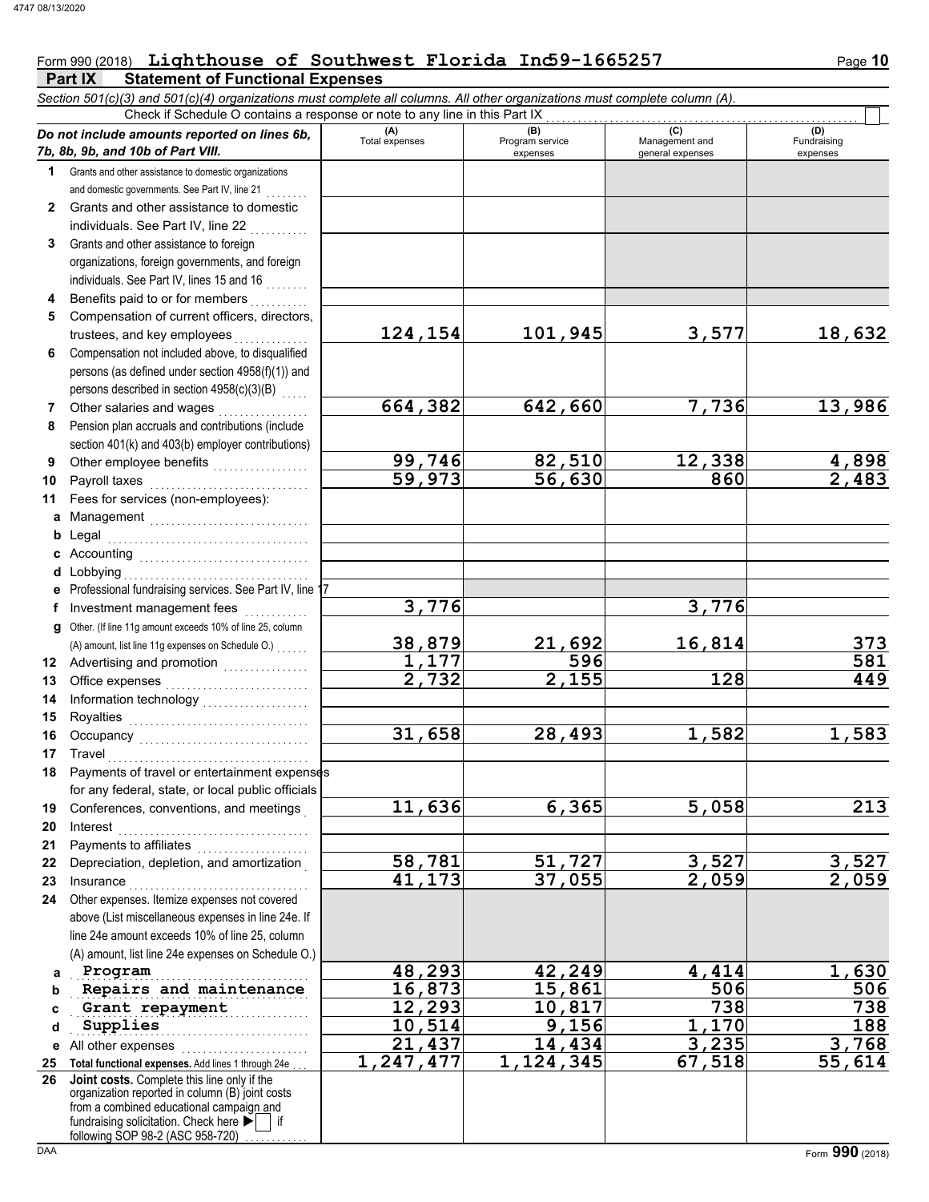Form 990 (2018) **Lighthouse of Southwest Florida Inc 59-1665257** Page **10**

## Part IX Statement of Functional Expenses

*Section 501(c)(3) and 501(c)(4) organizations must complete all columns. All other organizations must complete column (A).*

Check if Schedule O contains a response or note to any line in this Part IX ☐

| *Do not include amounts reported on lines 6b, 7b, 8b, 9b, and 10b of Part VIII.* | (A) Total expenses | (B) Program service expenses | (C) Management and general expenses | (D) Fundraising expenses |
|---|---|---|---|---|
| **1** Grants and other assistance to domestic organizations and domestic governments. See Part IV, line 21 | | | | |
| **2** Grants and other assistance to domestic individuals. See Part IV, line 22 | | | | |
| **3** Grants and other assistance to foreign organizations, foreign governments, and foreign individuals. See Part IV, lines 15 and 16 | | | | |
| **4** Benefits paid to or for members | | | | |
| **5** Compensation of current officers, directors, trustees, and key employees | 124,154 | 101,945 | 3,577 | 18,632 |
| **6** Compensation not included above, to disqualified persons (as defined under section 4958(f)(1)) and persons described in section 4958(c)(3)(B) | | | | |
| **7** Other salaries and wages | 664,382 | 642,660 | 7,736 | 13,986 |
| **8** Pension plan accruals and contributions (include section 401(k) and 403(b) employer contributions) | | | | |
| **9** Other employee benefits | 99,746 | 82,510 | 12,338 | 4,898 |
| **10** Payroll taxes | 59,973 | 56,630 | 860 | 2,483 |
| **11** Fees for services (non-employees): | | | | |
| **a** Management | | | | |
| **b** Legal | | | | |
| **c** Accounting | | | | |
| **d** Lobbying | | | | |
| **e** Professional fundraising services. See Part IV, line 17 | | | | |
| **f** Investment management fees | 3,776 | | 3,776 | |
| **g** Other. (If line 11g amount exceeds 10% of line 25, column (A) amount, list line 11g expenses on Schedule O.) | 38,879 | 21,692 | 16,814 | 373 |
| **12** Advertising and promotion | 1,177 | 596 | | 581 |
| **13** Office expenses | 2,732 | 2,155 | 128 | 449 |
| **14** Information technology | | | | |
| **15** Royalties | | | | |
| **16** Occupancy | 31,658 | 28,493 | 1,582 | 1,583 |
| **17** Travel | | | | |
| **18** Payments of travel or entertainment expenses for any federal, state, or local public officials | | | | |
| **19** Conferences, conventions, and meetings | 11,636 | 6,365 | 5,058 | 213 |
| **20** Interest | | | | |
| **21** Payments to affiliates | | | | |
| **22** Depreciation, depletion, and amortization | 58,781 | 51,727 | 3,527 | 3,527 |
| **23** Insurance | 41,173 | 37,055 | 2,059 | 2,059 |
| **24** Other expenses. Itemize expenses not covered above (List miscellaneous expenses in line 24e. If line 24e amount exceeds 10% of line 25, column (A) amount, list line 24e expenses on Schedule O.) | | | | |
| **a** Program | 48,293 | 42,249 | 4,414 | 1,630 |
| **b** Repairs and maintenance | 16,873 | 15,861 | 506 | 506 |
| **c** Grant repayment | 12,293 | 10,817 | 738 | 738 |
| **d** Supplies | 10,514 | 9,156 | 1,170 | 188 |
| **e** All other expenses | 21,437 | 14,434 | 3,235 | 3,768 |
| **25** **Total functional expenses.** Add lines 1 through 24e | 1,247,477 | 1,124,345 | 67,518 | 55,614 |
| **26** **Joint costs.** Complete this line only if the organization reported in column (B) joint costs from a combined educational campaign and fundraising solicitation. Check here ☐ if following SOP 98-2 (ASC 958-720) | | | | |

DAA Form **990** (2018)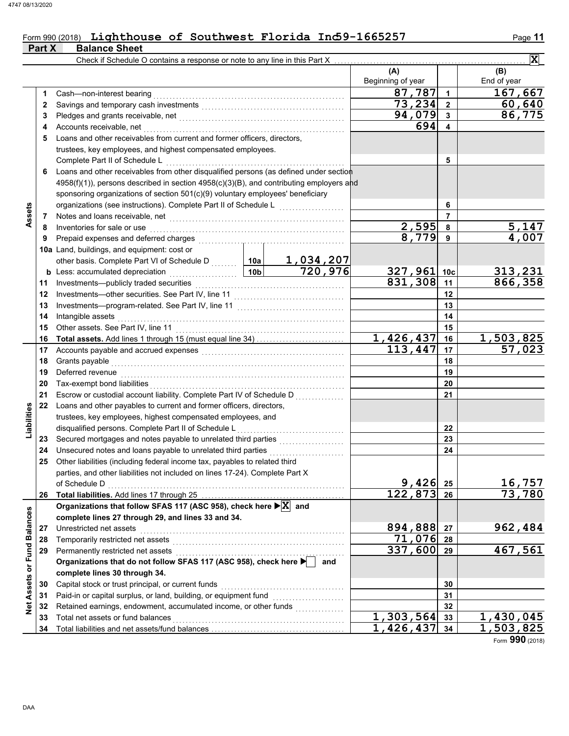Form 990 (2018) **Lighthouse of Southwest Florida Inc** 59-1665257

## Part X Balance Sheet

Check if Schedule O contains a response or note to any line in this Part X ☒

| | Line | Description | | | (A) Beginning of year | | (B) End of year |
|---|---|---|---|---|---|---|---|
| **Assets** | 1 | Cash—non-interest bearing | | | 87,787 | 1 | 167,667 |
| | 2 | Savings and temporary cash investments | | | 73,234 | 2 | 60,640 |
| | 3 | Pledges and grants receivable, net | | | 94,079 | 3 | 86,775 |
| | 4 | Accounts receivable, net | | | 694 | 4 | |
| | 5 | Loans and other receivables from current and former officers, directors, trustees, key employees, and highest compensated employees. Complete Part II of Schedule L | | | | 5 | |
| | 6 | Loans and other receivables from other disqualified persons (as defined under section 4958(f)(1)), persons described in section 4958(c)(3)(B), and contributing employers and sponsoring organizations of section 501(c)(9) voluntary employees' beneficiary organizations (see instructions). Complete Part II of Schedule L | | | | 6 | |
| | 7 | Notes and loans receivable, net | | | | 7 | |
| | 8 | Inventories for sale or use | | | 2,595 | 8 | 5,147 |
| | 9 | Prepaid expenses and deferred charges | | | 8,779 | 9 | 4,007 |
| | 10a | Land, buildings, and equipment: cost or other basis. Complete Part VI of Schedule D | 10a | 1,034,207 | | | |
| | b | Less: accumulated depreciation | 10b | 720,976 | 327,961 | 10c | 313,231 |
| | 11 | Investments—publicly traded securities | | | 831,308 | 11 | 866,358 |
| | 12 | Investments—other securities. See Part IV, line 11 | | | | 12 | |
| | 13 | Investments—program-related. See Part IV, line 11 | | | | 13 | |
| | 14 | Intangible assets | | | | 14 | |
| | 15 | Other assets. See Part IV, line 11 | | | | 15 | |
| | 16 | **Total assets.** Add lines 1 through 15 (must equal line 34) | | | 1,426,437 | 16 | 1,503,825 |
| **Liabilities** | 17 | Accounts payable and accrued expenses | | | 113,447 | 17 | 57,023 |
| | 18 | Grants payable | | | | 18 | |
| | 19 | Deferred revenue | | | | 19 | |
| | 20 | Tax-exempt bond liabilities | | | | 20 | |
| | 21 | Escrow or custodial account liability. Complete Part IV of Schedule D | | | | 21 | |
| | 22 | Loans and other payables to current and former officers, directors, trustees, key employees, highest compensated employees, and disqualified persons. Complete Part II of Schedule L | | | | 22 | |
| | 23 | Secured mortgages and notes payable to unrelated third parties | | | | 23 | |
| | 24 | Unsecured notes and loans payable to unrelated third parties | | | | 24 | |
| | 25 | Other liabilities (including federal income tax, payables to related third parties, and other liabilities not included on lines 17-24). Complete Part X of Schedule D | | | 9,426 | 25 | 16,757 |
| | 26 | **Total liabilities.** Add lines 17 through 25 | | | 122,873 | 26 | 73,780 |
| **Net Assets or Fund Balances** | | **Organizations that follow SFAS 117 (ASC 958), check here ☒ and complete lines 27 through 29, and lines 33 and 34.** | | | | | |
| | 27 | Unrestricted net assets | | | 894,888 | 27 | 962,484 |
| | 28 | Temporarily restricted net assets | | | 71,076 | 28 | |
| | 29 | Permanently restricted net assets | | | 337,600 | 29 | 467,561 |
| | | **Organizations that do not follow SFAS 117 (ASC 958), check here ☐ and complete lines 30 through 34.** | | | | | |
| | 30 | Capital stock or trust principal, or current funds | | | | 30 | |
| | 31 | Paid-in or capital surplus, or land, building, or equipment fund | | | | 31 | |
| | 32 | Retained earnings, endowment, accumulated income, or other funds | | | | 32 | |
| | 33 | Total net assets or fund balances | | | 1,303,564 | 33 | 1,430,045 |
| | 34 | Total liabilities and net assets/fund balances | | | 1,426,437 | 34 | 1,503,825 |

Form **990** (2018)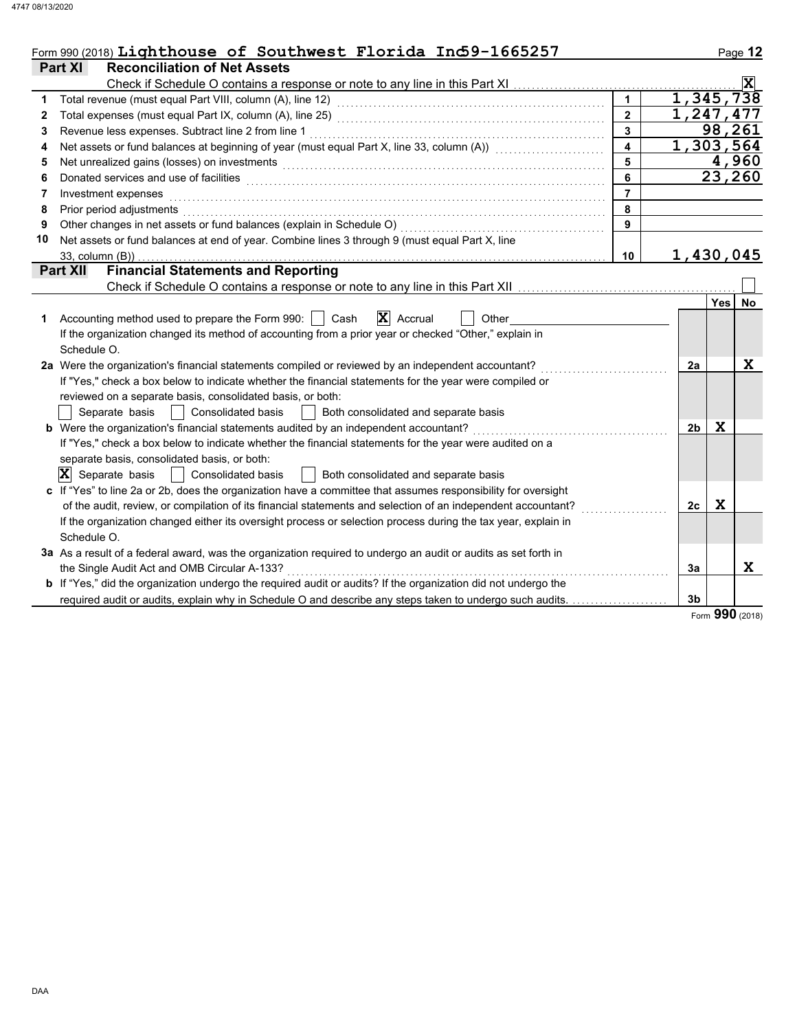Form 990 (2018) **Lighthouse of Southwest Florida Inc 59-1665257**

## Part XI Reconciliation of Net Assets

Check if Schedule O contains a response or note to any line in this Part XI .......... [X]

| | | | |
|---|---|---|---|
| 1 | Total revenue (must equal Part VIII, column (A), line 12) | 1 | 1,345,738 |
| 2 | Total expenses (must equal Part IX, column (A), line 25) | 2 | 1,247,477 |
| 3 | Revenue less expenses. Subtract line 2 from line 1 | 3 | 98,261 |
| 4 | Net assets or fund balances at beginning of year (must equal Part X, line 33, column (A)) | 4 | 1,303,564 |
| 5 | Net unrealized gains (losses) on investments | 5 | 4,960 |
| 6 | Donated services and use of facilities | 6 | 23,260 |
| 7 | Investment expenses | 7 | |
| 8 | Prior period adjustments | 8 | |
| 9 | Other changes in net assets or fund balances (explain in Schedule O) | 9 | |
| 10 | Net assets or fund balances at end of year. Combine lines 3 through 9 (must equal Part X, line 33, column (B)) | 10 | 1,430,045 |

## Part XII Financial Statements and Reporting

Check if Schedule O contains a response or note to any line in this Part XII .......... [ ]

| | | | Yes | No |
|---|---|---|---|---|
| **1** | Accounting method used to prepare the Form 990: [ ] Cash [X] Accrual [ ] Other<br>If the organization changed its method of accounting from a prior year or checked "Other," explain in Schedule O. | | | |
| **2a** | Were the organization's financial statements compiled or reviewed by an independent accountant?<br>If "Yes," check a box below to indicate whether the financial statements for the year were compiled or reviewed on a separate basis, consolidated basis, or both:<br>[ ] Separate basis [ ] Consolidated basis [ ] Both consolidated and separate basis | 2a | | X |
| **b** | Were the organization's financial statements audited by an independent accountant?<br>If "Yes," check a box below to indicate whether the financial statements for the year were audited on a separate basis, consolidated basis, or both:<br>[X] Separate basis [ ] Consolidated basis [ ] Both consolidated and separate basis | 2b | X | |
| **c** | If "Yes" to line 2a or 2b, does the organization have a committee that assumes responsibility for oversight of the audit, review, or compilation of its financial statements and selection of an independent accountant?<br>If the organization changed either its oversight process or selection process during the tax year, explain in Schedule O. | 2c | X | |
| **3a** | As a result of a federal award, was the organization required to undergo an audit or audits as set forth in the Single Audit Act and OMB Circular A-133? | 3a | | X |
| **b** | If "Yes," did the organization undergo the required audit or audits? If the organization did not undergo the required audit or audits, explain why in Schedule O and describe any steps taken to undergo such audits. | 3b | | |

Form **990** (2018)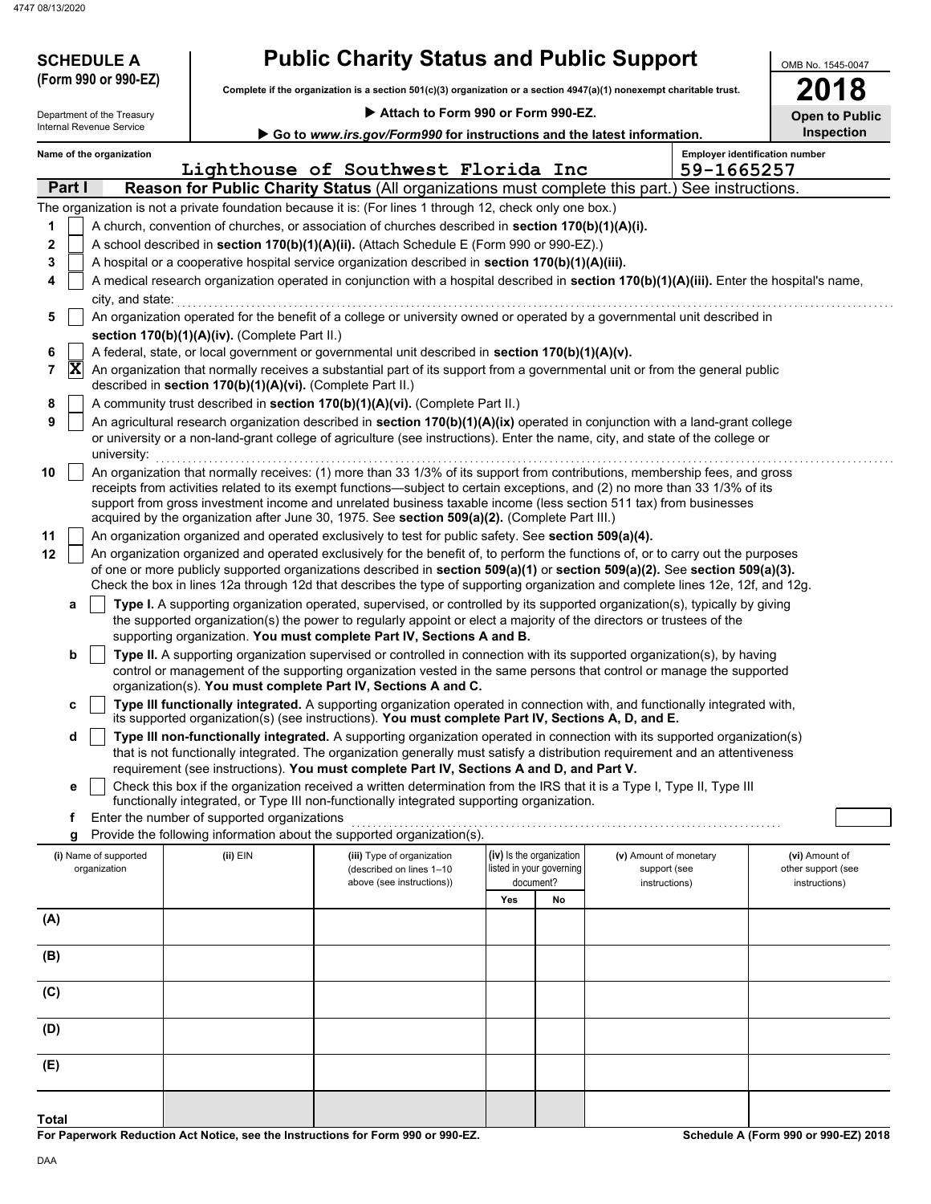**SCHEDULE A (Form 990 or 990-EZ)**

Department of the Treasury
Internal Revenue Service

# Public Charity Status and Public Support

**Complete if the organization is a section 501(c)(3) organization or a section 4947(a)(1) nonexempt charitable trust.**

▶ **Attach to Form 990 or Form 990-EZ.**

▶ **Go to www.irs.gov/Form990 for instructions and the latest information.**

OMB No. 1545-0047

**2018**

**Open to Public Inspection**

**Name of the organization:** Lighthouse of Southwest Florida Inc

**Employer identification number:** 59-1665257

## Part I — Reason for Public Charity Status (All organizations must complete this part.) See instructions.

The organization is not a private foundation because it is: (For lines 1 through 12, check only one box.)

1. [ ] A church, convention of churches, or association of churches described in **section 170(b)(1)(A)(i).**
2. [ ] A school described in **section 170(b)(1)(A)(ii).** (Attach Schedule E (Form 990 or 990-EZ).)
3. [ ] A hospital or a cooperative hospital service organization described in **section 170(b)(1)(A)(iii).**
4. [ ] A medical research organization operated in conjunction with a hospital described in **section 170(b)(1)(A)(iii).** Enter the hospital's name, city, and state:
5. [ ] An organization operated for the benefit of a college or university owned or operated by a governmental unit described in **section 170(b)(1)(A)(iv).** (Complete Part II.)
6. [ ] A federal, state, or local government or governmental unit described in **section 170(b)(1)(A)(v).**
7. [X] An organization that normally receives a substantial part of its support from a governmental unit or from the general public described in **section 170(b)(1)(A)(vi).** (Complete Part II.)
8. [ ] A community trust described in **section 170(b)(1)(A)(vi).** (Complete Part II.)
9. [ ] An agricultural research organization described in **section 170(b)(1)(A)(ix)** operated in conjunction with a land-grant college or university or a non-land-grant college of agriculture (see instructions). Enter the name, city, and state of the college or university:
10. [ ] An organization that normally receives: (1) more than 33 1/3% of its support from contributions, membership fees, and gross receipts from activities related to its exempt functions—subject to certain exceptions, and (2) no more than 33 1/3% of its support from gross investment income and unrelated business taxable income (less section 511 tax) from businesses acquired by the organization after June 30, 1975. See **section 509(a)(2).** (Complete Part III.)
11. [ ] An organization organized and operated exclusively to test for public safety. See **section 509(a)(4).**
12. [ ] An organization organized and operated exclusively for the benefit of, to perform the functions of, or to carry out the purposes of one or more publicly supported organizations described in **section 509(a)(1)** or **section 509(a)(2).** See **section 509(a)(3).** Check the box in lines 12a through 12d that describes the type of supporting organization and complete lines 12e, 12f, and 12g.
   - **a** [ ] **Type I.** A supporting organization operated, supervised, or controlled by its supported organization(s), typically by giving the supported organization(s) the power to regularly appoint or elect a majority of the directors or trustees of the supporting organization. **You must complete Part IV, Sections A and B.**
   - **b** [ ] **Type II.** A supporting organization supervised or controlled in connection with its supported organization(s), by having control or management of the supporting organization vested in the same persons that control or manage the supported organization(s). **You must complete Part IV, Sections A and C.**
   - **c** [ ] **Type III functionally integrated.** A supporting organization operated in connection with, and functionally integrated with, its supported organization(s) (see instructions). **You must complete Part IV, Sections A, D, and E.**
   - **d** [ ] **Type III non-functionally integrated.** A supporting organization operated in connection with its supported organization(s) that is not functionally integrated. The organization generally must satisfy a distribution requirement and an attentiveness requirement (see instructions). **You must complete Part IV, Sections A and D, and Part V.**
   - **e** [ ] Check this box if the organization received a written determination from the IRS that it is a Type I, Type II, Type III functionally integrated, or Type III non-functionally integrated supporting organization.
   - **f** Enter the number of supported organizations
   - **g** Provide the following information about the supported organization(s).

| (i) Name of supported organization | (ii) EIN | (iii) Type of organization (described on lines 1–10 above (see instructions)) | (iv) Is the organization listed in your governing document? Yes | No | (v) Amount of monetary support (see instructions) | (vi) Amount of other support (see instructions) |
|---|---|---|---|---|---|---|
| (A) | | | | | | |
| (B) | | | | | | |
| (C) | | | | | | |
| (D) | | | | | | |
| (E) | | | | | | |
| **Total** | | | | | | |

**For Paperwork Reduction Act Notice, see the Instructions for Form 990 or 990-EZ.**

**Schedule A (Form 990 or 990-EZ) 2018**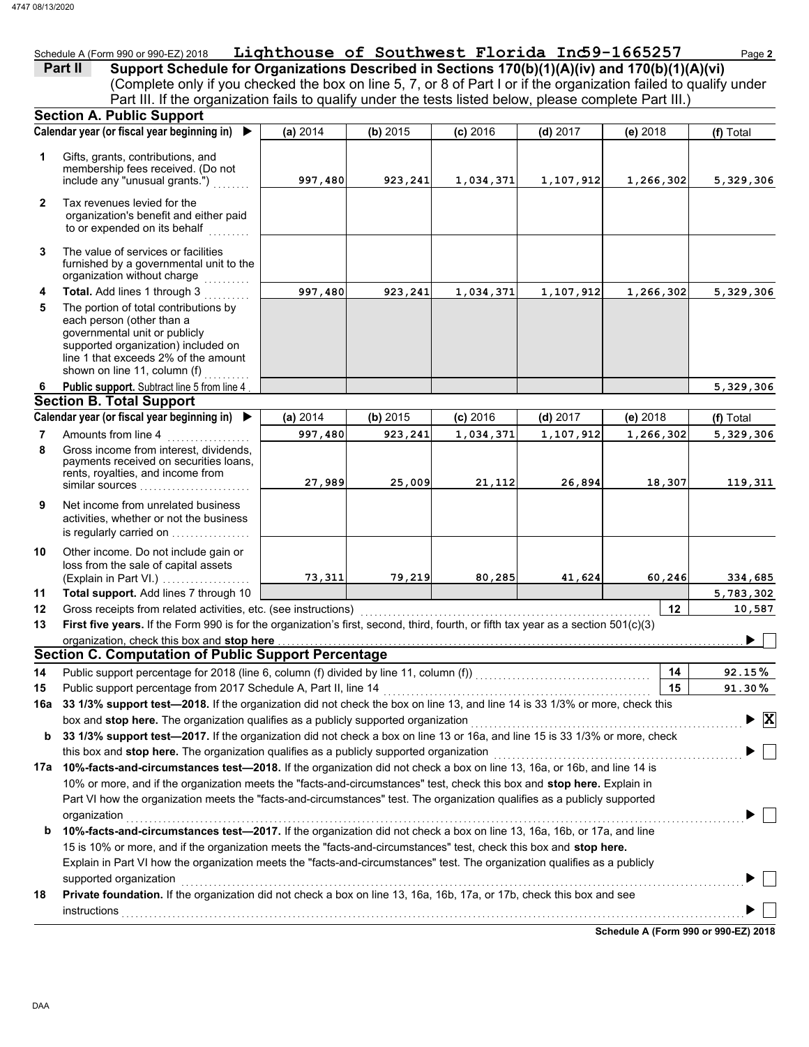Schedule A (Form 990 or 990-EZ) 2018 **Lighthouse of Southwest Florida Inc 59-1665257** Page **2**

**Part II** **Support Schedule for Organizations Described in Sections 170(b)(1)(A)(iv) and 170(b)(1)(A)(vi)**
(Complete only if you checked the box on line 5, 7, or 8 of Part I or if the organization failed to qualify under Part III. If the organization fails to qualify under the tests listed below, please complete Part III.)

## Section A. Public Support

| | Calendar year (or fiscal year beginning in) ▶ | (a) 2014 | (b) 2015 | (c) 2016 | (d) 2017 | (e) 2018 | (f) Total |
|---|---|---|---|---|---|---|---|
| 1 | Gifts, grants, contributions, and membership fees received. (Do not include any "unusual grants.") | 997,480 | 923,241 | 1,034,371 | 1,107,912 | 1,266,302 | 5,329,306 |
| 2 | Tax revenues levied for the organization's benefit and either paid to or expended on its behalf | | | | | | |
| 3 | The value of services or facilities furnished by a governmental unit to the organization without charge | | | | | | |
| 4 | **Total.** Add lines 1 through 3 | 997,480 | 923,241 | 1,034,371 | 1,107,912 | 1,266,302 | 5,329,306 |
| 5 | The portion of total contributions by each person (other than a governmental unit or publicly supported organization) included on line 1 that exceeds 2% of the amount shown on line 11, column (f) | | | | | | |
| 6 | **Public support.** Subtract line 5 from line 4 | | | | | | 5,329,306 |

## Section B. Total Support

| | Calendar year (or fiscal year beginning in) ▶ | (a) 2014 | (b) 2015 | (c) 2016 | (d) 2017 | (e) 2018 | (f) Total |
|---|---|---|---|---|---|---|---|
| 7 | Amounts from line 4 | 997,480 | 923,241 | 1,034,371 | 1,107,912 | 1,266,302 | 5,329,306 |
| 8 | Gross income from interest, dividends, payments received on securities loans, rents, royalties, and income from similar sources | 27,989 | 25,009 | 21,112 | 26,894 | 18,307 | 119,311 |
| 9 | Net income from unrelated business activities, whether or not the business is regularly carried on | | | | | | |
| 10 | Other income. Do not include gain or loss from the sale of capital assets (Explain in Part VI.) | 73,311 | 79,219 | 80,285 | 41,624 | 60,246 | 334,685 |
| 11 | **Total support.** Add lines 7 through 10 | | | | | | 5,783,302 |

| | | | |
|---|---|---|---|
| 12 | Gross receipts from related activities, etc. (see instructions) | 12 | 10,587 |
| 13 | **First five years.** If the Form 990 is for the organization's first, second, third, fourth, or fifth tax year as a section 501(c)(3) organization, check this box and **stop here** | | ☐ |

## Section C. Computation of Public Support Percentage

| | | | |
|---|---|---|---|
| 14 | Public support percentage for 2018 (line 6, column (f) divided by line 11, column (f)) | 14 | 92.15 % |
| 15 | Public support percentage from 2017 Schedule A, Part II, line 14 | 15 | 91.30 % |

**16a** **33 1/3% support test—2018.** If the organization did not check the box on line 13, and line 14 is 33 1/3% or more, check this box and **stop here.** The organization qualifies as a publicly supported organization ▶ ☒

**b** **33 1/3% support test—2017.** If the organization did not check a box on line 13 or 16a, and line 15 is 33 1/3% or more, check this box and **stop here.** The organization qualifies as a publicly supported organization ▶ ☐

**17a** **10%-facts-and-circumstances test—2018.** If the organization did not check a box on line 13, 16a, or 16b, and line 14 is 10% or more, and if the organization meets the "facts-and-circumstances" test, check this box and **stop here.** Explain in Part VI how the organization meets the "facts-and-circumstances" test. The organization qualifies as a publicly supported organization ▶ ☐

**b** **10%-facts-and-circumstances test—2017.** If the organization did not check a box on line 13, 16a, 16b, or 17a, and line 15 is 10% or more, and if the organization meets the "facts-and-circumstances" test, check this box and **stop here.** Explain in Part VI how the organization meets the "facts-and-circumstances" test. The organization qualifies as a publicly supported organization ▶ ☐

**18** **Private foundation.** If the organization did not check a box on line 13, 16a, 16b, 17a, or 17b, check this box and see instructions ▶ ☐

**Schedule A (Form 990 or 990-EZ) 2018**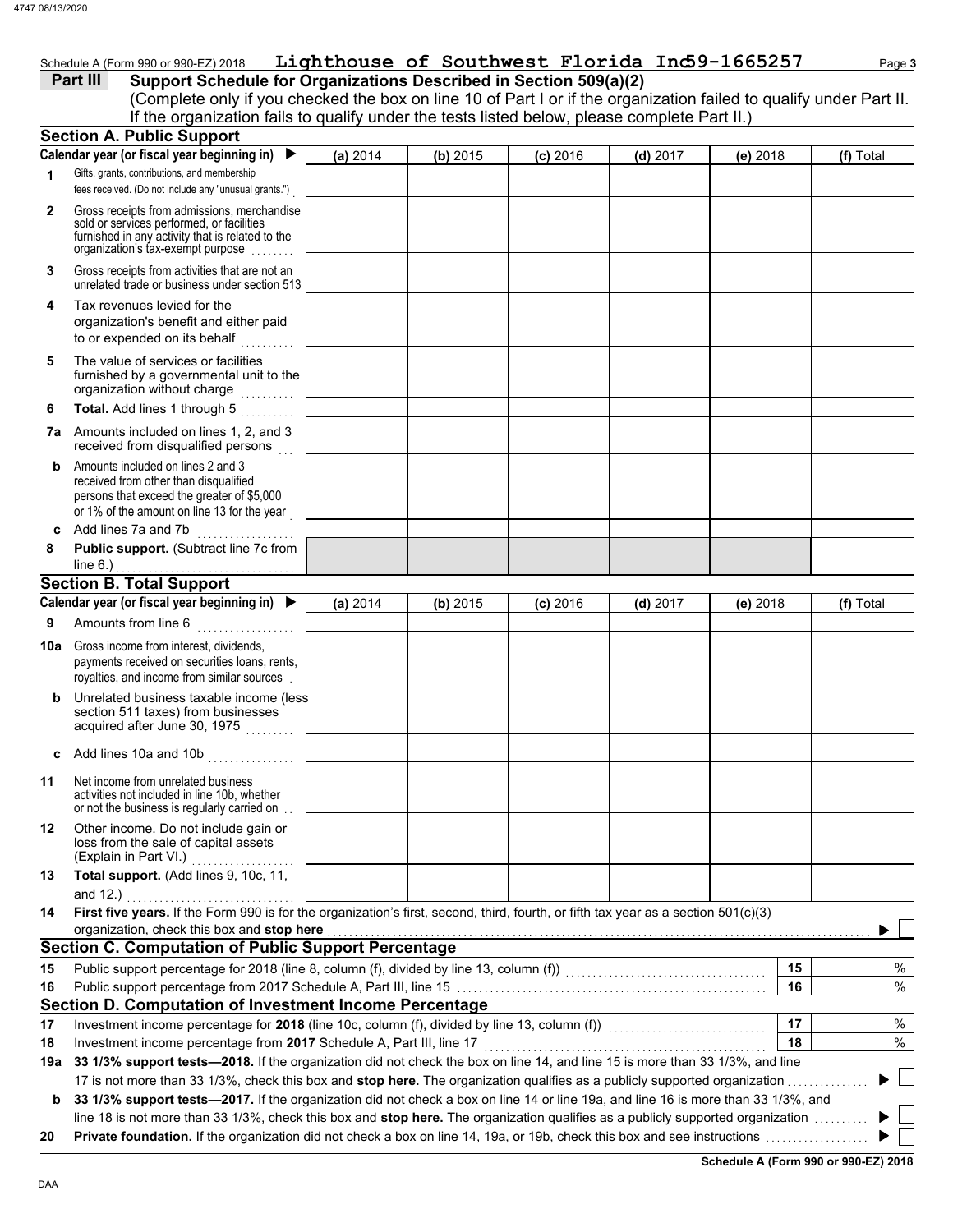Schedule A (Form 990 or 990-EZ) 2018 **Lighthouse of Southwest Florida Inc 59-1665257**

**Part III Support Schedule for Organizations Described in Section 509(a)(2)**

(Complete only if you checked the box on line 10 of Part I or if the organization failed to qualify under Part II. If the organization fails to qualify under the tests listed below, please complete Part II.)

## Section A. Public Support

| Calendar year (or fiscal year beginning in) ▶ | (a) 2014 | (b) 2015 | (c) 2016 | (d) 2017 | (e) 2018 | (f) Total |
|---|---|---|---|---|---|---|
| **1** Gifts, grants, contributions, and membership fees received. (Do not include any "unusual grants.") | | | | | | |
| **2** Gross receipts from admissions, merchandise sold or services performed, or facilities furnished in any activity that is related to the organization's tax-exempt purpose | | | | | | |
| **3** Gross receipts from activities that are not an unrelated trade or business under section 513 | | | | | | |
| **4** Tax revenues levied for the organization's benefit and either paid to or expended on its behalf | | | | | | |
| **5** The value of services or facilities furnished by a governmental unit to the organization without charge | | | | | | |
| **6** **Total.** Add lines 1 through 5 | | | | | | |
| **7a** Amounts included on lines 1, 2, and 3 received from disqualified persons | | | | | | |
| **b** Amounts included on lines 2 and 3 received from other than disqualified persons that exceed the greater of $5,000 or 1% of the amount on line 13 for the year | | | | | | |
| **c** Add lines 7a and 7b | | | | | | |
| **8** **Public support.** (Subtract line 7c from line 6.) | | | | | | |

## Section B. Total Support

| Calendar year (or fiscal year beginning in) ▶ | (a) 2014 | (b) 2015 | (c) 2016 | (d) 2017 | (e) 2018 | (f) Total |
|---|---|---|---|---|---|---|
| **9** Amounts from line 6 | | | | | | |
| **10a** Gross income from interest, dividends, payments received on securities loans, rents, royalties, and income from similar sources | | | | | | |
| **b** Unrelated business taxable income (less section 511 taxes) from businesses acquired after June 30, 1975 | | | | | | |
| **c** Add lines 10a and 10b | | | | | | |
| **11** Net income from unrelated business activities not included in line 10b, whether or not the business is regularly carried on | | | | | | |
| **12** Other income. Do not include gain or loss from the sale of capital assets (Explain in Part VI.) | | | | | | |
| **13** **Total support.** (Add lines 9, 10c, 11, and 12.) | | | | | | |

**14** **First five years.** If the Form 990 is for the organization's first, second, third, fourth, or fifth tax year as a section 501(c)(3) organization, check this box and **stop here** ▶ ☐

## Section C. Computation of Public Support Percentage

| | | | |
|---|---|---|---|
| **15** | Public support percentage for 2018 (line 8, column (f), divided by line 13, column (f)) | **15** | % |
| **16** | Public support percentage from 2017 Schedule A, Part III, line 15 | **16** | % |

## Section D. Computation of Investment Income Percentage

| | | | |
|---|---|---|---|
| **17** | Investment income percentage for **2018** (line 10c, column (f), divided by line 13, column (f)) | **17** | % |
| **18** | Investment income percentage from **2017** Schedule A, Part III, line 17 | **18** | % |

**19a** **33 1/3% support tests—2018.** If the organization did not check the box on line 14, and line 15 is more than 33 1/3%, and line 17 is not more than 33 1/3%, check this box and **stop here.** The organization qualifies as a publicly supported organization ▶ ☐

**b** **33 1/3% support tests—2017.** If the organization did not check a box on line 14 or line 19a, and line 16 is more than 33 1/3%, and line 18 is not more than 33 1/3%, check this box and **stop here.** The organization qualifies as a publicly supported organization ▶ ☐

**20** **Private foundation.** If the organization did not check a box on line 14, 19a, or 19b, check this box and see instructions ▶ ☐

**Schedule A (Form 990 or 990-EZ) 2018**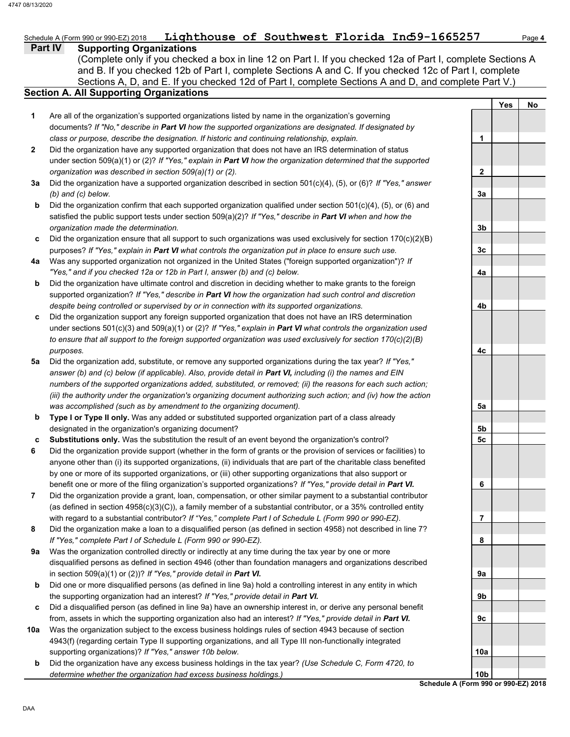Schedule A (Form 990 or 990-EZ) 2018 **Lighthouse of Southwest Florida Inc 59-1665257** Page **4**

## Part IV Supporting Organizations

(Complete only if you checked a box in line 12 on Part I. If you checked 12a of Part I, complete Sections A and B. If you checked 12b of Part I, complete Sections A and C. If you checked 12c of Part I, complete Sections A, D, and E. If you checked 12d of Part I, complete Sections A and D, and complete Part V.)

### Section A. All Supporting Organizations

| | | Line | Yes | No |
|---|---|---|---|---|
| **1** | Are all of the organization's supported organizations listed by name in the organization's governing documents? *If "No," describe in **Part VI** how the supported organizations are designated. If designated by class or purpose, describe the designation. If historic and continuing relationship, explain.* | 1 | | |
| **2** | Did the organization have any supported organization that does not have an IRS determination of status under section 509(a)(1) or (2)? *If "Yes," explain in **Part VI** how the organization determined that the supported organization was described in section 509(a)(1) or (2).* | 2 | | |
| **3a** | Did the organization have a supported organization described in section 501(c)(4), (5), or (6)? *If "Yes," answer (b) and (c) below.* | 3a | | |
| **b** | Did the organization confirm that each supported organization qualified under section 501(c)(4), (5), or (6) and satisfied the public support tests under section 509(a)(2)? *If "Yes," describe in **Part VI** when and how the organization made the determination.* | 3b | | |
| **c** | Did the organization ensure that all support to such organizations was used exclusively for section 170(c)(2)(B) purposes? *If "Yes," explain in **Part VI** what controls the organization put in place to ensure such use.* | 3c | | |
| **4a** | Was any supported organization not organized in the United States ("foreign supported organization")? *If "Yes," and if you checked 12a or 12b in Part I, answer (b) and (c) below.* | 4a | | |
| **b** | Did the organization have ultimate control and discretion in deciding whether to make grants to the foreign supported organization? *If "Yes," describe in **Part VI** how the organization had such control and discretion despite being controlled or supervised by or in connection with its supported organizations.* | 4b | | |
| **c** | Did the organization support any foreign supported organization that does not have an IRS determination under sections 501(c)(3) and 509(a)(1) or (2)? *If "Yes," explain in **Part VI** what controls the organization used to ensure that all support to the foreign supported organization was used exclusively for section 170(c)(2)(B) purposes.* | 4c | | |
| **5a** | Did the organization add, substitute, or remove any supported organizations during the tax year? *If "Yes," answer (b) and (c) below (if applicable). Also, provide detail in **Part VI,** including (i) the names and EIN numbers of the supported organizations added, substituted, or removed; (ii) the reasons for each such action; (iii) the authority under the organization's organizing document authorizing such action; and (iv) how the action was accomplished (such as by amendment to the organizing document).* | 5a | | |
| **b** | **Type I or Type II only.** Was any added or substituted supported organization part of a class already designated in the organization's organizing document? | 5b | | |
| **c** | **Substitutions only.** Was the substitution the result of an event beyond the organization's control? | 5c | | |
| **6** | Did the organization provide support (whether in the form of grants or the provision of services or facilities) to anyone other than (i) its supported organizations, (ii) individuals that are part of the charitable class benefited by one or more of its supported organizations, or (iii) other supporting organizations that also support or benefit one or more of the filing organization's supported organizations? *If "Yes," provide detail in **Part VI.*** | 6 | | |
| **7** | Did the organization provide a grant, loan, compensation, or other similar payment to a substantial contributor (as defined in section 4958(c)(3)(C)), a family member of a substantial contributor, or a 35% controlled entity with regard to a substantial contributor? *If "Yes," complete Part I of Schedule L (Form 990 or 990-EZ).* | 7 | | |
| **8** | Did the organization make a loan to a disqualified person (as defined in section 4958) not described in line 7? *If "Yes," complete Part I of Schedule L (Form 990 or 990-EZ).* | 8 | | |
| **9a** | Was the organization controlled directly or indirectly at any time during the tax year by one or more disqualified persons as defined in section 4946 (other than foundation managers and organizations described in section 509(a)(1) or (2))? *If "Yes," provide detail in **Part VI.*** | 9a | | |
| **b** | Did one or more disqualified persons (as defined in line 9a) hold a controlling interest in any entity in which the supporting organization had an interest? *If "Yes," provide detail in **Part VI.*** | 9b | | |
| **c** | Did a disqualified person (as defined in line 9a) have an ownership interest in, or derive any personal benefit from, assets in which the supporting organization also had an interest? *If "Yes," provide detail in **Part VI.*** | 9c | | |
| **10a** | Was the organization subject to the excess business holdings rules of section 4943 because of section 4943(f) (regarding certain Type II supporting organizations, and all Type III non-functionally integrated supporting organizations)? *If "Yes," answer 10b below.* | 10a | | |
| **b** | Did the organization have any excess business holdings in the tax year? *(Use Schedule C, Form 4720, to determine whether the organization had excess business holdings.)* | 10b | | |

**Schedule A (Form 990 or 990-EZ) 2018**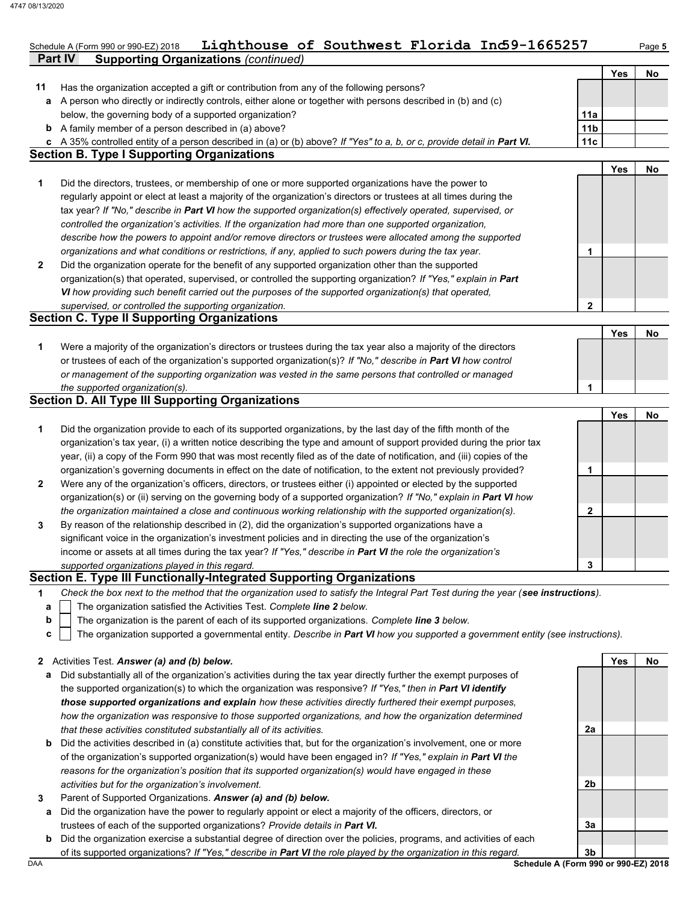Schedule A (Form 990 or 990-EZ) 2018 **Lighthouse of Southwest Florida Inc 59-1665257**

## Part IV Supporting Organizations *(continued)*

| | | | Yes | No |
|---|---|---|---|---|
| **11** | Has the organization accepted a gift or contribution from any of the following persons? | | | |
| **a** | A person who directly or indirectly controls, either alone or together with persons described in (b) and (c) below, the governing body of a supported organization? | 11a | | |
| **b** | A family member of a person described in (a) above? | 11b | | |
| **c** | A 35% controlled entity of a person described in (a) or (b) above? *If "Yes" to a, b, or c, provide detail in **Part VI.*** | 11c | | |

### Section B. Type I Supporting Organizations

| | | | Yes | No |
|---|---|---|---|---|
| **1** | Did the directors, trustees, or membership of one or more supported organizations have the power to regularly appoint or elect at least a majority of the organization's directors or trustees at all times during the tax year? *If "No," describe in **Part VI** how the supported organization(s) effectively operated, supervised, or controlled the organization's activities. If the organization had more than one supported organization, describe how the powers to appoint and/or remove directors or trustees were allocated among the supported organizations and what conditions or restrictions, if any, applied to such powers during the tax year.* | 1 | | |
| **2** | Did the organization operate for the benefit of any supported organization other than the supported organization(s) that operated, supervised, or controlled the supporting organization? *If "Yes," explain in **Part VI** how providing such benefit carried out the purposes of the supported organization(s) that operated, supervised, or controlled the supporting organization.* | 2 | | |

### Section C. Type II Supporting Organizations

| | | | Yes | No |
|---|---|---|---|---|
| **1** | Were a majority of the organization's directors or trustees during the tax year also a majority of the directors or trustees of each of the organization's supported organization(s)? *If "No," describe in **Part VI** how control or management of the supporting organization was vested in the same persons that controlled or managed the supported organization(s).* | 1 | | |

### Section D. All Type III Supporting Organizations

| | | | Yes | No |
|---|---|---|---|---|
| **1** | Did the organization provide to each of its supported organizations, by the last day of the fifth month of the organization's tax year, (i) a written notice describing the type and amount of support provided during the prior tax year, (ii) a copy of the Form 990 that was most recently filed as of the date of notification, and (iii) copies of the organization's governing documents in effect on the date of notification, to the extent not previously provided? | 1 | | |
| **2** | Were any of the organization's officers, directors, or trustees either (i) appointed or elected by the supported organization(s) or (ii) serving on the governing body of a supported organization? *If "No," explain in **Part VI** how the organization maintained a close and continuous working relationship with the supported organization(s).* | 2 | | |
| **3** | By reason of the relationship described in (2), did the organization's supported organizations have a significant voice in the organization's investment policies and in directing the use of the organization's income or assets at all times during the tax year? *If "Yes," describe in **Part VI** the role the organization's supported organizations played in this regard.* | 3 | | |

### Section E. Type III Functionally-Integrated Supporting Organizations

**1** *Check the box next to the method that the organization used to satisfy the Integral Part Test during the year (**see instructions**).*

- **a** ☐ The organization satisfied the Activities Test. *Complete **line 2** below.*
- **b** ☐ The organization is the parent of each of its supported organizations. *Complete **line 3** below.*
- **c** ☐ The organization supported a governmental entity. *Describe in **Part VI** how you supported a government entity (see instructions).*

| | | | Yes | No |
|---|---|---|---|---|
| **2** | Activities Test. ***Answer (a) and (b) below.*** | | | |
| **a** | Did substantially all of the organization's activities during the tax year directly further the exempt purposes of the supported organization(s) to which the organization was responsive? *If "Yes," then in **Part VI identify those supported organizations and explain** how these activities directly furthered their exempt purposes, how the organization was responsive to those supported organizations, and how the organization determined that these activities constituted substantially all of its activities.* | 2a | | |
| **b** | Did the activities described in (a) constitute activities that, but for the organization's involvement, one or more of the organization's supported organization(s) would have been engaged in? *If "Yes," explain in **Part VI** the reasons for the organization's position that its supported organization(s) would have engaged in these activities but for the organization's involvement.* | 2b | | |
| **3** | Parent of Supported Organizations. ***Answer (a) and (b) below.*** | | | |
| **a** | Did the organization have the power to regularly appoint or elect a majority of the officers, directors, or trustees of each of the supported organizations? *Provide details in **Part VI.*** | 3a | | |
| **b** | Did the organization exercise a substantial degree of direction over the policies, programs, and activities of each of its supported organizations? *If "Yes," describe in **Part VI** the role played by the organization in this regard.* | 3b | | |

**Schedule A (Form 990 or 990-EZ) 2018**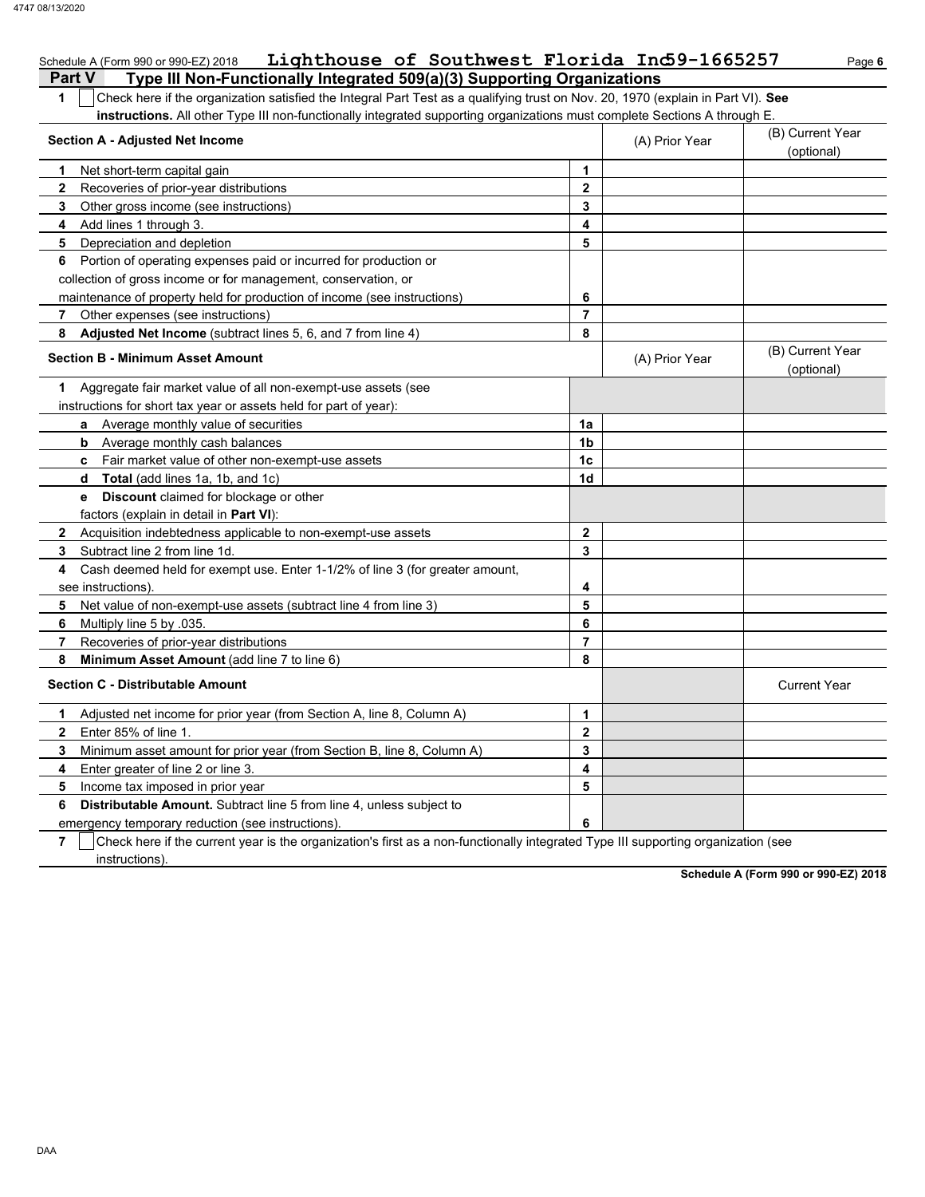Schedule A (Form 990 or 990-EZ) 2018 **Lighthouse of Southwest Florida Inc** **59-1665257**

## Part V Type III Non-Functionally Integrated 509(a)(3) Supporting Organizations

**1** ☐ Check here if the organization satisfied the Integral Part Test as a qualifying trust on Nov. 20, 1970 (explain in Part VI). **See instructions.** All other Type III non-functionally integrated supporting organizations must complete Sections A through E.

| Section A - Adjusted Net Income | | (A) Prior Year | (B) Current Year (optional) |
|---|---|---|---|
| **1** Net short-term capital gain | 1 | | |
| **2** Recoveries of prior-year distributions | 2 | | |
| **3** Other gross income (see instructions) | 3 | | |
| **4** Add lines 1 through 3. | 4 | | |
| **5** Depreciation and depletion | 5 | | |
| **6** Portion of operating expenses paid or incurred for production or collection of gross income or for management, conservation, or maintenance of property held for production of income (see instructions) | 6 | | |
| **7** Other expenses (see instructions) | 7 | | |
| **8** **Adjusted Net Income** (subtract lines 5, 6, and 7 from line 4) | 8 | | |

| Section B - Minimum Asset Amount | | (A) Prior Year | (B) Current Year (optional) |
|---|---|---|---|
| **1** Aggregate fair market value of all non-exempt-use assets (see instructions for short tax year or assets held for part of year): | | | |
| **a** Average monthly value of securities | 1a | | |
| **b** Average monthly cash balances | 1b | | |
| **c** Fair market value of other non-exempt-use assets | 1c | | |
| **d** **Total** (add lines 1a, 1b, and 1c) | 1d | | |
| **e** **Discount** claimed for blockage or other factors (explain in detail in **Part VI**): | | | |
| **2** Acquisition indebtedness applicable to non-exempt-use assets | 2 | | |
| **3** Subtract line 2 from line 1d. | 3 | | |
| **4** Cash deemed held for exempt use. Enter 1-1/2% of line 3 (for greater amount, see instructions). | 4 | | |
| **5** Net value of non-exempt-use assets (subtract line 4 from line 3) | 5 | | |
| **6** Multiply line 5 by .035. | 6 | | |
| **7** Recoveries of prior-year distributions | 7 | | |
| **8** **Minimum Asset Amount** (add line 7 to line 6) | 8 | | |

| Section C - Distributable Amount | | | Current Year |
|---|---|---|---|
| **1** Adjusted net income for prior year (from Section A, line 8, Column A) | 1 | | |
| **2** Enter 85% of line 1. | 2 | | |
| **3** Minimum asset amount for prior year (from Section B, line 8, Column A) | 3 | | |
| **4** Enter greater of line 2 or line 3. | 4 | | |
| **5** Income tax imposed in prior year | 5 | | |
| **6** **Distributable Amount.** Subtract line 5 from line 4, unless subject to emergency temporary reduction (see instructions). | 6 | | |

**7** ☐ Check here if the current year is the organization's first as a non-functionally integrated Type III supporting organization (see instructions).

**Schedule A (Form 990 or 990-EZ) 2018**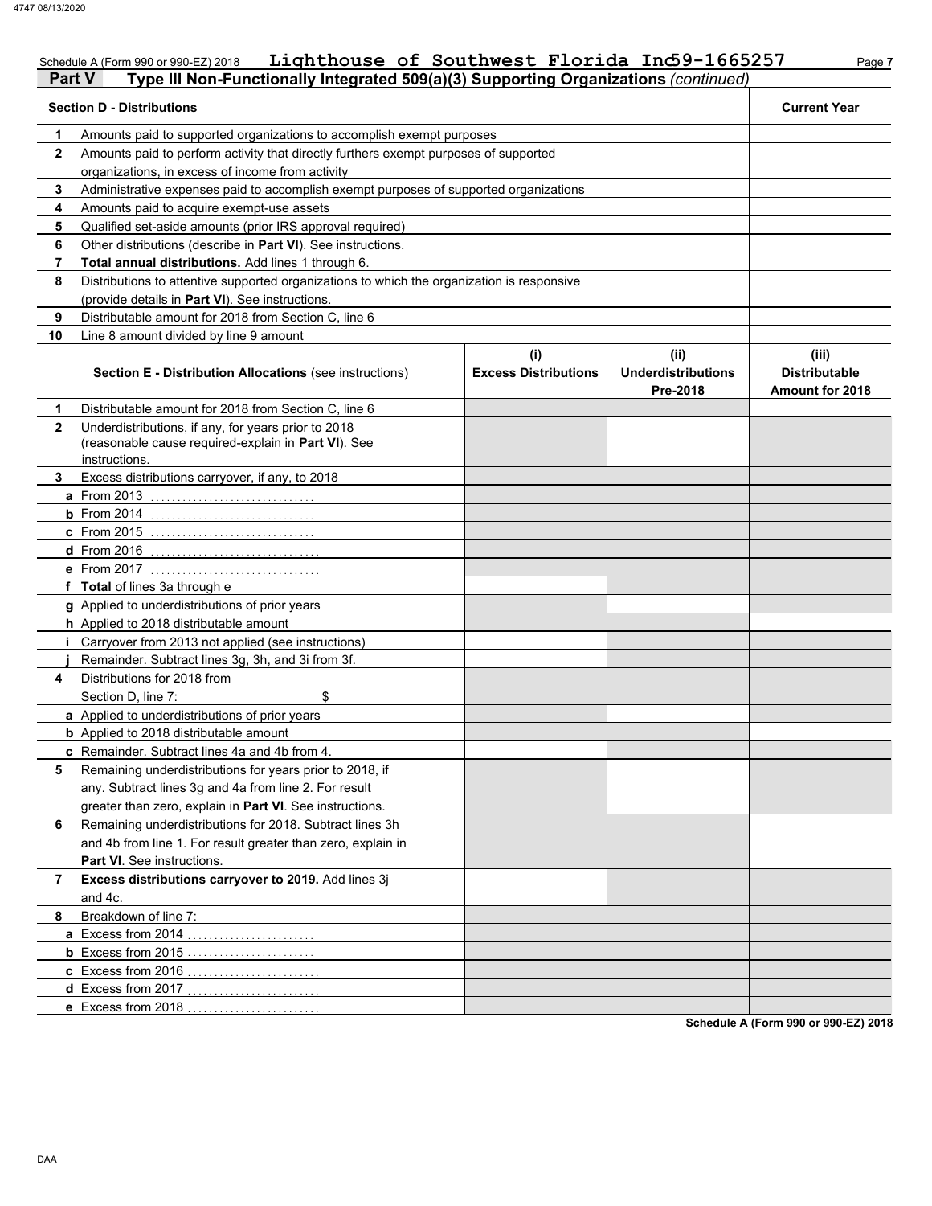Schedule A (Form 990 or 990-EZ) 2018 **Lighthouse of Southwest Florida Inc 59-1665257**

## Part V Type III Non-Functionally Integrated 509(a)(3) Supporting Organizations *(continued)*

| | **Section D - Distributions** | **Current Year** |
|---|---|---|
| **1** | Amounts paid to supported organizations to accomplish exempt purposes | |
| **2** | Amounts paid to perform activity that directly furthers exempt purposes of supported organizations, in excess of income from activity | |
| **3** | Administrative expenses paid to accomplish exempt purposes of supported organizations | |
| **4** | Amounts paid to acquire exempt-use assets | |
| **5** | Qualified set-aside amounts (prior IRS approval required) | |
| **6** | Other distributions (describe in **Part VI**). See instructions. | |
| **7** | **Total annual distributions.** Add lines 1 through 6. | |
| **8** | Distributions to attentive supported organizations to which the organization is responsive (provide details in **Part VI**). See instructions. | |
| **9** | Distributable amount for 2018 from Section C, line 6 | |
| **10** | Line 8 amount divided by line 9 amount | |

| | **Section E - Distribution Allocations** (see instructions) | **(i) Excess Distributions** | **(ii) Underdistributions Pre-2018** | **(iii) Distributable Amount for 2018** |
|---|---|---|---|---|
| **1** | Distributable amount for 2018 from Section C, line 6 | | | |
| **2** | Underdistributions, if any, for years prior to 2018 (reasonable cause required-explain in **Part VI**). See instructions. | | | |
| **3** | Excess distributions carryover, if any, to 2018 | | | |
| **a** | From 2013 | | | |
| **b** | From 2014 | | | |
| **c** | From 2015 | | | |
| **d** | From 2016 | | | |
| **e** | From 2017 | | | |
| **f** | **Total** of lines 3a through e | | | |
| **g** | Applied to underdistributions of prior years | | | |
| **h** | Applied to 2018 distributable amount | | | |
| **i** | Carryover from 2013 not applied (see instructions) | | | |
| **j** | Remainder. Subtract lines 3g, 3h, and 3i from 3f. | | | |
| **4** | Distributions for 2018 from Section D, line 7: $ | | | |
| **a** | Applied to underdistributions of prior years | | | |
| **b** | Applied to 2018 distributable amount | | | |
| **c** | Remainder. Subtract lines 4a and 4b from 4. | | | |
| **5** | Remaining underdistributions for years prior to 2018, if any. Subtract lines 3g and 4a from line 2. For result greater than zero, explain in **Part VI**. See instructions. | | | |
| **6** | Remaining underdistributions for 2018. Subtract lines 3h and 4b from line 1. For result greater than zero, explain in **Part VI**. See instructions. | | | |
| **7** | **Excess distributions carryover to 2019.** Add lines 3j and 4c. | | | |
| **8** | Breakdown of line 7: | | | |
| **a** | Excess from 2014 | | | |
| **b** | Excess from 2015 | | | |
| **c** | Excess from 2016 | | | |
| **d** | Excess from 2017 | | | |
| **e** | Excess from 2018 | | | |

**Schedule A (Form 990 or 990-EZ) 2018**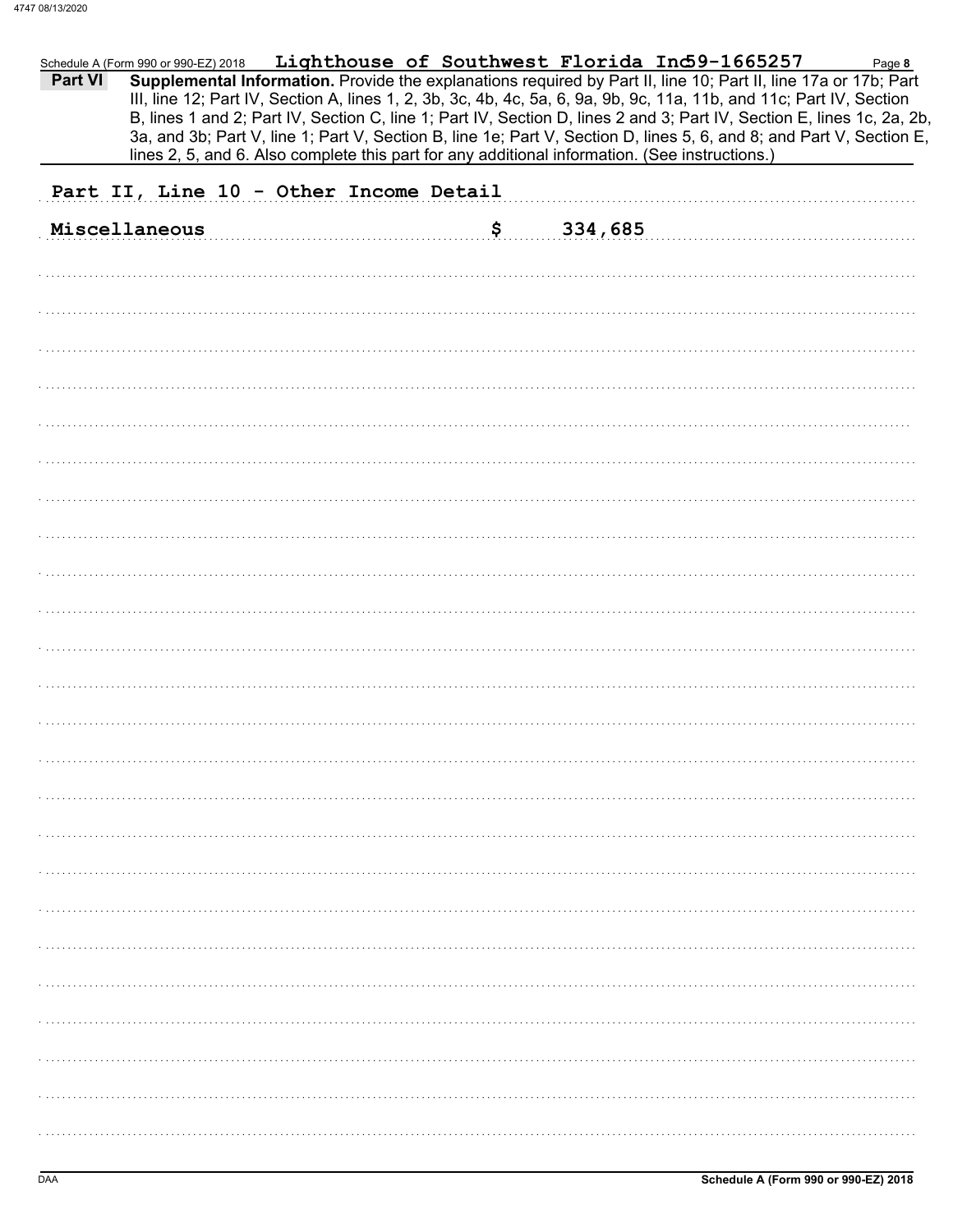Schedule A (Form 990 or 990-EZ) 2018 Lighthouse of Southwest Florida Inc 59-1665257 Page 8

**Part VI** **Supplemental Information.** Provide the explanations required by Part II, line 10; Part II, line 17a or 17b; Part III, line 12; Part IV, Section A, lines 1, 2, 3b, 3c, 4b, 4c, 5a, 6, 9a, 9b, 9c, 11a, 11b, and 11c; Part IV, Section B, lines 1 and 2; Part IV, Section C, line 1; Part IV, Section D, lines 2 and 3; Part IV, Section E, lines 1c, 2a, 2b, 3a, and 3b; Part V, line 1; Part V, Section B, line 1e; Part V, Section D, lines 5, 6, and 8; and Part V, Section E, lines 2, 5, and 6. Also complete this part for any additional information. (See instructions.)

Part II, Line 10 - Other Income Detail

Miscellaneous $ 334,685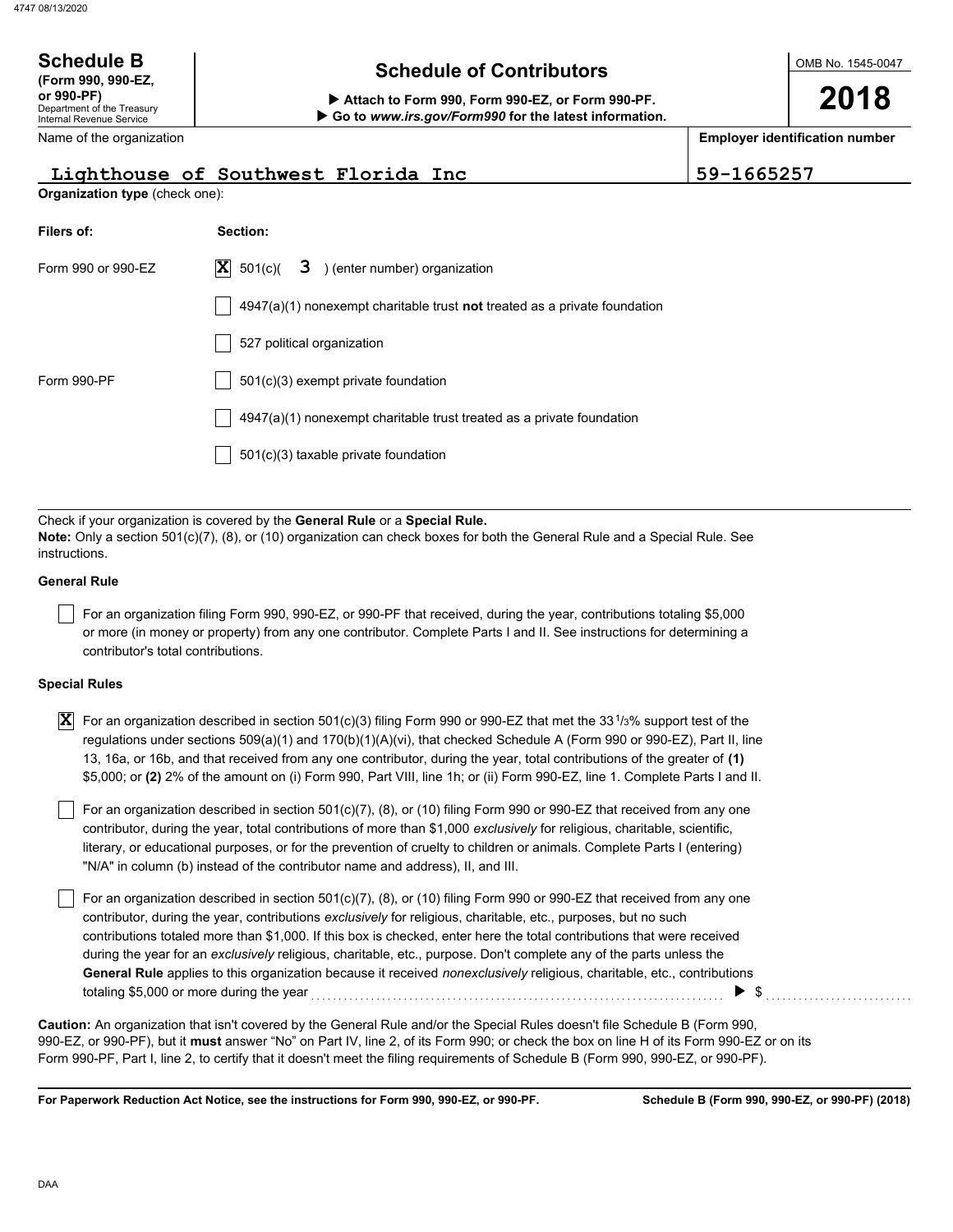**Schedule B**
**(Form 990, 990-EZ, or 990-PF)**
Department of the Treasury
Internal Revenue Service

# Schedule of Contributors

▶ **Attach to Form 990, Form 990-EZ, or Form 990-PF.**
▶ **Go to *www.irs.gov/Form990* for the latest information.**

OMB No. 1545-0047

**2018**

| Name of the organization | Employer identification number |
|---|---|
| Lighthouse of Southwest Florida Inc | 59-1665257 |

**Organization type** (check one):

| **Filers of:** | **Section:** |
|---|---|
| Form 990 or 990-EZ | [X] 501(c)( 3 ) (enter number) organization |
| | [ ] 4947(a)(1) nonexempt charitable trust **not** treated as a private foundation |
| | [ ] 527 political organization |
| Form 990-PF | [ ] 501(c)(3) exempt private foundation |
| | [ ] 4947(a)(1) nonexempt charitable trust treated as a private foundation |
| | [ ] 501(c)(3) taxable private foundation |

Check if your organization is covered by the **General Rule** or a **Special Rule.**

**Note:** Only a section 501(c)(7), (8), or (10) organization can check boxes for both the General Rule and a Special Rule. See instructions.

**General Rule**

[ ] For an organization filing Form 990, 990-EZ, or 990-PF that received, during the year, contributions totaling $5,000 or more (in money or property) from any one contributor. Complete Parts I and II. See instructions for determining a contributor's total contributions.

**Special Rules**

[X] For an organization described in section 501(c)(3) filing Form 990 or 990-EZ that met the 33 1/3% support test of the regulations under sections 509(a)(1) and 170(b)(1)(A)(vi), that checked Schedule A (Form 990 or 990-EZ), Part II, line 13, 16a, or 16b, and that received from any one contributor, during the year, total contributions of the greater of **(1)** $5,000; or **(2)** 2% of the amount on (i) Form 990, Part VIII, line 1h; or (ii) Form 990-EZ, line 1. Complete Parts I and II.

[ ] For an organization described in section 501(c)(7), (8), or (10) filing Form 990 or 990-EZ that received from any one contributor, during the year, total contributions of more than $1,000 *exclusively* for religious, charitable, scientific, literary, or educational purposes, or for the prevention of cruelty to children or animals. Complete Parts I (entering) "N/A" in column (b) instead of the contributor name and address), II, and III.

[ ] For an organization described in section 501(c)(7), (8), or (10) filing Form 990 or 990-EZ that received from any one contributor, during the year, contributions *exclusively* for religious, charitable, etc., purposes, but no such contributions totaled more than $1,000. If this box is checked, enter here the total contributions that were received during the year for an *exclusively* religious, charitable, etc., purpose. Don't complete any of the parts unless the **General Rule** applies to this organization because it received *nonexclusively* religious, charitable, etc., contributions totaling $5,000 or more during the year ▶ $ ..........

**Caution:** An organization that isn't covered by the General Rule and/or the Special Rules doesn't file Schedule B (Form 990, 990-EZ, or 990-PF), but it **must** answer "No" on Part IV, line 2, of its Form 990; or check the box on line H of its Form 990-EZ or on its Form 990-PF, Part I, line 2, to certify that it doesn't meet the filing requirements of Schedule B (Form 990, 990-EZ, or 990-PF).

**For Paperwork Reduction Act Notice, see the instructions for Form 990, 990-EZ, or 990-PF.** **Schedule B (Form 990, 990-EZ, or 990-PF) (2018)**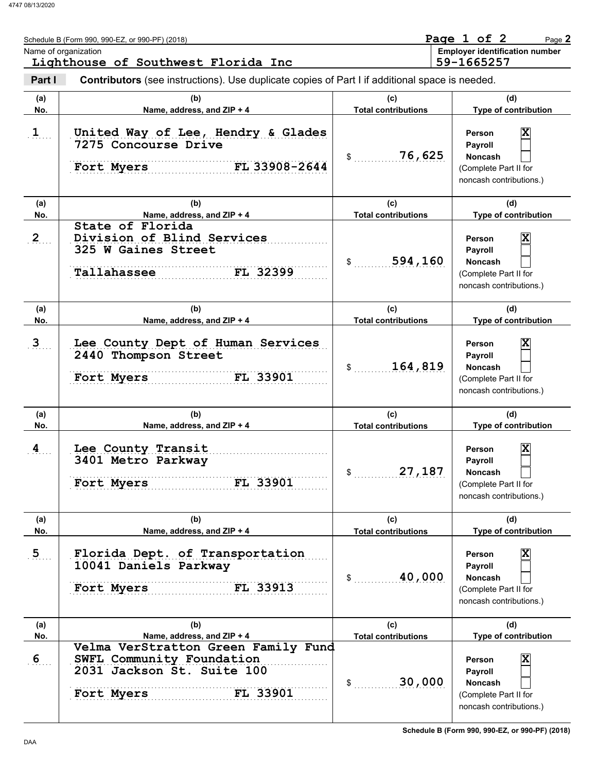Schedule B (Form 990, 990-EZ, or 990-PF) (2018)

Name of organization: Lighthouse of Southwest Florida Inc

Employer identification number: 59-1665257

**Part I** **Contributors** (see instructions). Use duplicate copies of Part I if additional space is needed.

| (a) No. | (b) Name, address, and ZIP + 4 | (c) Total contributions | (d) Type of contribution |
|---|---|---|---|
| 1 | United Way of Lee, Hendry & Glades<br>7275 Concourse Drive<br>Fort Myers FL 33908-2644 | $ 76,625 | Person [X]<br>Payroll [ ]<br>Noncash [ ]<br>(Complete Part II for noncash contributions.) |
| 2 | State of Florida<br>Division of Blind Services<br>325 W Gaines Street<br>Tallahassee FL 32399 | $ 594,160 | Person [X]<br>Payroll [ ]<br>Noncash [ ]<br>(Complete Part II for noncash contributions.) |
| 3 | Lee County Dept of Human Services<br>2440 Thompson Street<br>Fort Myers FL 33901 | $ 164,819 | Person [X]<br>Payroll [ ]<br>Noncash [ ]<br>(Complete Part II for noncash contributions.) |
| 4 | Lee County Transit<br>3401 Metro Parkway<br>Fort Myers FL 33901 | $ 27,187 | Person [X]<br>Payroll [ ]<br>Noncash [ ]<br>(Complete Part II for noncash contributions.) |
| 5 | Florida Dept. of Transportation<br>10041 Daniels Parkway<br>Fort Myers FL 33913 | $ 40,000 | Person [X]<br>Payroll [ ]<br>Noncash [ ]<br>(Complete Part II for noncash contributions.) |
| 6 | Velma VerStratton Green Family Fund<br>SWFL Community Foundation<br>2031 Jackson St. Suite 100<br>Fort Myers FL 33901 | $ 30,000 | Person [X]<br>Payroll [ ]<br>Noncash [ ]<br>(Complete Part II for noncash contributions.) |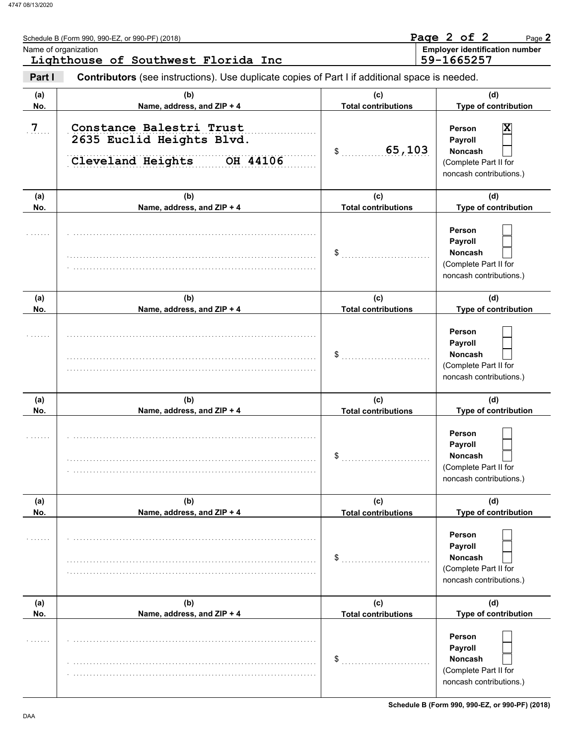Schedule B (Form 990, 990-EZ, or 990-PF) (2018) Page **2**

Name of organization: Lighthouse of Southwest Florida Inc

**Employer identification number**: 59-1665257

**Part I** **Contributors** (see instructions). Use duplicate copies of Part I if additional space is needed.

| (a) No. | (b) Name, address, and ZIP + 4 | (c) Total contributions | (d) Type of contribution |
|---|---|---|---|
| 7 | Constance Balestri Trust<br>2635 Euclid Heights Blvd.<br>Cleveland Heights OH 44106 | $ 65,103 | Person [X]<br>Payroll [ ]<br>Noncash [ ]<br>(Complete Part II for noncash contributions.) |
| | | $ | Person [ ]<br>Payroll [ ]<br>Noncash [ ]<br>(Complete Part II for noncash contributions.) |
| | | $ | Person [ ]<br>Payroll [ ]<br>Noncash [ ]<br>(Complete Part II for noncash contributions.) |
| | | $ | Person [ ]<br>Payroll [ ]<br>Noncash [ ]<br>(Complete Part II for noncash contributions.) |
| | | $ | Person [ ]<br>Payroll [ ]<br>Noncash [ ]<br>(Complete Part II for noncash contributions.) |
| | | $ | Person [ ]<br>Payroll [ ]<br>Noncash [ ]<br>(Complete Part II for noncash contributions.) |

DAA

Schedule B (Form 990, 990-EZ, or 990-PF) (2018)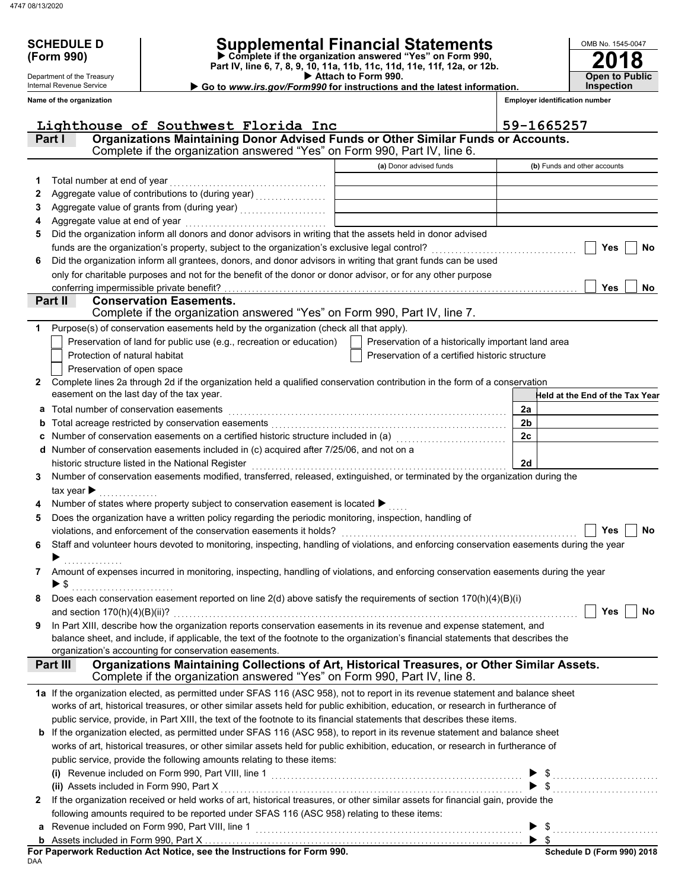**SCHEDULE D (Form 990)**

Department of the Treasury
Internal Revenue Service

# Supplemental Financial Statements

▶ Complete if the organization answered "Yes" on Form 990, Part IV, line 6, 7, 8, 9, 10, 11a, 11b, 11c, 11d, 11e, 11f, 12a, or 12b.
▶ Attach to Form 990.
▶ Go to *www.irs.gov/Form990* for instructions and the latest information.

OMB No. 1545-0047

**2018**

**Open to Public Inspection**

**Name of the organization:** Lighthouse of Southwest Florida Inc

**Employer identification number:** 59-1665257

## Part I — Organizations Maintaining Donor Advised Funds or Other Similar Funds or Accounts.
Complete if the organization answered "Yes" on Form 990, Part IV, line 6.

| | | (a) Donor advised funds | (b) Funds and other accounts |
|---|---|---|---|
| 1 | Total number at end of year | | |
| 2 | Aggregate value of contributions to (during year) | | |
| 3 | Aggregate value of grants from (during year) | | |
| 4 | Aggregate value at end of year | | |

5 Did the organization inform all donors and donor advisors in writing that the assets held in donor advised funds are the organization's property, subject to the organization's exclusive legal control? ☐ Yes ☐ No

6 Did the organization inform all grantees, donors, and donor advisors in writing that grant funds can be used only for charitable purposes and not for the benefit of the donor or donor advisor, or for any other purpose conferring impermissible private benefit? ☐ Yes ☐ No

## Part II — Conservation Easements.
Complete if the organization answered "Yes" on Form 990, Part IV, line 7.

1 Purpose(s) of conservation easements held by the organization (check all that apply).

- ☐ Preservation of land for public use (e.g., recreation or education)
- ☐ Preservation of a historically important land area
- ☐ Protection of natural habitat
- ☐ Preservation of a certified historic structure
- ☐ Preservation of open space

2 Complete lines 2a through 2d if the organization held a qualified conservation contribution in the form of a conservation easement on the last day of the tax year.

| | | | Held at the End of the Tax Year |
|---|---|---|---|
| a | Total number of conservation easements | 2a | |
| b | Total acreage restricted by conservation easements | 2b | |
| c | Number of conservation easements on a certified historic structure included in (a) | 2c | |
| d | Number of conservation easements included in (c) acquired after 7/25/06, and not on a historic structure listed in the National Register | 2d | |

3 Number of conservation easements modified, transferred, released, extinguished, or terminated by the organization during the tax year ▶

4 Number of states where property subject to conservation easement is located ▶

5 Does the organization have a written policy regarding the periodic monitoring, inspection, handling of violations, and enforcement of the conservation easements it holds? ☐ Yes ☐ No

6 Staff and volunteer hours devoted to monitoring, inspecting, handling of violations, and enforcing conservation easements during the year ▶

7 Amount of expenses incurred in monitoring, inspecting, handling of violations, and enforcing conservation easements during the year ▶ $

8 Does each conservation easement reported on line 2(d) above satisfy the requirements of section 170(h)(4)(B)(i) and section 170(h)(4)(B)(ii)? ☐ Yes ☐ No

9 In Part XIII, describe how the organization reports conservation easements in its revenue and expense statement, and balance sheet, and include, if applicable, the text of the footnote to the organization's financial statements that describes the organization's accounting for conservation easements.

## Part III — Organizations Maintaining Collections of Art, Historical Treasures, or Other Similar Assets.
Complete if the organization answered "Yes" on Form 990, Part IV, line 8.

1a If the organization elected, as permitted under SFAS 116 (ASC 958), not to report in its revenue statement and balance sheet works of art, historical treasures, or other similar assets held for public exhibition, education, or research in furtherance of public service, provide, in Part XIII, the text of the footnote to its financial statements that describes these items.

b If the organization elected, as permitted under SFAS 116 (ASC 958), to report in its revenue statement and balance sheet works of art, historical treasures, or other similar assets held for public exhibition, education, or research in furtherance of public service, provide the following amounts relating to these items:

(i) Revenue included on Form 990, Part VIII, line 1 ▶ $

(ii) Assets included in Form 990, Part X ▶ $

2 If the organization received or held works of art, historical treasures, or other similar assets for financial gain, provide the following amounts required to be reported under SFAS 116 (ASC 958) relating to these items:

a Revenue included on Form 990, Part VIII, line 1 ▶ $

b Assets included in Form 990, Part X ▶ $

**For Paperwork Reduction Act Notice, see the Instructions for Form 990.**

DAA

**Schedule D (Form 990) 2018**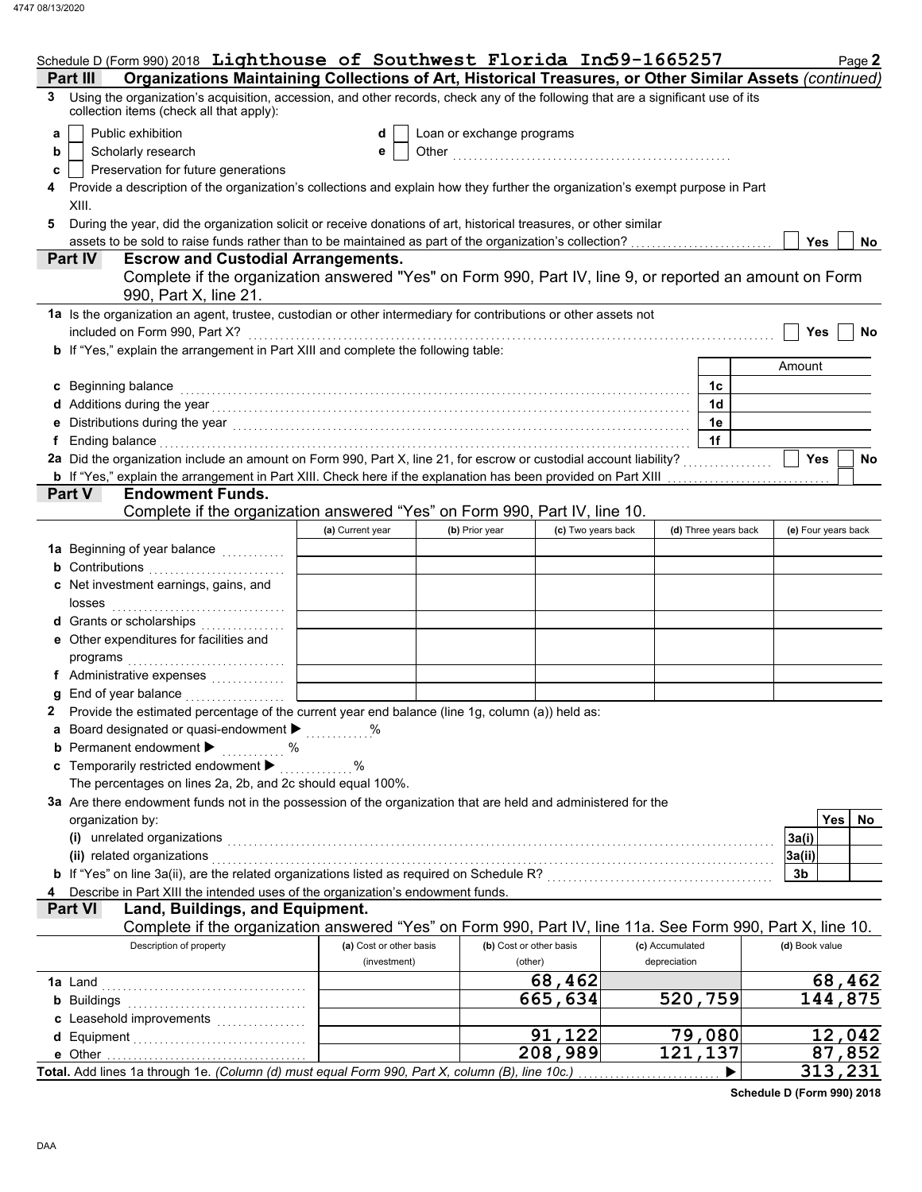Schedule D (Form 990) 2018 **Lighthouse of Southwest Florida Inc** 59-1665257 Page **2**

## Part III Organizations Maintaining Collections of Art, Historical Treasures, or Other Similar Assets *(continued)*

**3** Using the organization's acquisition, accession, and other records, check any of the following that are a significant use of its collection items (check all that apply):

- **a** ☐ Public exhibition
- **b** ☐ Scholarly research
- **c** ☐ Preservation for future generations
- **d** ☐ Loan or exchange programs
- **e** ☐ Other ..............................

**4** Provide a description of the organization's collections and explain how they further the organization's exempt purpose in Part XIII.

**5** During the year, did the organization solicit or receive donations of art, historical treasures, or other similar assets to be sold to raise funds rather than to be maintained as part of the organization's collection? ☐ Yes ☐ No

## Part IV Escrow and Custodial Arrangements.

Complete if the organization answered "Yes" on Form 990, Part IV, line 9, or reported an amount on Form 990, Part X, line 21.

**1a** Is the organization an agent, trustee, custodian or other intermediary for contributions or other assets not included on Form 990, Part X? ☐ Yes ☐ No

**b** If "Yes," explain the arrangement in Part XIII and complete the following table:

| | | Amount |
|---|---|---|
| **c** Beginning balance | 1c | |
| **d** Additions during the year | 1d | |
| **e** Distributions during the year | 1e | |
| **f** Ending balance | 1f | |

**2a** Did the organization include an amount on Form 990, Part X, line 21, for escrow or custodial account liability? ☐ Yes ☐ No

**b** If "Yes," explain the arrangement in Part XIII. Check here if the explanation has been provided on Part XIII ☐

## Part V Endowment Funds.

Complete if the organization answered "Yes" on Form 990, Part IV, line 10.

| | (a) Current year | (b) Prior year | (c) Two years back | (d) Three years back | (e) Four years back |
|---|---|---|---|---|---|
| **1a** Beginning of year balance | | | | | |
| **b** Contributions | | | | | |
| **c** Net investment earnings, gains, and losses | | | | | |
| **d** Grants or scholarships | | | | | |
| **e** Other expenditures for facilities and programs | | | | | |
| **f** Administrative expenses | | | | | |
| **g** End of year balance | | | | | |

**2** Provide the estimated percentage of the current year end balance (line 1g, column (a)) held as:

- **a** Board designated or quasi-endowment ▶ ............%
- **b** Permanent endowment ▶ ............%
- **c** Temporarily restricted endowment ▶ ............%

The percentages on lines 2a, 2b, and 2c should equal 100%.

**3a** Are there endowment funds not in the possession of the organization that are held and administered for the organization by:

| | | Yes | No |
|---|---|---|---|
| **(i)** unrelated organizations | 3a(i) | | |
| **(ii)** related organizations | 3a(ii) | | |
| **b** If "Yes" on line 3a(ii), are the related organizations listed as required on Schedule R? | 3b | | |

**4** Describe in Part XIII the intended uses of the organization's endowment funds.

## Part VI Land, Buildings, and Equipment.

Complete if the organization answered "Yes" on Form 990, Part IV, line 11a. See Form 990, Part X, line 10.

| Description of property | (a) Cost or other basis (investment) | (b) Cost or other basis (other) | (c) Accumulated depreciation | (d) Book value |
|---|---|---|---|---|
| **1a** Land | | 68,462 | | 68,462 |
| **b** Buildings | | 665,634 | 520,759 | 144,875 |
| **c** Leasehold improvements | | | | |
| **d** Equipment | | 91,122 | 79,080 | 12,042 |
| **e** Other | | 208,989 | 121,137 | 87,852 |
| **Total.** Add lines 1a through 1e. *(Column (d) must equal Form 990, Part X, column (B), line 10c.)* ▶ | | | | 313,231 |

**Schedule D (Form 990) 2018**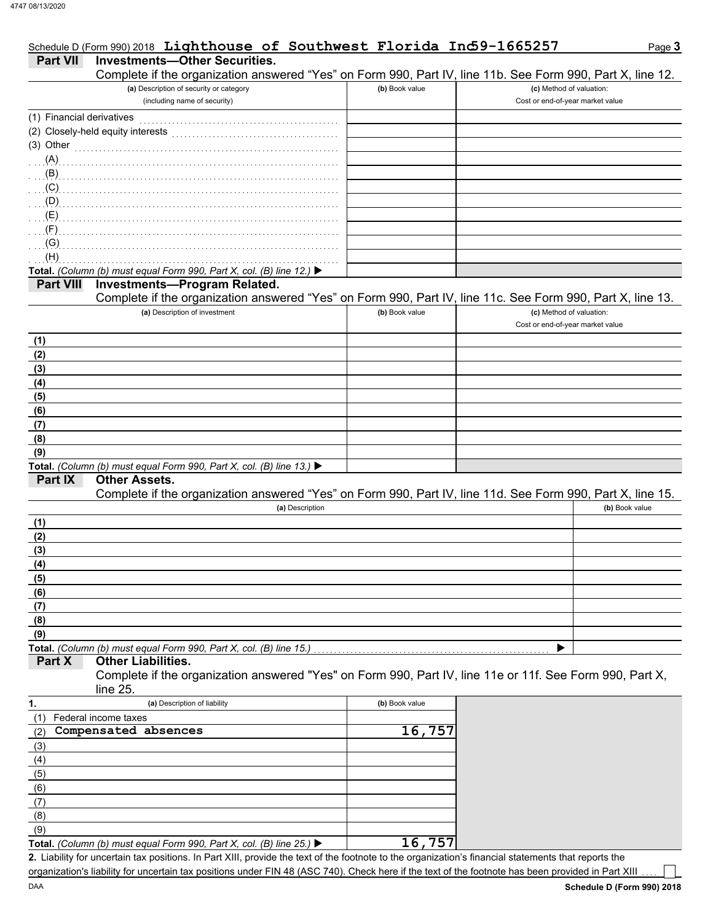Schedule D (Form 990) 2018 **Lighthouse of Southwest Florida Inc** **59-1665257**

## Part VII Investments—Other Securities.

Complete if the organization answered "Yes" on Form 990, Part IV, line 11b. See Form 990, Part X, line 12.

| (a) Description of security or category (including name of security) | (b) Book value | (c) Method of valuation: Cost or end-of-year market value |
|---|---|---|
| (1) Financial derivatives | | |
| (2) Closely-held equity interests | | |
| (3) Other | | |
| (A) | | |
| (B) | | |
| (C) | | |
| (D) | | |
| (E) | | |
| (F) | | |
| (G) | | |
| (H) | | |
| **Total.** *(Column (b) must equal Form 990, Part X, col. (B) line 12.)* ▶ | | |

## Part VIII Investments—Program Related.

Complete if the organization answered "Yes" on Form 990, Part IV, line 11c. See Form 990, Part X, line 13.

| (a) Description of investment | (b) Book value | (c) Method of valuation: Cost or end-of-year market value |
|---|---|---|
| (1) | | |
| (2) | | |
| (3) | | |
| (4) | | |
| (5) | | |
| (6) | | |
| (7) | | |
| (8) | | |
| (9) | | |
| **Total.** *(Column (b) must equal Form 990, Part X, col. (B) line 13.)* ▶ | | |

## Part IX Other Assets.

Complete if the organization answered "Yes" on Form 990, Part IV, line 11d. See Form 990, Part X, line 15.

| (a) Description | (b) Book value |
|---|---|
| (1) | |
| (2) | |
| (3) | |
| (4) | |
| (5) | |
| (6) | |
| (7) | |
| (8) | |
| (9) | |
| **Total.** *(Column (b) must equal Form 990, Part X, col. (B) line 15.)* ▶ | |

## Part X Other Liabilities.

Complete if the organization answered "Yes" on Form 990, Part IV, line 11e or 11f. See Form 990, Part X, line 25.

| 1. (a) Description of liability | (b) Book value |
|---|---|
| (1) Federal income taxes | |
| (2) **Compensated absences** | **16,757** |
| (3) | |
| (4) | |
| (5) | |
| (6) | |
| (7) | |
| (8) | |
| (9) | |
| **Total.** *(Column (b) must equal Form 990, Part X, col. (B) line 25.)* ▶ | **16,757** |

**2.** Liability for uncertain tax positions. In Part XIII, provide the text of the footnote to the organization's financial statements that reports the organization's liability for uncertain tax positions under FIN 48 (ASC 740). Check here if the text of the footnote has been provided in Part XIII ☐

Schedule D (Form 990) 2018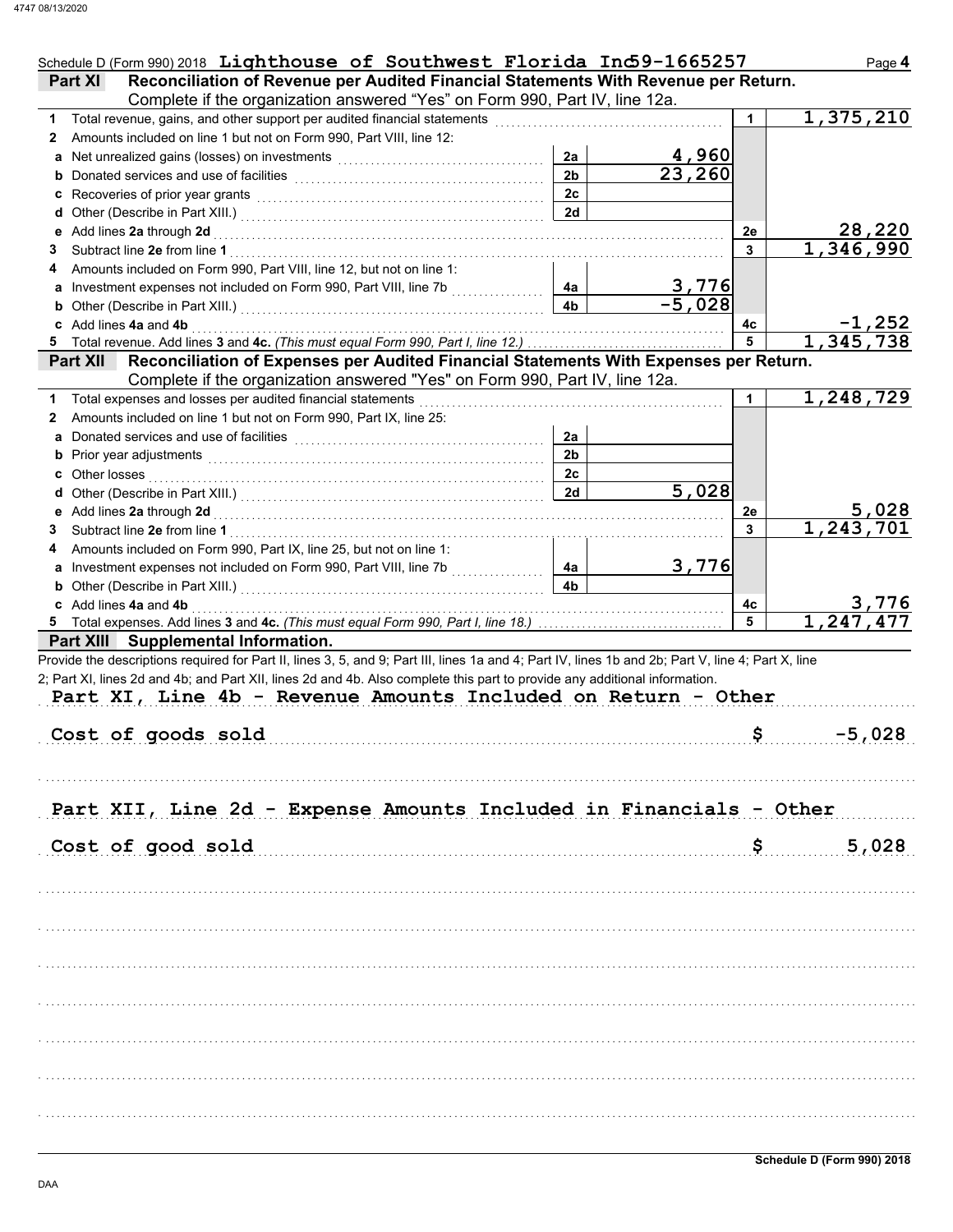Schedule D (Form 990) 2018 Lighthouse of Southwest Florida Inc 59-1665257 Page **4**

## Part XI Reconciliation of Revenue per Audited Financial Statements With Revenue per Return.

Complete if the organization answered "Yes" on Form 990, Part IV, line 12a.

| | | | | | |
|---|---|---|---|---|---|
| **1** | Total revenue, gains, and other support per audited financial statements | | | 1 | 1,375,210 |
| **2** | Amounts included on line 1 but not on Form 990, Part VIII, line 12: | | | | |
| **a** | Net unrealized gains (losses) on investments | 2a | 4,960 | | |
| **b** | Donated services and use of facilities | 2b | 23,260 | | |
| **c** | Recoveries of prior year grants | 2c | | | |
| **d** | Other (Describe in Part XIII.) | 2d | | | |
| **e** | Add lines **2a** through **2d** | | | 2e | 28,220 |
| **3** | Subtract line **2e** from line **1** | | | 3 | 1,346,990 |
| **4** | Amounts included on Form 990, Part VIII, line 12, but not on line 1: | | | | |
| **a** | Investment expenses not included on Form 990, Part VIII, line 7b | 4a | 3,776 | | |
| **b** | Other (Describe in Part XIII.) | 4b | -5,028 | | |
| **c** | Add lines **4a** and **4b** | | | 4c | -1,252 |
| **5** | Total revenue. Add lines **3** and **4c.** *(This must equal Form 990, Part I, line 12.)* | | | 5 | 1,345,738 |

## Part XII Reconciliation of Expenses per Audited Financial Statements With Expenses per Return.

Complete if the organization answered "Yes" on Form 990, Part IV, line 12a.

| | | | | | |
|---|---|---|---|---|---|
| **1** | Total expenses and losses per audited financial statements | | | 1 | 1,248,729 |
| **2** | Amounts included on line 1 but not on Form 990, Part IX, line 25: | | | | |
| **a** | Donated services and use of facilities | 2a | | | |
| **b** | Prior year adjustments | 2b | | | |
| **c** | Other losses | 2c | | | |
| **d** | Other (Describe in Part XIII.) | 2d | 5,028 | | |
| **e** | Add lines **2a** through **2d** | | | 2e | 5,028 |
| **3** | Subtract line **2e** from line **1** | | | 3 | 1,243,701 |
| **4** | Amounts included on Form 990, Part IX, line 25, but not on line 1: | | | | |
| **a** | Investment expenses not included on Form 990, Part VIII, line 7b | 4a | 3,776 | | |
| **b** | Other (Describe in Part XIII.) | 4b | | | |
| **c** | Add lines **4a** and **4b** | | | 4c | 3,776 |
| **5** | Total expenses. Add lines **3** and **4c.** *(This must equal Form 990, Part I, line 18.)* | | | 5 | 1,247,477 |

## Part XIII Supplemental Information.

Provide the descriptions required for Part II, lines 3, 5, and 9; Part III, lines 1a and 4; Part IV, lines 1b and 2b; Part V, line 4; Part X, line 2; Part XI, lines 2d and 4b; and Part XII, lines 2d and 4b. Also complete this part to provide any additional information.

Part XI, Line 4b - Revenue Amounts Included on Return - Other

| | |
|---|---|
| Cost of goods sold | $ -5,028 |

Part XII, Line 2d - Expense Amounts Included in Financials - Other

| | |
|---|---|
| Cost of good sold | $ 5,028 |

**Schedule D (Form 990) 2018**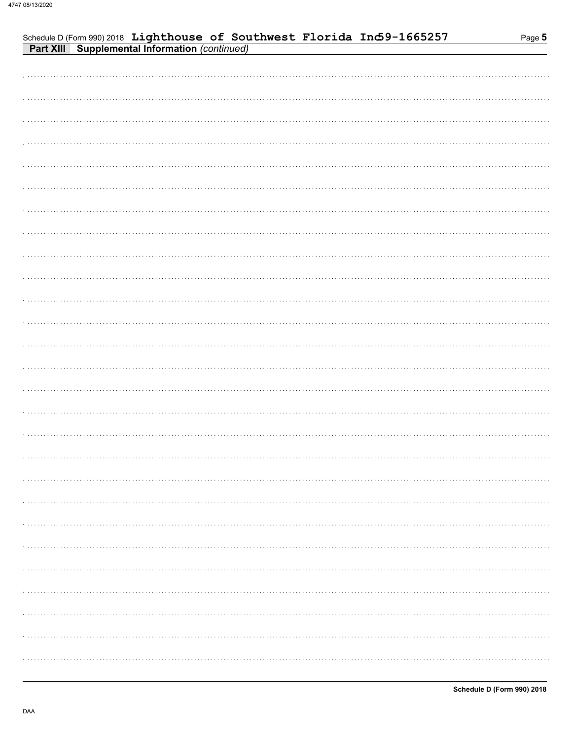Schedule D (Form 990) 2018 Lighthouse of Southwest Florida Inc 59-1665257

**Part XIII Supplemental Information** *(continued)*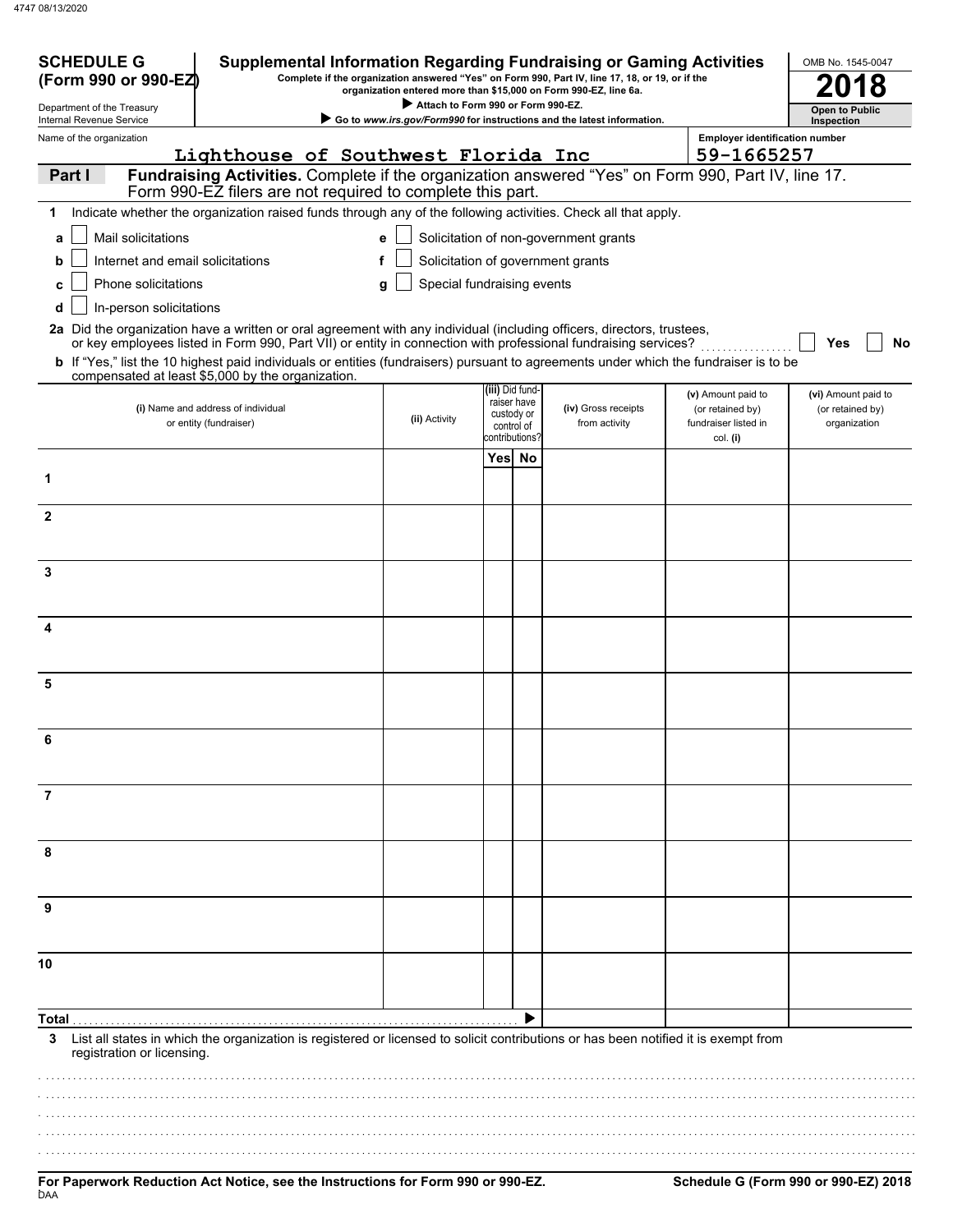**SCHEDULE G (Form 990 or 990-EZ)**

Department of the Treasury
Internal Revenue Service

# Supplemental Information Regarding Fundraising or Gaming Activities

**Complete if the organization answered "Yes" on Form 990, Part IV, line 17, 18, or 19, or if the organization entered more than $15,000 on Form 990-EZ, line 6a.**

▶ **Attach to Form 990 or Form 990-EZ.**

▶ **Go to *www.irs.gov/Form990* for instructions and the latest information.**

OMB No. 1545-0047

**2018**

**Open to Public Inspection**

Name of the organization: Lighthouse of Southwest Florida Inc

Employer identification number: 59-1665257

## Part I Fundraising Activities. Complete if the organization answered "Yes" on Form 990, Part IV, line 17. Form 990-EZ filers are not required to complete this part.

**1** Indicate whether the organization raised funds through any of the following activities. Check all that apply.

- **a** ☐ Mail solicitations
- **b** ☐ Internet and email solicitations
- **c** ☐ Phone solicitations
- **d** ☐ In-person solicitations
- **e** ☐ Solicitation of non-government grants
- **f** ☐ Solicitation of government grants
- **g** ☐ Special fundraising events

**2a** Did the organization have a written or oral agreement with any individual (including officers, directors, trustees, or key employees listed in Form 990, Part VII) or entity in connection with professional fundraising services? ☐ **Yes** ☐ **No**

**b** If "Yes," list the 10 highest paid individuals or entities (fundraisers) pursuant to agreements under which the fundraiser is to be compensated at least $5,000 by the organization.

| | (i) Name and address of individual or entity (fundraiser) | (ii) Activity | (iii) Did fundraiser have custody or control of contributions? Yes | No | (iv) Gross receipts from activity | (v) Amount paid to (or retained by) fundraiser listed in col. (i) | (vi) Amount paid to (or retained by) organization |
|---|---|---|---|---|---|---|---|
| 1 | | | | | | | |
| 2 | | | | | | | |
| 3 | | | | | | | |
| 4 | | | | | | | |
| 5 | | | | | | | |
| 6 | | | | | | | |
| 7 | | | | | | | |
| 8 | | | | | | | |
| 9 | | | | | | | |
| 10 | | | | | | | |
| **Total** ▶ | | | | | | | |

**3** List all states in which the organization is registered or licensed to solicit contributions or has been notified it is exempt from registration or licensing.

**For Paperwork Reduction Act Notice, see the Instructions for Form 990 or 990-EZ.** **Schedule G (Form 990 or 990-EZ) 2018**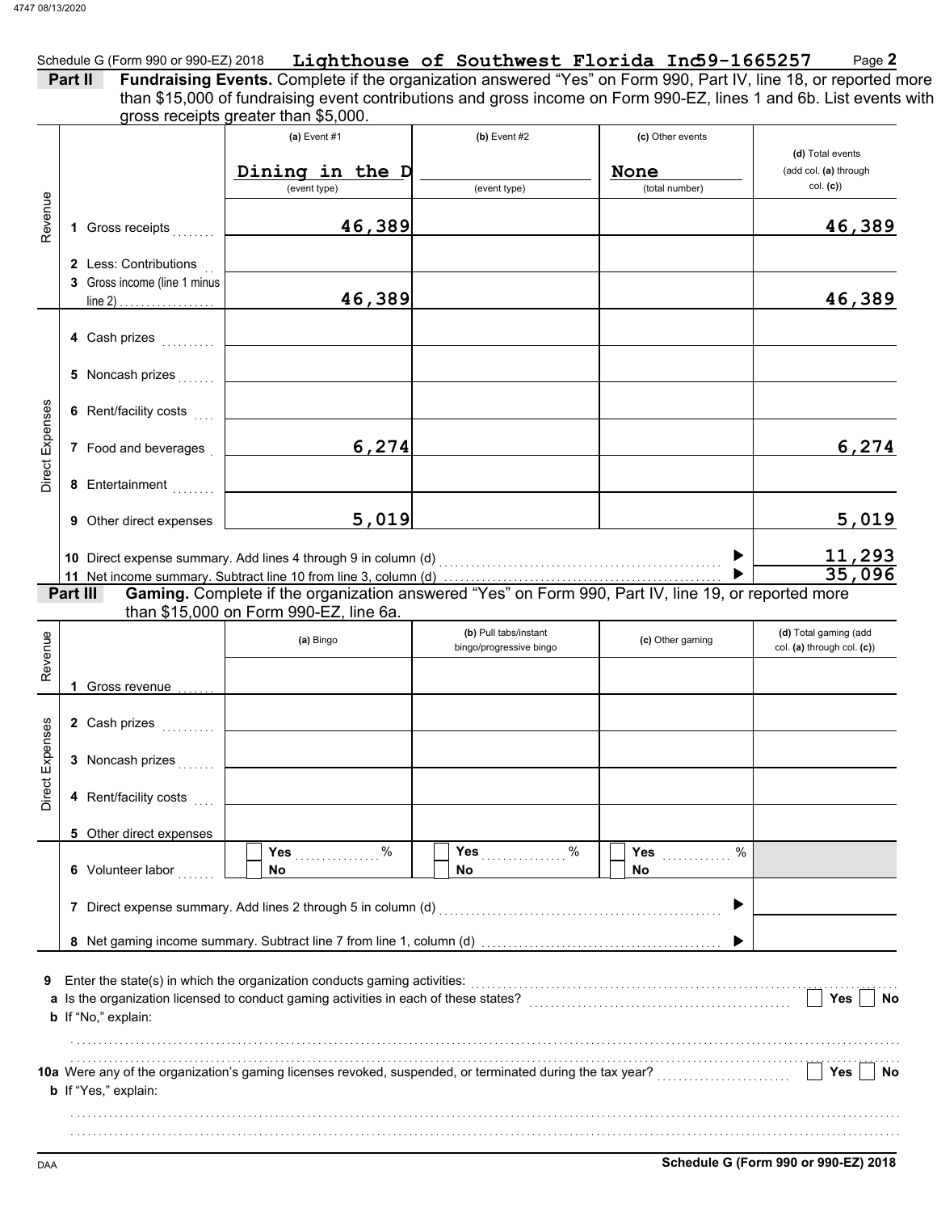Schedule G (Form 990 or 990-EZ) 2018 **Lighthouse of Southwest Florida Inc 59-1665257** Page **2**

**Part II** **Fundraising Events.** Complete if the organization answered "Yes" on Form 990, Part IV, line 18, or reported more than $15,000 of fundraising event contributions and gross income on Form 990-EZ, lines 1 and 6b. List events with gross receipts greater than $5,000.

| | | (a) Event #1 | (b) Event #2 | (c) Other events | (d) Total events (add col. (a) through col. (c)) |
|---|---|---|---|---|---|
| | | Dining in the D (event type) | (event type) | None (total number) | |
| Revenue | 1 Gross receipts | 46,389 | | | 46,389 |
| | 2 Less: Contributions | | | | |
| | 3 Gross income (line 1 minus line 2) | 46,389 | | | 46,389 |
| Direct Expenses | 4 Cash prizes | | | | |
| | 5 Noncash prizes | | | | |
| | 6 Rent/facility costs | | | | |
| | 7 Food and beverages | 6,274 | | | 6,274 |
| | 8 Entertainment | | | | |
| | 9 Other direct expenses | 5,019 | | | 5,019 |
| | 10 Direct expense summary. Add lines 4 through 9 in column (d) | | | | 11,293 |
| | 11 Net income summary. Subtract line 10 from line 3, column (d) | | | | 35,096 |

**Part III** **Gaming.** Complete if the organization answered "Yes" on Form 990, Part IV, line 19, or reported more than $15,000 on Form 990-EZ, line 6a.

| | | (a) Bingo | (b) Pull tabs/instant bingo/progressive bingo | (c) Other gaming | (d) Total gaming (add col. (a) through col. (c)) |
|---|---|---|---|---|---|
| Revenue | 1 Gross revenue | | | | |
| Direct Expenses | 2 Cash prizes | | | | |
| | 3 Noncash prizes | | | | |
| | 4 Rent/facility costs | | | | |
| | 5 Other direct expenses | | | | |
| | 6 Volunteer labor | Yes ____ % No | Yes ____ % No | Yes ____ % No | |
| | 7 Direct expense summary. Add lines 2 through 5 in column (d) | | | | |
| | 8 Net gaming income summary. Subtract line 7 from line 1, column (d) | | | | |

**9** Enter the state(s) in which the organization conducts gaming activities:

**a** Is the organization licensed to conduct gaming activities in each of these states? Yes No

**b** If "No," explain:

**10a** Were any of the organization's gaming licenses revoked, suspended, or terminated during the tax year? Yes No

**b** If "Yes," explain:

DAA **Schedule G (Form 990 or 990-EZ) 2018**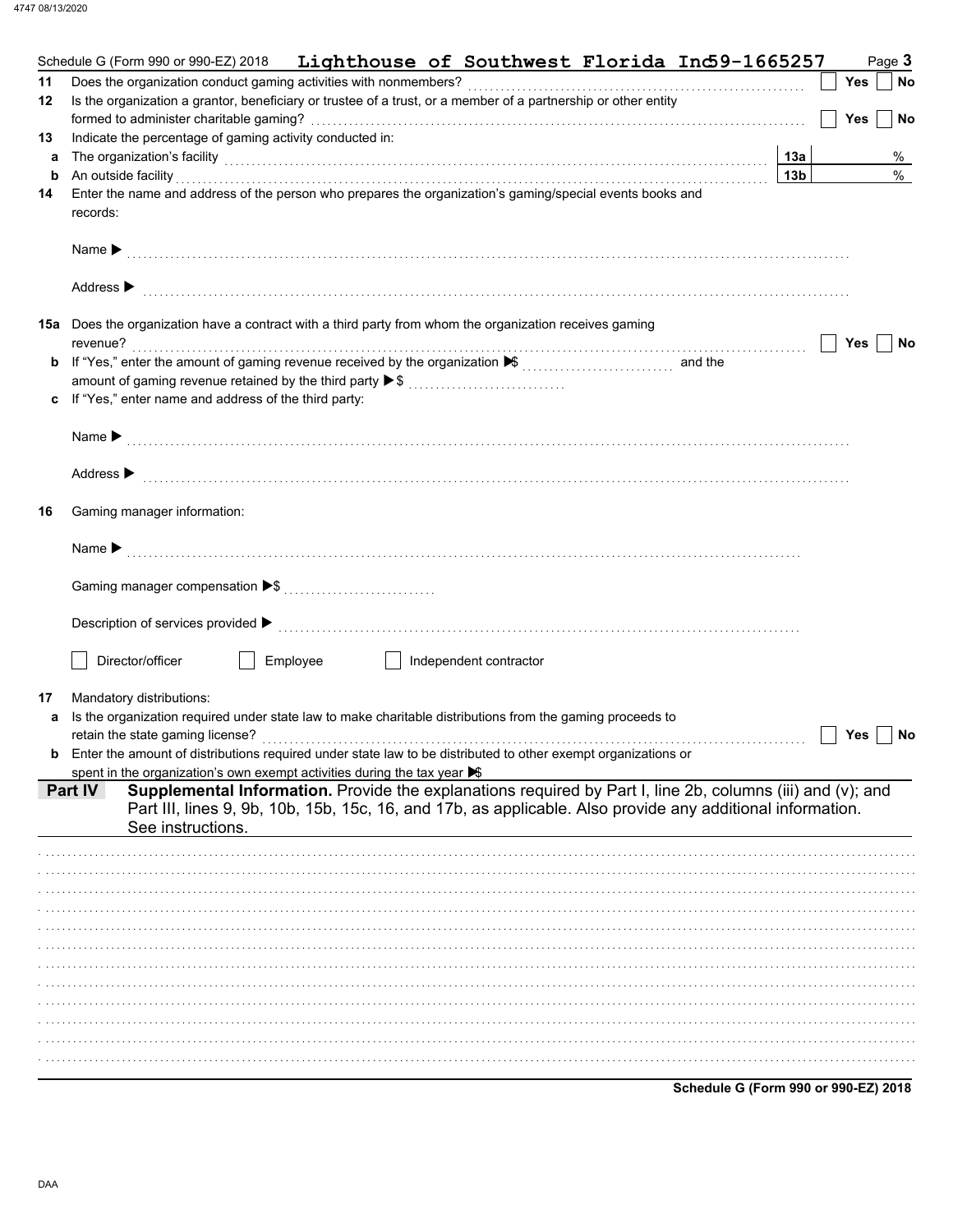Schedule G (Form 990 or 990-EZ) 2018 **Lighthouse of Southwest Florida Inc 59-1665257** Page **3**

**11** Does the organization conduct gaming activities with nonmembers? ☐ Yes ☐ No

**12** Is the organization a grantor, beneficiary or trustee of a trust, or a member of a partnership or other entity formed to administer charitable gaming? ☐ Yes ☐ No

**13** Indicate the percentage of gaming activity conducted in:

**a** The organization's facility **13a** %

**b** An outside facility **13b** %

**14** Enter the name and address of the person who prepares the organization's gaming/special events books and records:

Name ▶

Address ▶

**15a** Does the organization have a contract with a third party from whom the organization receives gaming revenue? ☐ Yes ☐ No

**b** If "Yes," enter the amount of gaming revenue received by the organization ▶$ and the amount of gaming revenue retained by the third party ▶$

**c** If "Yes," enter name and address of the third party:

Name ▶

Address ▶

**16** Gaming manager information:

Name ▶

Gaming manager compensation ▶$

Description of services provided ▶

☐ Director/officer ☐ Employee ☐ Independent contractor

**17** Mandatory distributions:

**a** Is the organization required under state law to make charitable distributions from the gaming proceeds to retain the state gaming license? ☐ Yes ☐ No

**b** Enter the amount of distributions required under state law to be distributed to other exempt organizations or spent in the organization's own exempt activities during the tax year ▶$

**Part IV** **Supplemental Information.** Provide the explanations required by Part I, line 2b, columns (iii) and (v); and Part III, lines 9, 9b, 10b, 15b, 15c, 16, and 17b, as applicable. Also provide any additional information. See instructions.

**Schedule G (Form 990 or 990-EZ) 2018**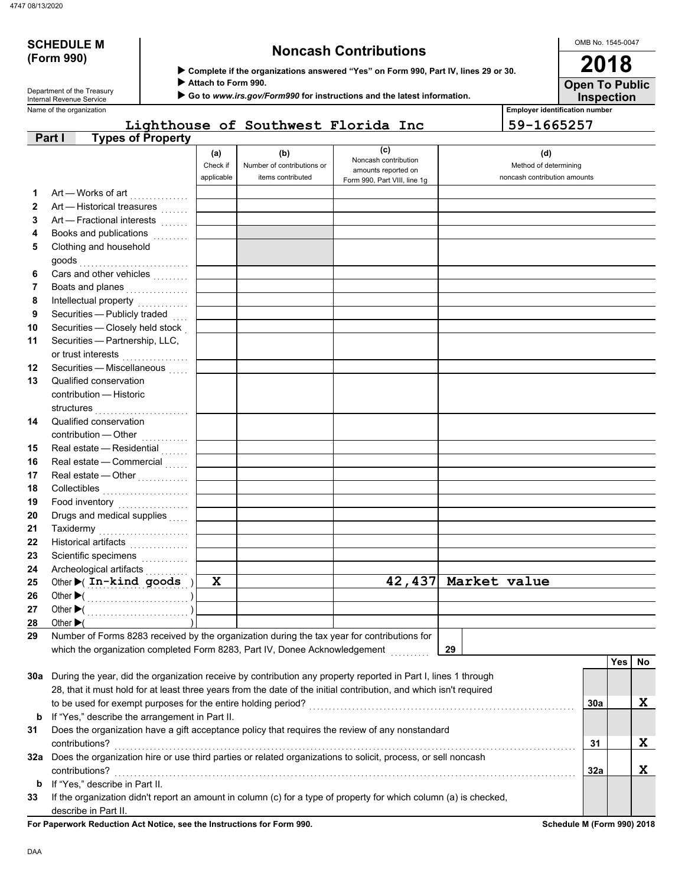4747 08/13/2020

**SCHEDULE M (Form 990)**

Department of the Treasury
Internal Revenue Service

# Noncash Contributions

▶ **Complete if the organizations answered "Yes" on Form 990, Part IV, lines 29 or 30.**
▶ **Attach to Form 990.**
▶ **Go to *www.irs.gov/Form990* for instructions and the latest information.**

OMB No. 1545-0047

**2018**

**Open To Public Inspection**

Name of the organization: **Lighthouse of Southwest Florida Inc**

Employer identification number: **59-1665257**

## Part I Types of Property

| | | (a) Check if applicable | (b) Number of contributions or items contributed | (c) Noncash contribution amounts reported on Form 990, Part VIII, line 1g | (d) Method of determining noncash contribution amounts |
|---|---|---|---|---|---|
| 1 | Art — Works of art | | | | |
| 2 | Art — Historical treasures | | | | |
| 3 | Art — Fractional interests | | | | |
| 4 | Books and publications | | | | |
| 5 | Clothing and household goods | | | | |
| 6 | Cars and other vehicles | | | | |
| 7 | Boats and planes | | | | |
| 8 | Intellectual property | | | | |
| 9 | Securities — Publicly traded | | | | |
| 10 | Securities — Closely held stock | | | | |
| 11 | Securities — Partnership, LLC, or trust interests | | | | |
| 12 | Securities — Miscellaneous | | | | |
| 13 | Qualified conservation contribution — Historic structures | | | | |
| 14 | Qualified conservation contribution — Other | | | | |
| 15 | Real estate — Residential | | | | |
| 16 | Real estate — Commercial | | | | |
| 17 | Real estate — Other | | | | |
| 18 | Collectibles | | | | |
| 19 | Food inventory | | | | |
| 20 | Drugs and medical supplies | | | | |
| 21 | Taxidermy | | | | |
| 22 | Historical artifacts | | | | |
| 23 | Scientific specimens | | | | |
| 24 | Archeological artifacts | | | | |
| 25 | Other ▶( In-kind goods ) | X | | 42,437 | Market value |
| 26 | Other ▶( ) | | | | |
| 27 | Other ▶( ) | | | | |
| 28 | Other ▶( ) | | | | |

29 Number of Forms 8283 received by the organization during the tax year for contributions for which the organization completed Form 8283, Part IV, Donee Acknowledgement ..... **29**

| | | | Yes | No |
|---|---|---|---|---|
| **30a** | During the year, did the organization receive by contribution any property reported in Part I, lines 1 through 28, that it must hold for at least three years from the date of the initial contribution, and which isn't required to be used for exempt purposes for the entire holding period? | 30a | | X |
| **b** | If "Yes," describe the arrangement in Part II. | | | |
| **31** | Does the organization have a gift acceptance policy that requires the review of any nonstandard contributions? | 31 | | X |
| **32a** | Does the organization hire or use third parties or related organizations to solicit, process, or sell noncash contributions? | 32a | | X |
| **b** | If "Yes," describe in Part II. | | | |
| **33** | If the organization didn't report an amount in column (c) for a type of property for which column (a) is checked, describe in Part II. | | | |

**For Paperwork Reduction Act Notice, see the Instructions for Form 990.** **Schedule M (Form 990) 2018**

DAA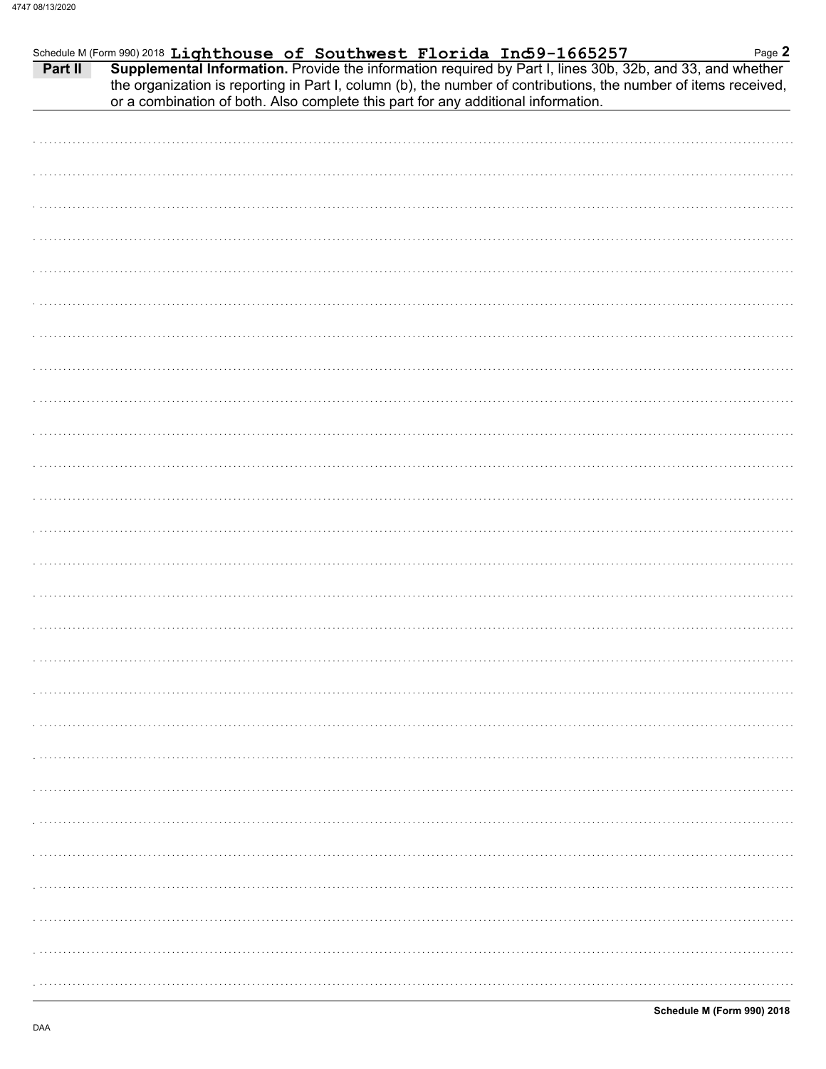Schedule M (Form 990) 2018 **Lighthouse of Southwest Florida Inc 59-1665257**

**Part II** **Supplemental Information.** Provide the information required by Part I, lines 30b, 32b, and 33, and whether the organization is reporting in Part I, column (b), the number of contributions, the number of items received, or a combination of both. Also complete this part for any additional information.

DAA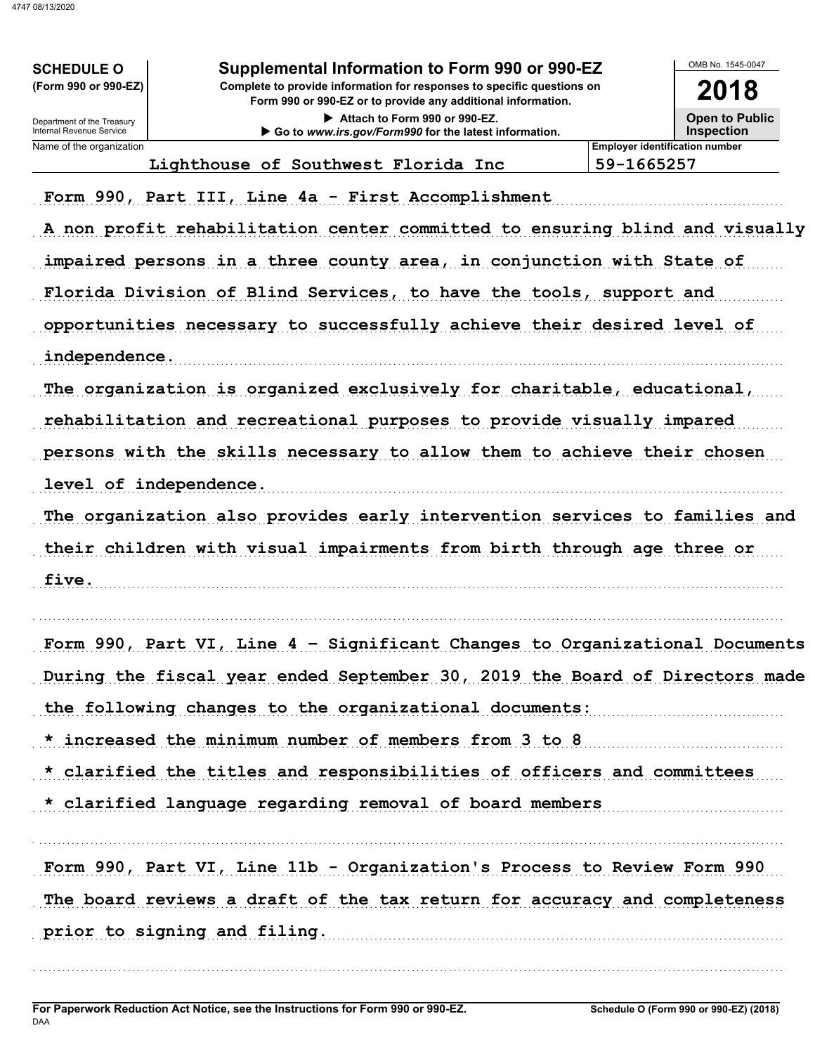**SCHEDULE O**
**(Form 990 or 990-EZ)**

Department of the Treasury
Internal Revenue Service

# Supplemental Information to Form 990 or 990-EZ

**Complete to provide information for responses to specific questions on Form 990 or 990-EZ or to provide any additional information.**

▶ Attach to Form 990 or 990-EZ.
▶ Go to *www.irs.gov/Form990* for the latest information.

OMB No. 1545-0047

**2018**

**Open to Public Inspection**

| Name of the organization | Employer identification number |
|---|---|
| Lighthouse of Southwest Florida Inc | 59-1665257 |

Form 990, Part III, Line 4a - First Accomplishment

A non profit rehabilitation center committed to ensuring blind and visually impaired persons in a three county area, in conjunction with State of Florida Division of Blind Services, to have the tools, support and opportunities necessary to successfully achieve their desired level of independence.

The organization is organized exclusively for charitable, educational, rehabilitation and recreational purposes to provide visually impared persons with the skills necessary to allow them to achieve their chosen level of independence.

The organization also provides early intervention services to families and their children with visual impairments from birth through age three or five.

Form 990, Part VI, Line 4 - Significant Changes to Organizational Documents

During the fiscal year ended September 30, 2019 the Board of Directors made the following changes to the organizational documents:

* increased the minimum number of members from 3 to 8
* clarified the titles and responsibilities of officers and committees
* clarified language regarding removal of board members

Form 990, Part VI, Line 11b - Organization's Process to Review Form 990

The board reviews a draft of the tax return for accuracy and completeness prior to signing and filing.

**For Paperwork Reduction Act Notice, see the Instructions for Form 990 or 990-EZ.** **Schedule O (Form 990 or 990-EZ) (2018)**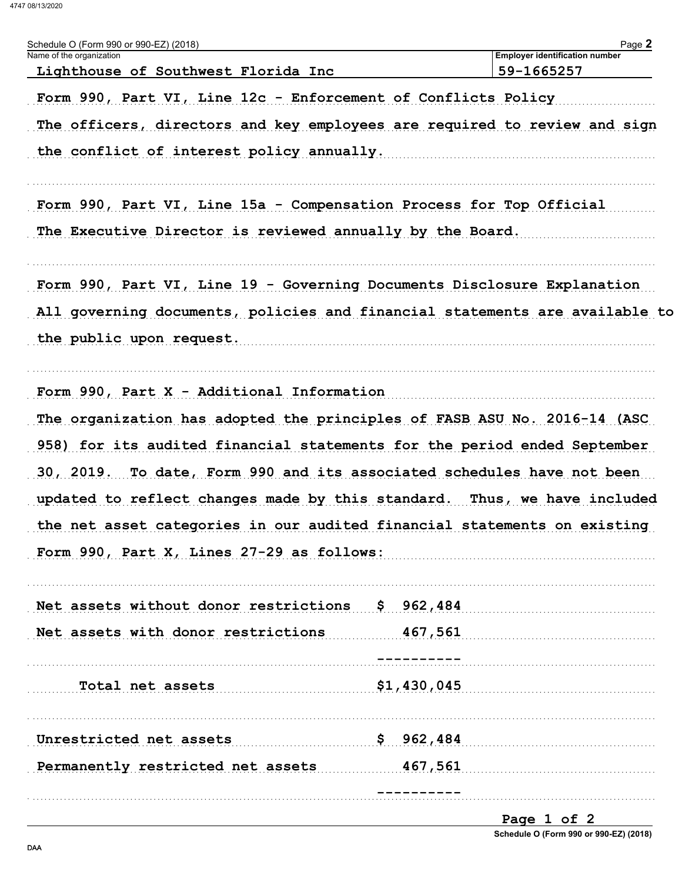Schedule O (Form 990 or 990-EZ) (2018)

| Name of the organization | Employer identification number |
| --- | --- |
| Lighthouse of Southwest Florida Inc | 59-1665257 |

Form 990, Part VI, Line 12c - Enforcement of Conflicts Policy

The officers, directors and key employees are required to review and sign the conflict of interest policy annually.

Form 990, Part VI, Line 15a - Compensation Process for Top Official

The Executive Director is reviewed annually by the Board.

Form 990, Part VI, Line 19 - Governing Documents Disclosure Explanation

All governing documents, policies and financial statements are available to the public upon request.

Form 990, Part X - Additional Information

The organization has adopted the principles of FASB ASU No. 2016-14 (ASC 958) for its audited financial statements for the period ended September 30, 2019. To date, Form 990 and its associated schedules have not been updated to reflect changes made by this standard. Thus, we have included the net asset categories in our audited financial statements on existing Form 990, Part X, Lines 27-29 as follows:

| | |
| --- | --- |
| Net assets without donor restrictions | $ 962,484 |
| Net assets with donor restrictions | 467,561 |
| | ---------- |
| Total net assets | $1,430,045 |

| | |
| --- | --- |
| Unrestricted net assets | $ 962,484 |
| Permanently restricted net assets | 467,561 |
| | ---------- |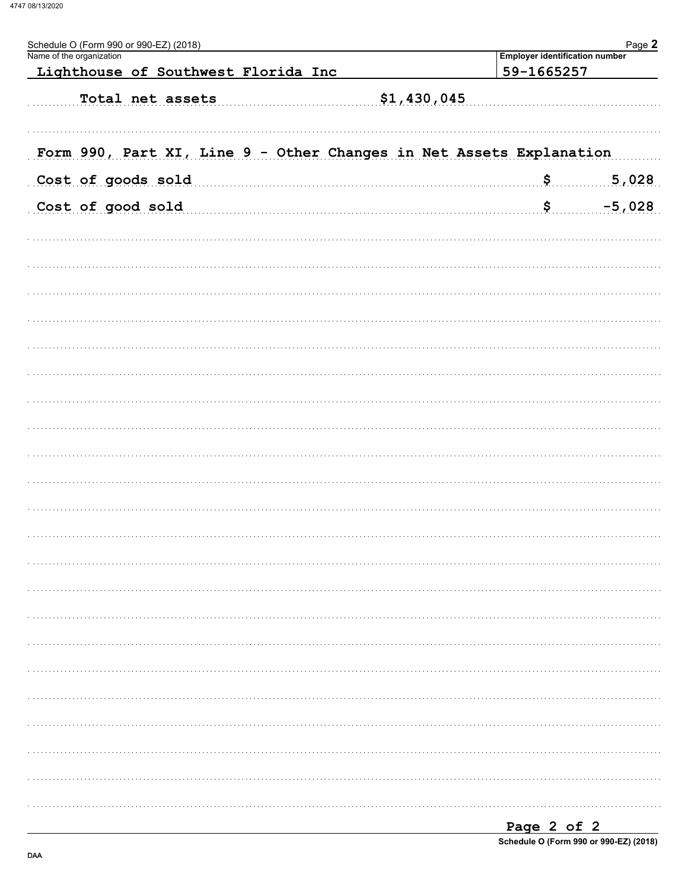Schedule O (Form 990 or 990-EZ) (2018) Page **2**

| Name of the organization | Employer identification number |
| --- | --- |
| Lighthouse of Southwest Florida Inc | 59-1665257 |

Total net assets $1,430,045

Form 990, Part XI, Line 9 - Other Changes in Net Assets Explanation

| | | |
| --- | --- | --- |
| Cost of goods sold | $ | 5,028 |
| Cost of good sold | $ | -5,028 |

Schedule O (Form 990 or 990-EZ) (2018)